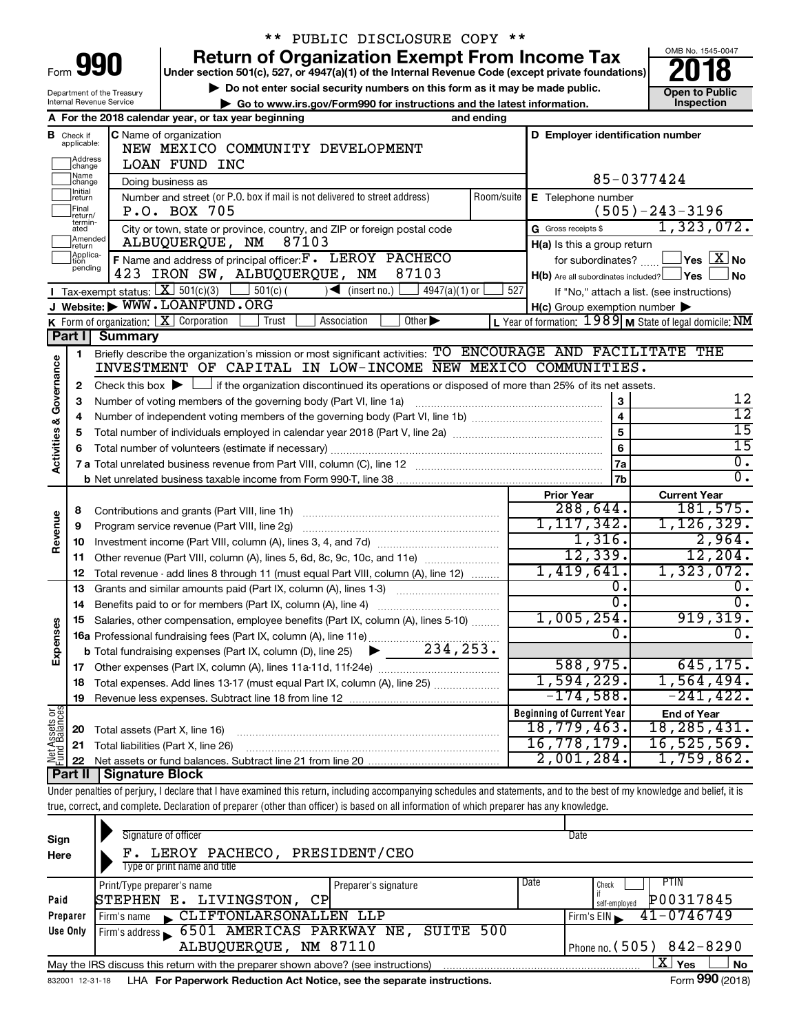\*\* PUBLIC DISCLOSURE COPY \*\*

# Form 990 — Return of Organization Exempt From Income Tax (2018)

Under section 501(c), 527, or 4947(a)(1) of the Internal Revenue Code (except private foundations)

▶ Do not enter social security numbers on this form as it may be made public.

▶ Go to www.irs.gov/Form990 for instructions and the latest information.

Department of the Treasury, Internal Revenue Service

OMB No. 1545-0047 — Open to Public Inspection

**A** For the 2018 calendar year, or tax year beginning ______ and ending ______

**B** Check if applicable: Address change, Name change, Initial return, Final return/terminated, Amended return, Application pending

**C** Name of organization: NEW MEXICO COMMUNITY DEVELOPMENT LOAN FUND INC

Doing business as

Number and street (or P.O. box if mail is not delivered to street address): P.O. BOX 705 — Room/suite

City or town, state or province, country, and ZIP or foreign postal code: ALBUQUERQUE, NM 87103

**D** Employer identification number: 85-0377424

**E** Telephone number: (505)-243-3196

**G** Gross receipts $ 1,323,072.

**F** Name and address of principal officer: F. LEROY PACHECO, 423 IRON SW, ALBUQUERQUE, NM 87103

**H(a)** Is this a group return for subordinates? ☐ Yes ☒ No

**H(b)** Are all subordinates included? ☐ Yes ☐ No — If "No," attach a list. (see instructions)

**H(c)** Group exemption number ▶

**I** Tax-exempt status: ☒ 501(c)(3) ☐ 501(c) ( ) ◀ (insert no.) ☐ 4947(a)(1) or ☐ 527

**J** Website: ▶ WWW.LOANFUND.ORG

**K** Form of organization: ☒ Corporation ☐ Trust ☐ Association ☐ Other ▶

**L** Year of formation: 1989 **M** State of legal domicile: NM

## Part I Summary

**Activities & Governance**

1. Briefly describe the organization's mission or most significant activities: TO ENCOURAGE AND FACILITATE THE INVESTMENT OF CAPITAL IN LOW-INCOME NEW MEXICO COMMUNITIES.
2. Check this box ▶ ☐ if the organization discontinued its operations or disposed of more than 25% of its net assets.

| Line | Description | No. | Value |
|---|---|---|---|
| 3 | Number of voting members of the governing body (Part VI, line 1a) | 3 | 12 |
| 4 | Number of independent voting members of the governing body (Part VI, line 1b) | 4 | 12 |
| 5 | Total number of individuals employed in calendar year 2018 (Part V, line 2a) | 5 | 15 |
| 6 | Total number of volunteers (estimate if necessary) | 6 | 15 |
| 7a | Total unrelated business revenue from Part VIII, column (C), line 12 | 7a | 0. |
| 7b | Net unrelated business taxable income from Form 990-T, line 38 | 7b | 0. |

**Revenue / Expenses**

| Line | Description | Prior Year | Current Year |
|---|---|---|---|
| 8 | Contributions and grants (Part VIII, line 1h) | 288,644. | 181,575. |
| 9 | Program service revenue (Part VIII, line 2g) | 1,117,342. | 1,126,329. |
| 10 | Investment income (Part VIII, column (A), lines 3, 4, and 7d) | 1,316. | 2,964. |
| 11 | Other revenue (Part VIII, column (A), lines 5, 6d, 8c, 9c, 10c, and 11e) | 12,339. | 12,204. |
| 12 | Total revenue - add lines 8 through 11 (must equal Part VIII, column (A), line 12) | 1,419,641. | 1,323,072. |
| 13 | Grants and similar amounts paid (Part IX, column (A), lines 1-3) | 0. | 0. |
| 14 | Benefits paid to or for members (Part IX, column (A), line 4) | 0. | 0. |
| 15 | Salaries, other compensation, employee benefits (Part IX, column (A), lines 5-10) | 1,005,254. | 919,319. |
| 16a | Professional fundraising fees (Part IX, column (A), line 11e) | 0. | 0. |
| b | Total fundraising expenses (Part IX, column (D), line 25) ▶ 234,253. | | |
| 17 | Other expenses (Part IX, column (A), lines 11a-11d, 11f-24e) | 588,975. | 645,175. |
| 18 | Total expenses. Add lines 13-17 (must equal Part IX, column (A), line 25) | 1,594,229. | 1,564,494. |
| 19 | Revenue less expenses. Subtract line 18 from line 12 | -174,588. | -241,422. |

**Net Assets or Fund Balances**

| Line | Description | Beginning of Current Year | End of Year |
|---|---|---|---|
| 20 | Total assets (Part X, line 16) | 18,779,463. | 18,285,431. |
| 21 | Total liabilities (Part X, line 26) | 16,778,179. | 16,525,569. |
| 22 | Net assets or fund balances. Subtract line 21 from line 20 | 2,001,284. | 1,759,862. |

## Part II Signature Block

Under penalties of perjury, I declare that I have examined this return, including accompanying schedules and statements, and to the best of my knowledge and belief, it is true, correct, and complete. Declaration of preparer (other than officer) is based on all information of which preparer has any knowledge.

**Sign Here**

Signature of officer — Date

F. LEROY PACHECO, PRESIDENT/CEO
Type or print name and title

**Paid Preparer Use Only**

Print/Type preparer's name: STEPHEN E. LIVINGSTON, CP — Preparer's signature — Date — Check ☐ if self-employed — PTIN: P00317845

Firm's name ▶ CLIFTONLARSONALLEN LLP — Firm's EIN ▶ 41-0746749

Firm's address ▶ 6501 AMERICAS PARKWAY NE, SUITE 500, ALBUQUERQUE, NM 87110 — Phone no. (505) 842-8290

May the IRS discuss this return with the preparer shown above? (see instructions) ☒ Yes ☐ No

832001 12-31-18 LHA For Paperwork Reduction Act Notice, see the separate instructions. Form 990 (2018)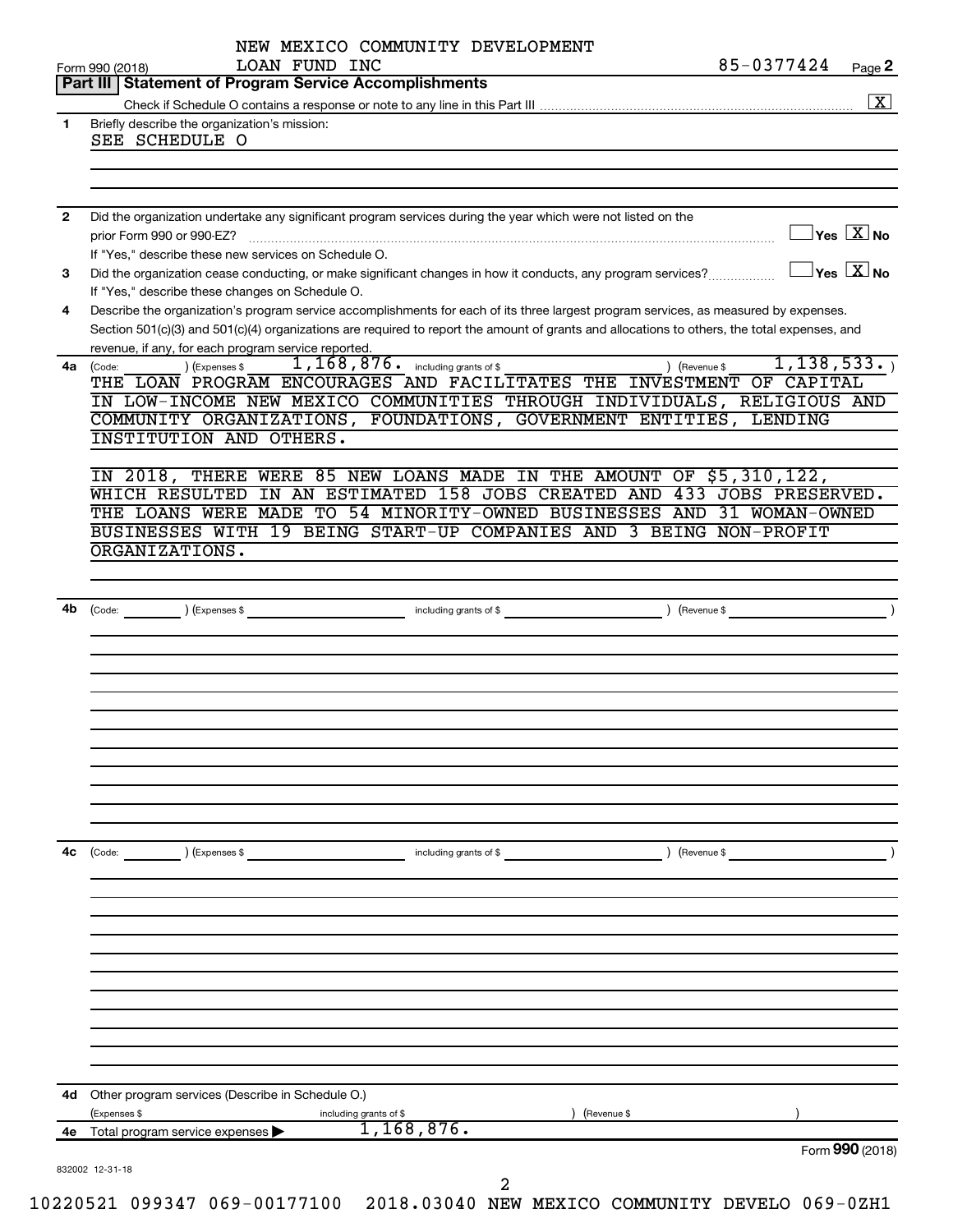NEW MEXICO COMMUNITY DEVELOPMENT LOAN FUND INC

Form 990 (2018) 85-0377424 Page 2

## Part III Statement of Program Service Accomplishments

Check if Schedule O contains a response or note to any line in this Part III .......... [X]

**1** Briefly describe the organization's mission:

SEE SCHEDULE O

**2** Did the organization undertake any significant program services during the year which were not listed on the prior Form 990 or 990-EZ? .......... [ ] Yes [X] No

If "Yes," describe these new services on Schedule O.

**3** Did the organization cease conducting, or make significant changes in how it conducts, any program services? .......... [ ] Yes [X] No

If "Yes," describe these changes on Schedule O.

**4** Describe the organization's program service accomplishments for each of its three largest program services, as measured by expenses. Section 501(c)(3) and 501(c)(4) organizations are required to report the amount of grants and allocations to others, the total expenses, and revenue, if any, for each program service reported.

**4a** (Code: ) (Expenses $ 1,168,876. including grants of $ ) (Revenue $ 1,138,533. )

THE LOAN PROGRAM ENCOURAGES AND FACILITATES THE INVESTMENT OF CAPITAL IN LOW-INCOME NEW MEXICO COMMUNITIES THROUGH INDIVIDUALS, RELIGIOUS AND COMMUNITY ORGANIZATIONS, FOUNDATIONS, GOVERNMENT ENTITIES, LENDING INSTITUTION AND OTHERS.

IN 2018, THERE WERE 85 NEW LOANS MADE IN THE AMOUNT OF $5,310,122, WHICH RESULTED IN AN ESTIMATED 158 JOBS CREATED AND 433 JOBS PRESERVED. THE LOANS WERE MADE TO 54 MINORITY-OWNED BUSINESSES AND 31 WOMAN-OWNED BUSINESSES WITH 19 BEING START-UP COMPANIES AND 3 BEING NON-PROFIT ORGANIZATIONS.

**4b** (Code: ) (Expenses $ including grants of $ ) (Revenue $ )

**4c** (Code: ) (Expenses $ including grants of $ ) (Revenue $ )

**4d** Other program services (Describe in Schedule O.)

(Expenses $ including grants of $ ) (Revenue $ )

**4e** Total program service expenses ▶ 1,168,876.

Form **990** (2018)

832002 12-31-18

10220521 099347 069-00177100 2018.03040 NEW MEXICO COMMUNITY DEVELO 069-0ZH1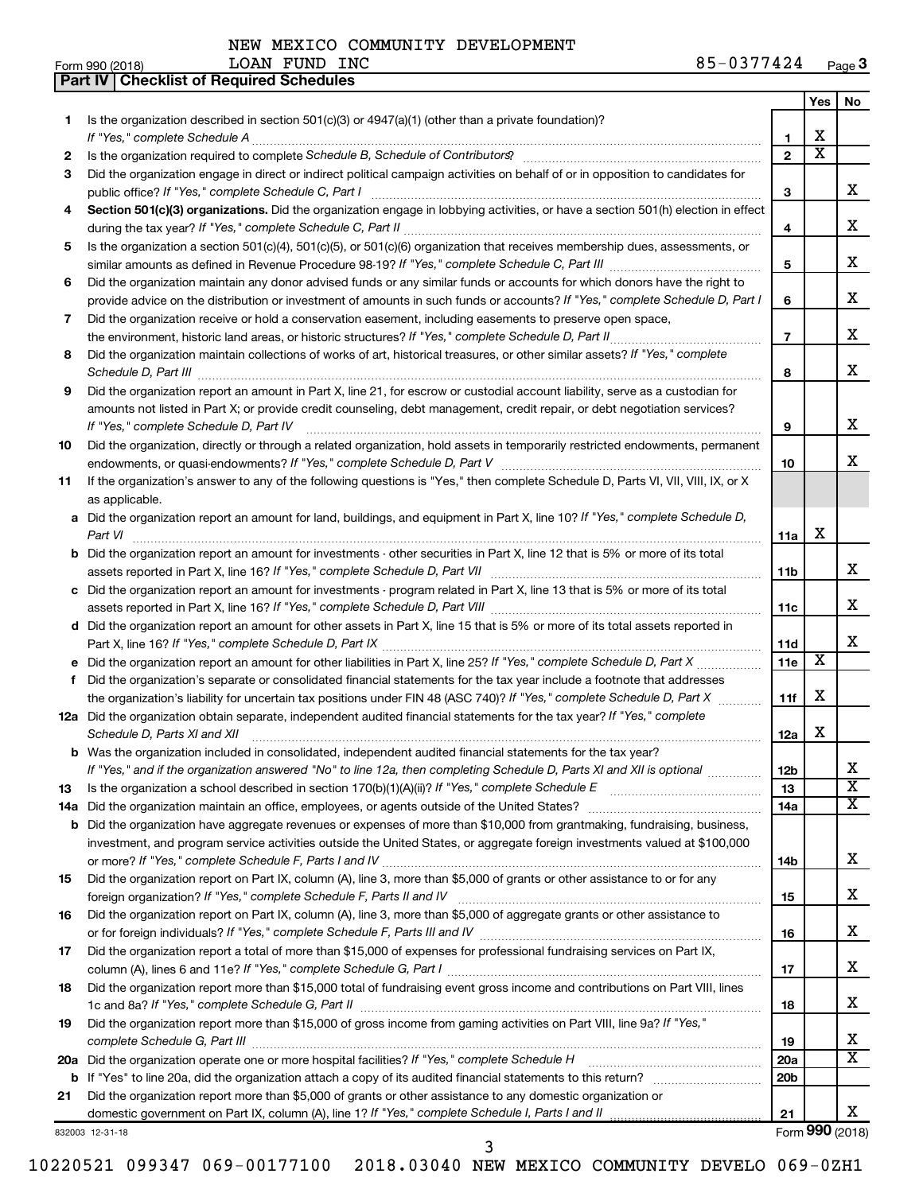NEW MEXICO COMMUNITY DEVELOPMENT LOAN FUND INC

Form 990 (2018) 85-0377424 Page 3

**Part IV | Checklist of Required Schedules**

| | | | Yes | No |
|---|---|---|---|---|
| 1 | Is the organization described in section 501(c)(3) or 4947(a)(1) (other than a private foundation)? *If "Yes," complete Schedule A* | 1 | X | |
| 2 | Is the organization required to complete *Schedule B, Schedule of Contributors*? | 2 | X | |
| 3 | Did the organization engage in direct or indirect political campaign activities on behalf of or in opposition to candidates for public office? *If "Yes," complete Schedule C, Part I* | 3 | | X |
| 4 | **Section 501(c)(3) organizations.** Did the organization engage in lobbying activities, or have a section 501(h) election in effect during the tax year? *If "Yes," complete Schedule C, Part II* | 4 | | X |
| 5 | Is the organization a section 501(c)(4), 501(c)(5), or 501(c)(6) organization that receives membership dues, assessments, or similar amounts as defined in Revenue Procedure 98-19? *If "Yes," complete Schedule C, Part III* | 5 | | X |
| 6 | Did the organization maintain any donor advised funds or any similar funds or accounts for which donors have the right to provide advice on the distribution or investment of amounts in such funds or accounts? *If "Yes," complete Schedule D, Part I* | 6 | | X |
| 7 | Did the organization receive or hold a conservation easement, including easements to preserve open space, the environment, historic land areas, or historic structures? *If "Yes," complete Schedule D, Part II* | 7 | | X |
| 8 | Did the organization maintain collections of works of art, historical treasures, or other similar assets? *If "Yes," complete Schedule D, Part III* | 8 | | X |
| 9 | Did the organization report an amount in Part X, line 21, for escrow or custodial account liability, serve as a custodian for amounts not listed in Part X; or provide credit counseling, debt management, credit repair, or debt negotiation services? *If "Yes," complete Schedule D, Part IV* | 9 | | X |
| 10 | Did the organization, directly or through a related organization, hold assets in temporarily restricted endowments, permanent endowments, or quasi-endowments? *If "Yes," complete Schedule D, Part V* | 10 | | X |
| 11 | If the organization's answer to any of the following questions is "Yes," then complete Schedule D, Parts VI, VII, VIII, IX, or X as applicable. | | | |
| a | Did the organization report an amount for land, buildings, and equipment in Part X, line 10? *If "Yes," complete Schedule D, Part VI* | 11a | X | |
| b | Did the organization report an amount for investments - other securities in Part X, line 12 that is 5% or more of its total assets reported in Part X, line 16? *If "Yes," complete Schedule D, Part VII* | 11b | | X |
| c | Did the organization report an amount for investments - program related in Part X, line 13 that is 5% or more of its total assets reported in Part X, line 16? *If "Yes," complete Schedule D, Part VIII* | 11c | | X |
| d | Did the organization report an amount for other assets in Part X, line 15 that is 5% or more of its total assets reported in Part X, line 16? *If "Yes," complete Schedule D, Part IX* | 11d | | X |
| e | Did the organization report an amount for other liabilities in Part X, line 25? *If "Yes," complete Schedule D, Part X* | 11e | X | |
| f | Did the organization's separate or consolidated financial statements for the tax year include a footnote that addresses the organization's liability for uncertain tax positions under FIN 48 (ASC 740)? *If "Yes," complete Schedule D, Part X* | 11f | X | |
| 12a | Did the organization obtain separate, independent audited financial statements for the tax year? *If "Yes," complete Schedule D, Parts XI and XII* | 12a | X | |
| b | Was the organization included in consolidated, independent audited financial statements for the tax year? *If "Yes," and if the organization answered "No" to line 12a, then completing Schedule D, Parts XI and XII is optional* | 12b | | X |
| 13 | Is the organization a school described in section 170(b)(1)(A)(ii)? *If "Yes," complete Schedule E* | 13 | | X |
| 14a | Did the organization maintain an office, employees, or agents outside of the United States? | 14a | | X |
| b | Did the organization have aggregate revenues or expenses of more than $10,000 from grantmaking, fundraising, business, investment, and program service activities outside the United States, or aggregate foreign investments valued at $100,000 or more? *If "Yes," complete Schedule F, Parts I and IV* | 14b | | X |
| 15 | Did the organization report on Part IX, column (A), line 3, more than $5,000 of grants or other assistance to or for any foreign organization? *If "Yes," complete Schedule F, Parts II and IV* | 15 | | X |
| 16 | Did the organization report on Part IX, column (A), line 3, more than $5,000 of aggregate grants or other assistance to or for foreign individuals? *If "Yes," complete Schedule F, Parts III and IV* | 16 | | X |
| 17 | Did the organization report a total of more than $15,000 of expenses for professional fundraising services on Part IX, column (A), lines 6 and 11e? *If "Yes," complete Schedule G, Part I* | 17 | | X |
| 18 | Did the organization report more than $15,000 total of fundraising event gross income and contributions on Part VIII, lines 1c and 8a? *If "Yes," complete Schedule G, Part II* | 18 | | X |
| 19 | Did the organization report more than $15,000 of gross income from gaming activities on Part VIII, line 9a? *If "Yes," complete Schedule G, Part III* | 19 | | X |
| 20a | Did the organization operate one or more hospital facilities? *If "Yes," complete Schedule H* | 20a | | X |
| b | If "Yes" to line 20a, did the organization attach a copy of its audited financial statements to this return? | 20b | | |
| 21 | Did the organization report more than $5,000 of grants or other assistance to any domestic organization or domestic government on Part IX, column (A), line 1? *If "Yes," complete Schedule I, Parts I and II* | 21 | | X |

832003 12-31-18 Form **990** (2018)

10220521 099347 069-00177100 2018.03040 NEW MEXICO COMMUNITY DEVELO 069-0ZH1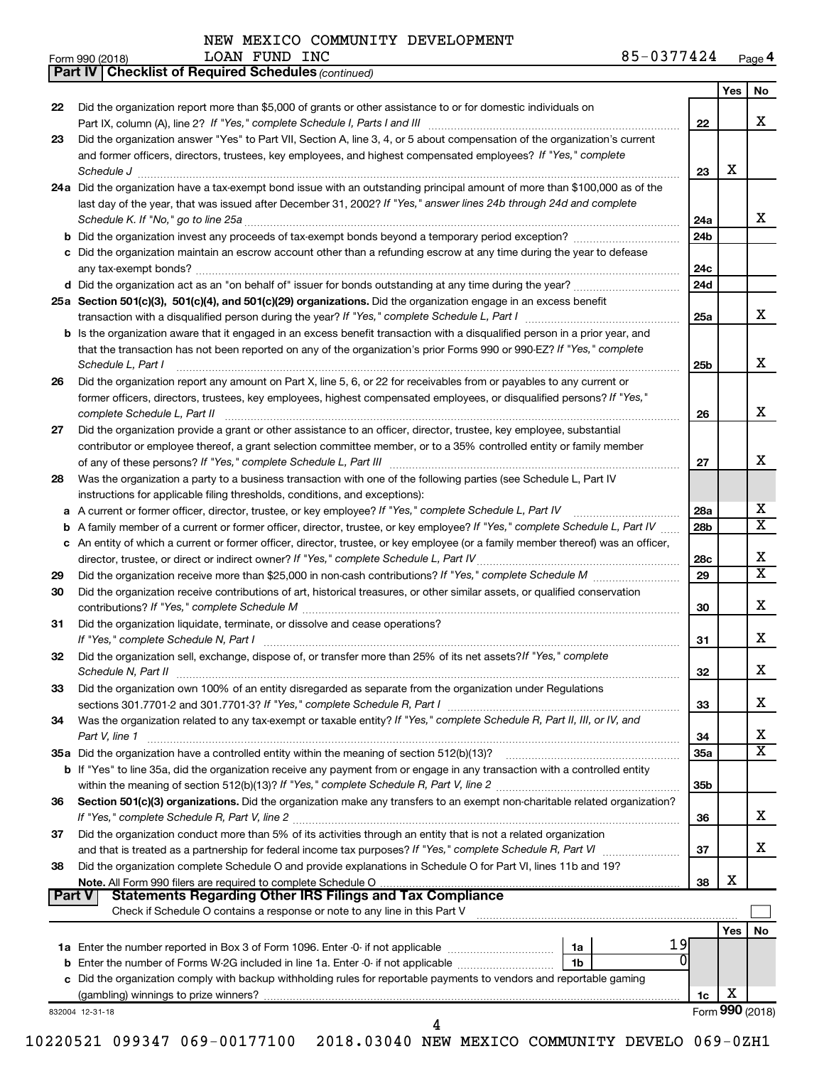NEW MEXICO COMMUNITY DEVELOPMENT LOAN FUND INC

Form 990 (2018) 85-0377424 Page 4

**Part IV | Checklist of Required Schedules** *(continued)*

| | | | Yes | No |
|---|---|---|---|---|
| 22 | Did the organization report more than $5,000 of grants or other assistance to or for domestic individuals on Part IX, column (A), line 2? *If "Yes," complete Schedule I, Parts I and III* | 22 | | X |
| 23 | Did the organization answer "Yes" to Part VII, Section A, line 3, 4, or 5 about compensation of the organization's current and former officers, directors, trustees, key employees, and highest compensated employees? *If "Yes," complete Schedule J* | 23 | X | |
| 24a | Did the organization have a tax-exempt bond issue with an outstanding principal amount of more than $100,000 as of the last day of the year, that was issued after December 31, 2002? *If "Yes," answer lines 24b through 24d and complete Schedule K. If "No," go to line 25a* | 24a | | X |
| b | Did the organization invest any proceeds of tax-exempt bonds beyond a temporary period exception? | 24b | | |
| c | Did the organization maintain an escrow account other than a refunding escrow at any time during the year to defease any tax-exempt bonds? | 24c | | |
| d | Did the organization act as an "on behalf of" issuer for bonds outstanding at any time during the year? | 24d | | |
| 25a | **Section 501(c)(3), 501(c)(4), and 501(c)(29) organizations.** Did the organization engage in an excess benefit transaction with a disqualified person during the year? *If "Yes," complete Schedule L, Part I* | 25a | | X |
| b | Is the organization aware that it engaged in an excess benefit transaction with a disqualified person in a prior year, and that the transaction has not been reported on any of the organization's prior Forms 990 or 990-EZ? *If "Yes," complete Schedule L, Part I* | 25b | | X |
| 26 | Did the organization report any amount on Part X, line 5, 6, or 22 for receivables from or payables to any current or former officers, directors, trustees, key employees, highest compensated employees, or disqualified persons? *If "Yes," complete Schedule L, Part II* | 26 | | X |
| 27 | Did the organization provide a grant or other assistance to an officer, director, trustee, key employee, substantial contributor or employee thereof, a grant selection committee member, or to a 35% controlled entity or family member of any of these persons? *If "Yes," complete Schedule L, Part III* | 27 | | X |
| 28 | Was the organization a party to a business transaction with one of the following parties (see Schedule L, Part IV instructions for applicable filing thresholds, conditions, and exceptions): | | | |
| a | A current or former officer, director, trustee, or key employee? *If "Yes," complete Schedule L, Part IV* | 28a | | X |
| b | A family member of a current or former officer, director, trustee, or key employee? *If "Yes," complete Schedule L, Part IV* | 28b | | X |
| c | An entity of which a current or former officer, director, trustee, or key employee (or a family member thereof) was an officer, director, trustee, or direct or indirect owner? *If "Yes," complete Schedule L, Part IV* | 28c | | X |
| 29 | Did the organization receive more than $25,000 in non-cash contributions? *If "Yes," complete Schedule M* | 29 | | X |
| 30 | Did the organization receive contributions of art, historical treasures, or other similar assets, or qualified conservation contributions? *If "Yes," complete Schedule M* | 30 | | X |
| 31 | Did the organization liquidate, terminate, or dissolve and cease operations? *If "Yes," complete Schedule N, Part I* | 31 | | X |
| 32 | Did the organization sell, exchange, dispose of, or transfer more than 25% of its net assets? *If "Yes," complete Schedule N, Part II* | 32 | | X |
| 33 | Did the organization own 100% of an entity disregarded as separate from the organization under Regulations sections 301.7701-2 and 301.7701-3? *If "Yes," complete Schedule R, Part I* | 33 | | X |
| 34 | Was the organization related to any tax-exempt or taxable entity? *If "Yes," complete Schedule R, Part II, III, or IV, and Part V, line 1* | 34 | | X |
| 35a | Did the organization have a controlled entity within the meaning of section 512(b)(13)? | 35a | | X |
| b | If "Yes" to line 35a, did the organization receive any payment from or engage in any transaction with a controlled entity within the meaning of section 512(b)(13)? *If "Yes," complete Schedule R, Part V, line 2* | 35b | | |
| 36 | **Section 501(c)(3) organizations.** Did the organization make any transfers to an exempt non-charitable related organization? *If "Yes," complete Schedule R, Part V, line 2* | 36 | | X |
| 37 | Did the organization conduct more than 5% of its activities through an entity that is not a related organization and that is treated as a partnership for federal income tax purposes? *If "Yes," complete Schedule R, Part VI* | 37 | | X |
| 38 | Did the organization complete Schedule O and provide explanations in Schedule O for Part VI, lines 11b and 19? **Note.** All Form 990 filers are required to complete Schedule O | 38 | X | |

**Part V | Statements Regarding Other IRS Filings and Tax Compliance**

Check if Schedule O contains a response or note to any line in this Part V ☐

| | | | | Yes | No |
|---|---|---|---|---|---|
| 1a | Enter the number reported in Box 3 of Form 1096. Enter -0- if not applicable | 1a | 19 | | |
| b | Enter the number of Forms W-2G included in line 1a. Enter -0- if not applicable | 1b | 0 | | |
| c | Did the organization comply with backup withholding rules for reportable payments to vendors and reportable gaming (gambling) winnings to prize winners? | | 1c | X | |

832004 12-31-18

Form **990** (2018)

10220521 099347 069-00177100 2018.03040 NEW MEXICO COMMUNITY DEVELO 069-0ZH1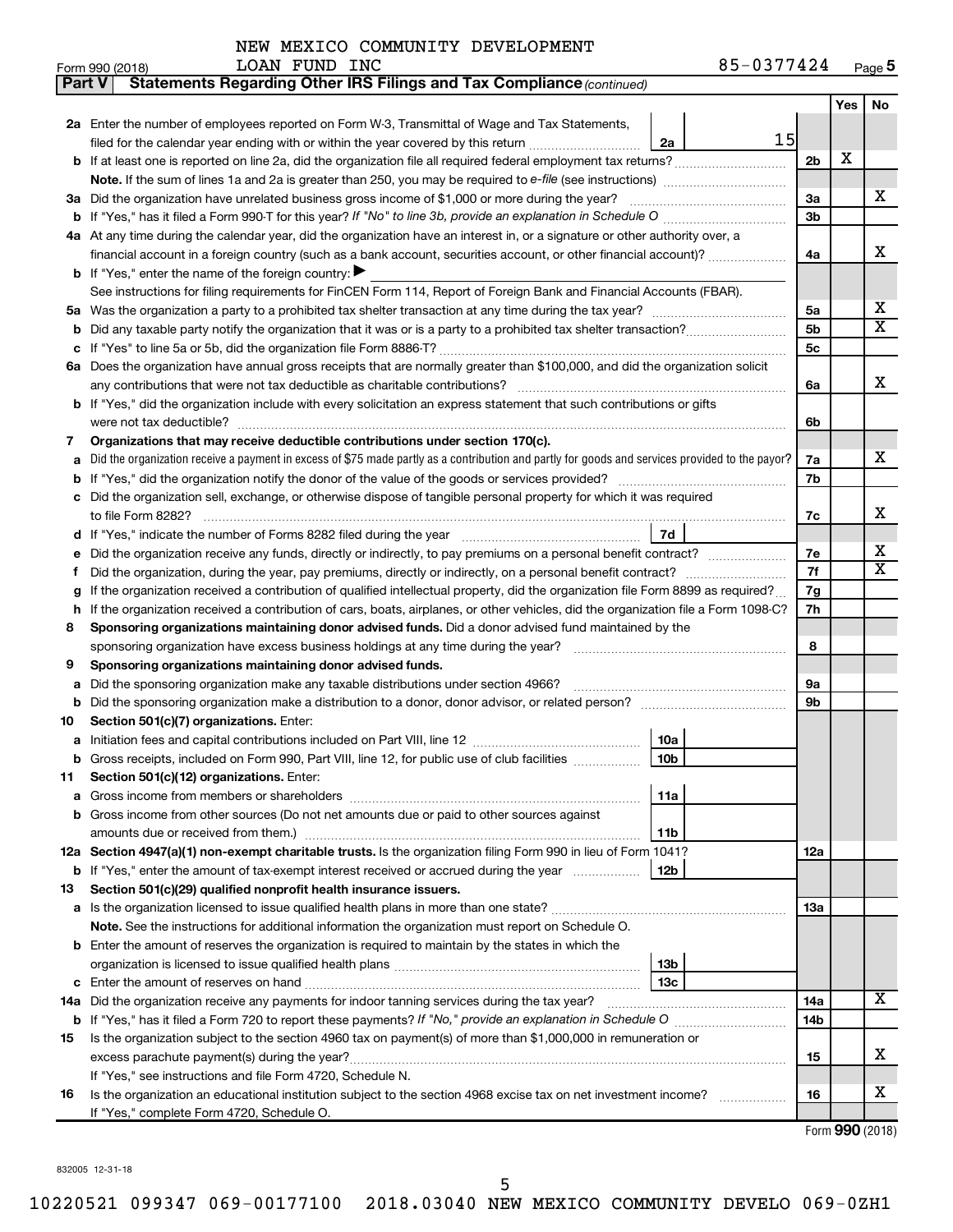NEW MEXICO COMMUNITY DEVELOPMENT LOAN FUND INC 85-0377424

Form 990 (2018) Page 5

**Part V Statements Regarding Other IRS Filings and Tax Compliance** *(continued)*

| | | | | | Yes | No |
|---|---|---|---|---|---|---|
| **2a** | Enter the number of employees reported on Form W-3, Transmittal of Wage and Tax Statements, filed for the calendar year ending with or within the year covered by this return | 2a | 15 | | | |
| **b** | If at least one is reported on line 2a, did the organization file all required federal employment tax returns? | | | 2b | X | |
| | **Note.** If the sum of lines 1a and 2a is greater than 250, you may be required to *e-file* (see instructions) | | | | | |
| **3a** | Did the organization have unrelated business gross income of $1,000 or more during the year? | | | 3a | | X |
| **b** | If "Yes," has it filed a Form 990-T for this year? *If "No" to line 3b, provide an explanation in Schedule O* | | | 3b | | |
| **4a** | At any time during the calendar year, did the organization have an interest in, or a signature or other authority over, a financial account in a foreign country (such as a bank account, securities account, or other financial account)? | | | 4a | | X |
| **b** | If "Yes," enter the name of the foreign country: ▶ | | | | | |
| | See instructions for filing requirements for FinCEN Form 114, Report of Foreign Bank and Financial Accounts (FBAR). | | | | | |
| **5a** | Was the organization a party to a prohibited tax shelter transaction at any time during the tax year? | | | 5a | | X |
| **b** | Did any taxable party notify the organization that it was or is a party to a prohibited tax shelter transaction? | | | 5b | | X |
| **c** | If "Yes" to line 5a or 5b, did the organization file Form 8886-T? | | | 5c | | |
| **6a** | Does the organization have annual gross receipts that are normally greater than $100,000, and did the organization solicit any contributions that were not tax deductible as charitable contributions? | | | 6a | | X |
| **b** | If "Yes," did the organization include with every solicitation an express statement that such contributions or gifts were not tax deductible? | | | 6b | | |
| **7** | **Organizations that may receive deductible contributions under section 170(c).** | | | | | |
| **a** | Did the organization receive a payment in excess of $75 made partly as a contribution and partly for goods and services provided to the payor? | | | 7a | | X |
| **b** | If "Yes," did the organization notify the donor of the value of the goods or services provided? | | | 7b | | |
| **c** | Did the organization sell, exchange, or otherwise dispose of tangible personal property for which it was required to file Form 8282? | | | 7c | | X |
| **d** | If "Yes," indicate the number of Forms 8282 filed during the year | 7d | | | | |
| **e** | Did the organization receive any funds, directly or indirectly, to pay premiums on a personal benefit contract? | | | 7e | | X |
| **f** | Did the organization, during the year, pay premiums, directly or indirectly, on a personal benefit contract? | | | 7f | | X |
| **g** | If the organization received a contribution of qualified intellectual property, did the organization file Form 8899 as required? | | | 7g | | |
| **h** | If the organization received a contribution of cars, boats, airplanes, or other vehicles, did the organization file a Form 1098-C? | | | 7h | | |
| **8** | **Sponsoring organizations maintaining donor advised funds.** Did a donor advised fund maintained by the sponsoring organization have excess business holdings at any time during the year? | | | 8 | | |
| **9** | **Sponsoring organizations maintaining donor advised funds.** | | | | | |
| **a** | Did the sponsoring organization make any taxable distributions under section 4966? | | | 9a | | |
| **b** | Did the sponsoring organization make a distribution to a donor, donor advisor, or related person? | | | 9b | | |
| **10** | **Section 501(c)(7) organizations.** Enter: | | | | | |
| **a** | Initiation fees and capital contributions included on Part VIII, line 12 | 10a | | | | |
| **b** | Gross receipts, included on Form 990, Part VIII, line 12, for public use of club facilities | 10b | | | | |
| **11** | **Section 501(c)(12) organizations.** Enter: | | | | | |
| **a** | Gross income from members or shareholders | 11a | | | | |
| **b** | Gross income from other sources (Do not net amounts due or paid to other sources against amounts due or received from them.) | 11b | | | | |
| **12a** | **Section 4947(a)(1) non-exempt charitable trusts.** Is the organization filing Form 990 in lieu of Form 1041? | | | 12a | | |
| **b** | If "Yes," enter the amount of tax-exempt interest received or accrued during the year | 12b | | | | |
| **13** | **Section 501(c)(29) qualified nonprofit health insurance issuers.** | | | | | |
| **a** | Is the organization licensed to issue qualified health plans in more than one state? | | | 13a | | |
| | **Note.** See the instructions for additional information the organization must report on Schedule O. | | | | | |
| **b** | Enter the amount of reserves the organization is required to maintain by the states in which the organization is licensed to issue qualified health plans | 13b | | | | |
| **c** | Enter the amount of reserves on hand | 13c | | | | |
| **14a** | Did the organization receive any payments for indoor tanning services during the tax year? | | | 14a | | X |
| **b** | If "Yes," has it filed a Form 720 to report these payments? *If "No," provide an explanation in Schedule O* | | | 14b | | |
| **15** | Is the organization subject to the section 4960 tax on payment(s) of more than $1,000,000 in remuneration or excess parachute payment(s) during the year? | | | 15 | | X |
| | If "Yes," see instructions and file Form 4720, Schedule N. | | | | | |
| **16** | Is the organization an educational institution subject to the section 4968 excise tax on net investment income? | | | 16 | | X |
| | If "Yes," complete Form 4720, Schedule O. | | | | | |

Form **990** (2018)

832005 12-31-18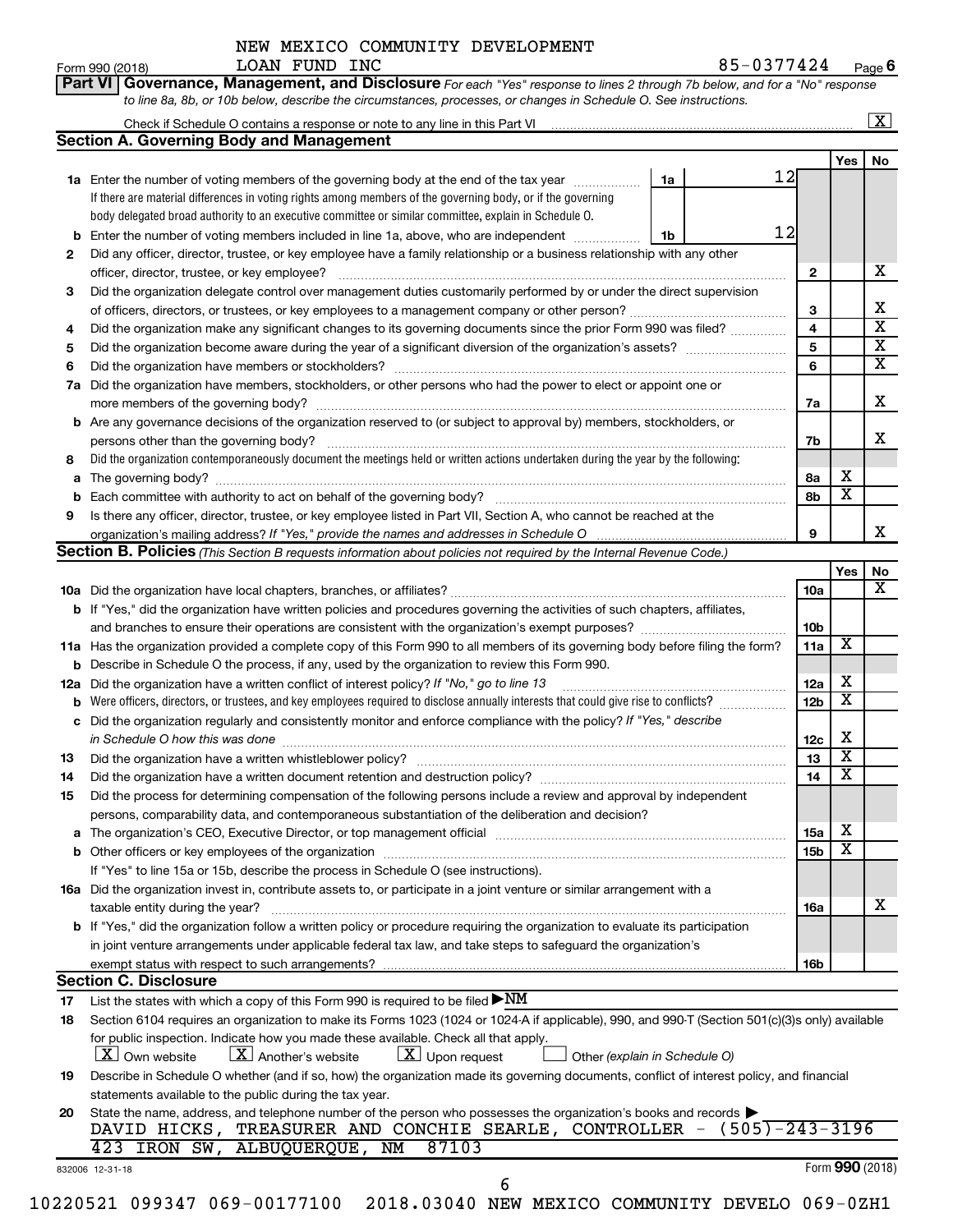NEW MEXICO COMMUNITY DEVELOPMENT LOAN FUND INC

Form 990 (2018) 85-0377424 Page 6

**Part VI Governance, Management, and Disclosure** *For each "Yes" response to lines 2 through 7b below, and for a "No" response to line 8a, 8b, or 10b below, describe the circumstances, processes, or changes in Schedule O. See instructions.*

Check if Schedule O contains a response or note to any line in this Part VI [X]

## Section A. Governing Body and Management

| | | | | Yes | No |
|---|---|---|---|---|---|
| 1a | Enter the number of voting members of the governing body at the end of the tax year. If there are material differences in voting rights among members of the governing body, or if the governing body delegated broad authority to an executive committee or similar committee, explain in Schedule O. | 1a | 12 | | |
| b | Enter the number of voting members included in line 1a, above, who are independent | 1b | 12 | | |
| 2 | Did any officer, director, trustee, or key employee have a family relationship or a business relationship with any other officer, director, trustee, or key employee? | | 2 | | X |
| 3 | Did the organization delegate control over management duties customarily performed by or under the direct supervision of officers, directors, or trustees, or key employees to a management company or other person? | | 3 | | X |
| 4 | Did the organization make any significant changes to its governing documents since the prior Form 990 was filed? | | 4 | | X |
| 5 | Did the organization become aware during the year of a significant diversion of the organization's assets? | | 5 | | X |
| 6 | Did the organization have members or stockholders? | | 6 | | X |
| 7a | Did the organization have members, stockholders, or other persons who had the power to elect or appoint one or more members of the governing body? | | 7a | | X |
| b | Are any governance decisions of the organization reserved to (or subject to approval by) members, stockholders, or persons other than the governing body? | | 7b | | X |
| 8 | Did the organization contemporaneously document the meetings held or written actions undertaken during the year by the following: | | | | |
| a | The governing body? | | 8a | X | |
| b | Each committee with authority to act on behalf of the governing body? | | 8b | X | |
| 9 | Is there any officer, director, trustee, or key employee listed in Part VII, Section A, who cannot be reached at the organization's mailing address? *If "Yes," provide the names and addresses in Schedule O* | | 9 | | X |

## Section B. Policies *(This Section B requests information about policies not required by the Internal Revenue Code.)*

| | | | Yes | No |
|---|---|---|---|---|
| 10a | Did the organization have local chapters, branches, or affiliates? | 10a | | X |
| b | If "Yes," did the organization have written policies and procedures governing the activities of such chapters, affiliates, and branches to ensure their operations are consistent with the organization's exempt purposes? | 10b | | |
| 11a | Has the organization provided a complete copy of this Form 990 to all members of its governing body before filing the form? | 11a | X | |
| b | Describe in Schedule O the process, if any, used by the organization to review this Form 990. | | | |
| 12a | Did the organization have a written conflict of interest policy? *If "No," go to line 13* | 12a | X | |
| b | Were officers, directors, or trustees, and key employees required to disclose annually interests that could give rise to conflicts? | 12b | X | |
| c | Did the organization regularly and consistently monitor and enforce compliance with the policy? *If "Yes," describe in Schedule O how this was done* | 12c | X | |
| 13 | Did the organization have a written whistleblower policy? | 13 | X | |
| 14 | Did the organization have a written document retention and destruction policy? | 14 | X | |
| 15 | Did the process for determining compensation of the following persons include a review and approval by independent persons, comparability data, and contemporaneous substantiation of the deliberation and decision? | | | |
| a | The organization's CEO, Executive Director, or top management official | 15a | X | |
| b | Other officers or key employees of the organization | 15b | X | |
| | If "Yes" to line 15a or 15b, describe the process in Schedule O (see instructions). | | | |
| 16a | Did the organization invest in, contribute assets to, or participate in a joint venture or similar arrangement with a taxable entity during the year? | 16a | | X |
| b | If "Yes," did the organization follow a written policy or procedure requiring the organization to evaluate its participation in joint venture arrangements under applicable federal tax law, and take steps to safeguard the organization's exempt status with respect to such arrangements? | 16b | | |

## Section C. Disclosure

17 List the states with which a copy of this Form 990 is required to be filed ▶ NM

18 Section 6104 requires an organization to make its Forms 1023 (1024 or 1024-A if applicable), 990, and 990-T (Section 501(c)(3)s only) available for public inspection. Indicate how you made these available. Check all that apply.

[X] Own website [X] Another's website [X] Upon request [ ] Other *(explain in Schedule O)*

19 Describe in Schedule O whether (and if so, how) the organization made its governing documents, conflict of interest policy, and financial statements available to the public during the tax year.

20 State the name, address, and telephone number of the person who possesses the organization's books and records ▶

DAVID HICKS, TREASURER AND CONCHIE SEARLE, CONTROLLER - (505)-243-3196

423 IRON SW, ALBUQUERQUE, NM 87103

832006 12-31-18 Form **990** (2018)

10220521 099347 069-00177100 2018.03040 NEW MEXICO COMMUNITY DEVELO 069-0ZH1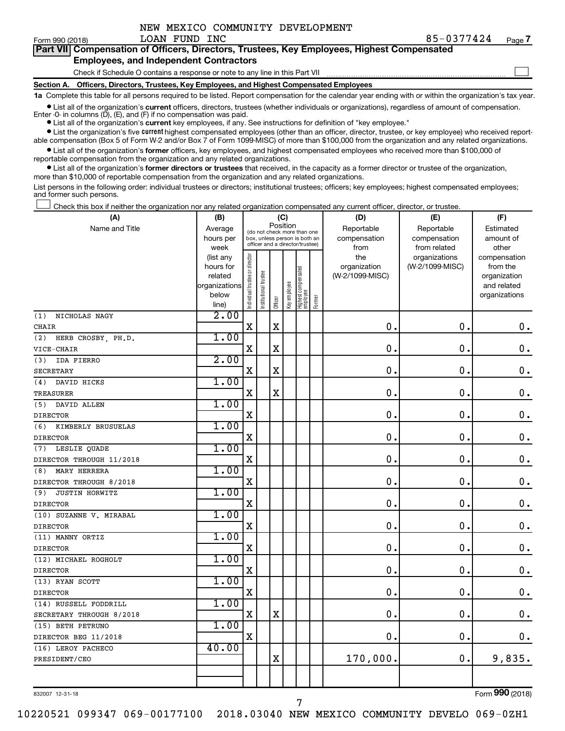NEW MEXICO COMMUNITY DEVELOPMENT LOAN FUND INC

Form 990 (2018) 85-0377424 Page 7

**Part VII Compensation of Officers, Directors, Trustees, Key Employees, Highest Compensated Employees, and Independent Contractors**

Check if Schedule O contains a response or note to any line in this Part VII

**Section A. Officers, Directors, Trustees, Key Employees, and Highest Compensated Employees**

**1a** Complete this table for all persons required to be listed. Report compensation for the calendar year ending with or within the organization's tax year.

- List all of the organization's **current** officers, directors, trustees (whether individuals or organizations), regardless of amount of compensation. Enter -0- in columns (D), (E), and (F) if no compensation was paid.
- List all of the organization's **current** key employees, if any. See instructions for definition of "key employee."
- List the organization's five **current** highest compensated employees (other than an officer, director, trustee, or key employee) who received reportable compensation (Box 5 of Form W-2 and/or Box 7 of Form 1099-MISC) of more than $100,000 from the organization and any related organizations.
- List all of the organization's **former** officers, key employees, and highest compensated employees who received more than $100,000 of reportable compensation from the organization and any related organizations.
- List all of the organization's **former directors or trustees** that received, in the capacity as a former director or trustee of the organization, more than $10,000 of reportable compensation from the organization and any related organizations.

List persons in the following order: individual trustees or directors; institutional trustees; officers; key employees; highest compensated employees; and former such persons.

Check this box if neither the organization nor any related organization compensated any current officer, director, or trustee.

| (A) Name and Title | (B) Average hours per week (list any hours for related organizations below line) | (C) Position: Individual trustee or director | Institutional trustee | Officer | Key employee | Highest compensated employee | Former | (D) Reportable compensation from the organization (W-2/1099-MISC) | (E) Reportable compensation from related organizations (W-2/1099-MISC) | (F) Estimated amount of other compensation from the organization and related organizations |
|---|---|---|---|---|---|---|---|---|---|---|
| (1) NICHOLAS NAGY<br>CHAIR | 2.00 | X | | X | | | | 0. | 0. | 0. |
| (2) HERB CROSBY, PH.D.<br>VICE-CHAIR | 1.00 | X | | X | | | | 0. | 0. | 0. |
| (3) IDA FIERRO<br>SECRETARY | 2.00 | X | | X | | | | 0. | 0. | 0. |
| (4) DAVID HICKS<br>TREASURER | 1.00 | X | | X | | | | 0. | 0. | 0. |
| (5) DAVID ALLEN<br>DIRECTOR | 1.00 | X | | | | | | 0. | 0. | 0. |
| (6) KIMBERLY BRUSUELAS<br>DIRECTOR | 1.00 | X | | | | | | 0. | 0. | 0. |
| (7) LESLIE QUADE<br>DIRECTOR THROUGH 11/2018 | 1.00 | X | | | | | | 0. | 0. | 0. |
| (8) MARY HERRERA<br>DIRECTOR THROUGH 8/2018 | 1.00 | X | | | | | | 0. | 0. | 0. |
| (9) JUSTIN HORWITZ<br>DIRECTOR | 1.00 | X | | | | | | 0. | 0. | 0. |
| (10) SUZANNE V. MIRABAL<br>DIRECTOR | 1.00 | X | | | | | | 0. | 0. | 0. |
| (11) MANNY ORTIZ<br>DIRECTOR | 1.00 | X | | | | | | 0. | 0. | 0. |
| (12) MICHAEL ROGHOLT<br>DIRECTOR | 1.00 | X | | | | | | 0. | 0. | 0. |
| (13) RYAN SCOTT<br>DIRECTOR | 1.00 | X | | | | | | 0. | 0. | 0. |
| (14) RUSSELL FODDRILL<br>SECRETARY THROUGH 8/2018 | 1.00 | X | | X | | | | 0. | 0. | 0. |
| (15) BETH PETRUNO<br>DIRECTOR BEG 11/2018 | 1.00 | X | | | | | | 0. | 0. | 0. |
| (16) LEROY PACHECO<br>PRESIDENT/CEO | 40.00 | | | X | | | | 170,000. | 0. | 9,835. |

832007 12-31-18 Form 990 (2018)

10220521 099347 069-00177100 2018.03040 NEW MEXICO COMMUNITY DEVELO 069-0ZH1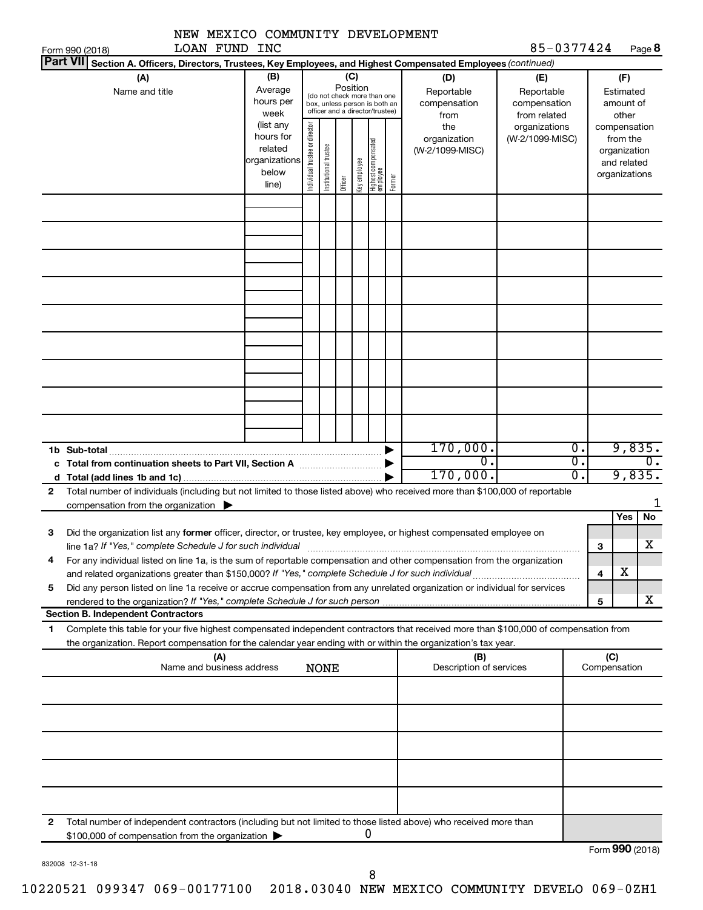Form 990 (2018) NEW MEXICO COMMUNITY DEVELOPMENT LOAN FUND INC 85-0377424 Page 8

**Part VII Section A. Officers, Directors, Trustees, Key Employees, and Highest Compensated Employees** *(continued)*

| (A) Name and title | (B) Average hours per week (list any hours for related organizations below line) | (C) Position (do not check more than one box, unless person is both an officer and a director/trustee): Individual trustee or director | Institutional trustee | Officer | Key employee | Highest compensated employee | Former | (D) Reportable compensation from the organization (W-2/1099-MISC) | (E) Reportable compensation from related organizations (W-2/1099-MISC) | (F) Estimated amount of other compensation from the organization and related organizations |
|---|---|---|---|---|---|---|---|---|---|---|
| | | | | | | | | | | |
| | | | | | | | | | | |
| | | | | | | | | | | |
| | | | | | | | | | | |
| | | | | | | | | | | |
| | | | | | | | | | | |
| | | | | | | | | | | |
| | | | | | | | | | | |
| | | | | | | | | | | |
| **1b Sub-total** | | | | | | | | 170,000. | 0. | 9,835. |
| **c Total from continuation sheets to Part VII, Section A** | | | | | | | | 0. | 0. | 0. |
| **d Total (add lines 1b and 1c)** | | | | | | | | 170,000. | 0. | 9,835. |

**2** Total number of individuals (including but not limited to those listed above) who received more than $100,000 of reportable compensation from the organization ▶ 1

| | | | Yes | No |
|---|---|---|---|---|
| **3** | Did the organization list any **former** officer, director, or trustee, key employee, or highest compensated employee on line 1a? *If "Yes," complete Schedule J for such individual* | 3 | | X |
| **4** | For any individual listed on line 1a, is the sum of reportable compensation and other compensation from the organization and related organizations greater than $150,000? *If "Yes," complete Schedule J for such individual* | 4 | X | |
| **5** | Did any person listed on line 1a receive or accrue compensation from any unrelated organization or individual for services rendered to the organization? *If "Yes," complete Schedule J for such person* | 5 | | X |

**Section B. Independent Contractors**

**1** Complete this table for your five highest compensated independent contractors that received more than $100,000 of compensation from the organization. Report compensation for the calendar year ending with or within the organization's tax year.

| (A) Name and business address NONE | (B) Description of services | (C) Compensation |
|---|---|---|
| | | |
| | | |
| | | |
| | | |
| | | |

**2** Total number of independent contractors (including but not limited to those listed above) who received more than $100,000 of compensation from the organization ▶ 0

Form **990** (2018)

832008 12-31-18

10220521 099347 069-00177100 2018.03040 NEW MEXICO COMMUNITY DEVELO 069-0ZH1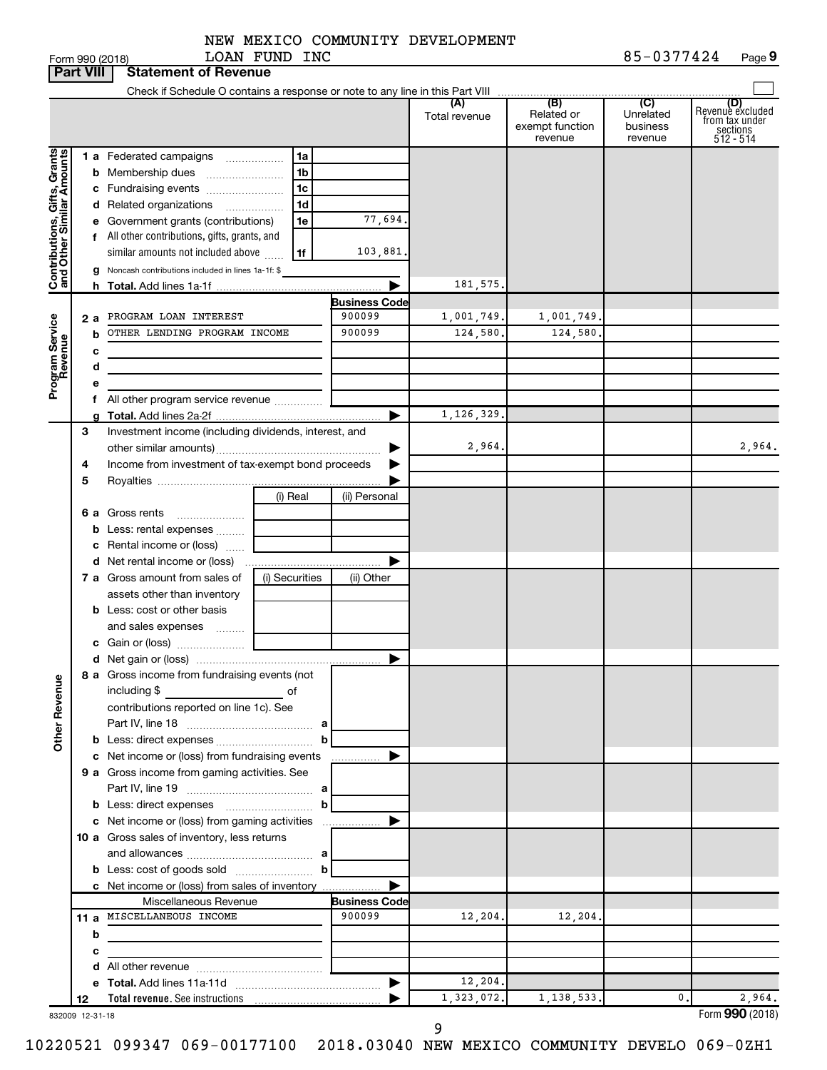NEW MEXICO COMMUNITY DEVELOPMENT LOAN FUND INC

85-0377424

Form 990 (2018)

## Part VIII Statement of Revenue

Check if Schedule O contains a response or note to any line in this Part VIII

| | | | | (A) Total revenue | (B) Related or exempt function revenue | (C) Unrelated business revenue | (D) Revenue excluded from tax under sections 512 - 514 |
|---|---|---|---|---|---|---|---|
| **Contributions, Gifts, Grants and Other Similar Amounts** | 1 a Federated campaigns | 1a | | | | | |
| | b Membership dues | 1b | | | | | |
| | c Fundraising events | 1c | | | | | |
| | d Related organizations | 1d | | | | | |
| | e Government grants (contributions) | 1e | 77,694. | | | | |
| | f All other contributions, gifts, grants, and similar amounts not included above | 1f | 103,881. | | | | |
| | g Noncash contributions included in lines 1a-1f: $ | | | | | | |
| | h **Total.** Add lines 1a-1f | | | 181,575. | | | |
| **Program Service Revenue** | | | **Business Code** | | | | |
| | 2 a PROGRAM LOAN INTEREST | | 900099 | 1,001,749. | 1,001,749. | | |
| | b OTHER LENDING PROGRAM INCOME | | 900099 | 124,580. | 124,580. | | |
| | c | | | | | | |
| | d | | | | | | |
| | e | | | | | | |
| | f All other program service revenue | | | | | | |
| | g **Total.** Add lines 2a-2f | | | 1,126,329. | | | |
| **Other Revenue** | 3 Investment income (including dividends, interest, and other similar amounts) | | | 2,964. | | | 2,964. |
| | 4 Income from investment of tax-exempt bond proceeds | | | | | | |
| | 5 Royalties | | | | | | |
| | | (i) Real | (ii) Personal | | | | |
| | 6 a Gross rents | | | | | | |
| | b Less: rental expenses | | | | | | |
| | c Rental income or (loss) | | | | | | |
| | d Net rental income or (loss) | | | | | | |
| | 7 a Gross amount from sales of assets other than inventory | (i) Securities | (ii) Other | | | | |
| | b Less: cost or other basis and sales expenses | | | | | | |
| | c Gain or (loss) | | | | | | |
| | d Net gain or (loss) | | | | | | |
| | 8 a Gross income from fundraising events (not including $ of contributions reported on line 1c). See Part IV, line 18 | a | | | | | |
| | b Less: direct expenses | b | | | | | |
| | c Net income or (loss) from fundraising events | | | | | | |
| | 9 a Gross income from gaming activities. See Part IV, line 19 | a | | | | | |
| | b Less: direct expenses | b | | | | | |
| | c Net income or (loss) from gaming activities | | | | | | |
| | 10 a Gross sales of inventory, less returns and allowances | a | | | | | |
| | b Less: cost of goods sold | b | | | | | |
| | c Net income or (loss) from sales of inventory | | | | | | |
| | Miscellaneous Revenue | | **Business Code** | | | | |
| | 11 a MISCELLANEOUS INCOME | | 900099 | 12,204. | 12,204. | | |
| | b | | | | | | |
| | c | | | | | | |
| | d All other revenue | | | | | | |
| | e **Total.** Add lines 11a-11d | | | 12,204. | | | |
| | 12 **Total revenue.** See instructions | | | 1,323,072. | 1,138,533. | 0. | 2,964. |

832009 12-31-18

Form **990** (2018)

10220521 099347 069-00177100 2018.03040 NEW MEXICO COMMUNITY DEVELO 069-0ZH1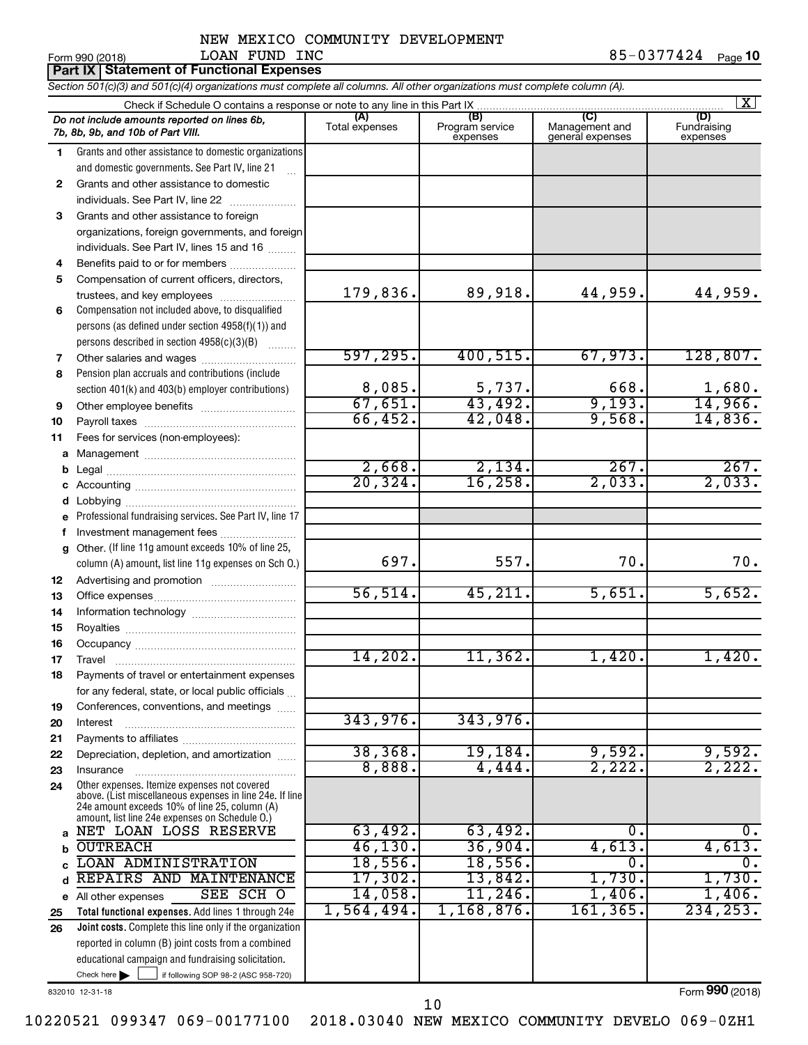NEW MEXICO COMMUNITY DEVELOPMENT LOAN FUND INC

Form 990 (2018) 85-0377424 Page **10**

**Part IX Statement of Functional Expenses**

*Section 501(c)(3) and 501(c)(4) organizations must complete all columns. All other organizations must complete column (A).*

Check if Schedule O contains a response or note to any line in this Part IX [X]

| | *Do not include amounts reported on lines 6b, 7b, 8b, 9b, and 10b of Part VIII.* | (A) Total expenses | (B) Program service expenses | (C) Management and general expenses | (D) Fundraising expenses |
|---|---|---|---|---|---|
| 1 | Grants and other assistance to domestic organizations and domestic governments. See Part IV, line 21 | | | | |
| 2 | Grants and other assistance to domestic individuals. See Part IV, line 22 | | | | |
| 3 | Grants and other assistance to foreign organizations, foreign governments, and foreign individuals. See Part IV, lines 15 and 16 | | | | |
| 4 | Benefits paid to or for members | | | | |
| 5 | Compensation of current officers, directors, trustees, and key employees | 179,836. | 89,918. | 44,959. | 44,959. |
| 6 | Compensation not included above, to disqualified persons (as defined under section 4958(f)(1)) and persons described in section 4958(c)(3)(B) | | | | |
| 7 | Other salaries and wages | 597,295. | 400,515. | 67,973. | 128,807. |
| 8 | Pension plan accruals and contributions (include section 401(k) and 403(b) employer contributions) | 8,085. | 5,737. | 668. | 1,680. |
| 9 | Other employee benefits | 67,651. | 43,492. | 9,193. | 14,966. |
| 10 | Payroll taxes | 66,452. | 42,048. | 9,568. | 14,836. |
| 11 | Fees for services (non-employees): | | | | |
| a | Management | | | | |
| b | Legal | 2,668. | 2,134. | 267. | 267. |
| c | Accounting | 20,324. | 16,258. | 2,033. | 2,033. |
| d | Lobbying | | | | |
| e | Professional fundraising services. See Part IV, line 17 | | | | |
| f | Investment management fees | | | | |
| g | Other. (If line 11g amount exceeds 10% of line 25, column (A) amount, list line 11g expenses on Sch O.) | 697. | 557. | 70. | 70. |
| 12 | Advertising and promotion | | | | |
| 13 | Office expenses | 56,514. | 45,211. | 5,651. | 5,652. |
| 14 | Information technology | | | | |
| 15 | Royalties | | | | |
| 16 | Occupancy | | | | |
| 17 | Travel | 14,202. | 11,362. | 1,420. | 1,420. |
| 18 | Payments of travel or entertainment expenses for any federal, state, or local public officials | | | | |
| 19 | Conferences, conventions, and meetings | | | | |
| 20 | Interest | 343,976. | 343,976. | | |
| 21 | Payments to affiliates | | | | |
| 22 | Depreciation, depletion, and amortization | 38,368. | 19,184. | 9,592. | 9,592. |
| 23 | Insurance | 8,888. | 4,444. | 2,222. | 2,222. |
| 24 | Other expenses. Itemize expenses not covered above. (List miscellaneous expenses in line 24e. If line 24e amount exceeds 10% of line 25, column (A) amount, list line 24e expenses on Schedule O.) | | | | |
| a | NET LOAN LOSS RESERVE | 63,492. | 63,492. | 0. | 0. |
| b | OUTREACH | 46,130. | 36,904. | 4,613. | 4,613. |
| c | LOAN ADMINISTRATION | 18,556. | 18,556. | 0. | 0. |
| d | REPAIRS AND MAINTENANCE | 17,302. | 13,842. | 1,730. | 1,730. |
| e | All other expenses SEE SCH O | 14,058. | 11,246. | 1,406. | 1,406. |
| 25 | **Total functional expenses.** Add lines 1 through 24e | 1,564,494. | 1,168,876. | 161,365. | 234,253. |
| 26 | **Joint costs.** Complete this line only if the organization reported in column (B) joint costs from a combined educational campaign and fundraising solicitation. Check here [ ] if following SOP 98-2 (ASC 958-720) | | | | |

832010 12-31-18

Form **990** (2018)

10220521 099347 069-00177100 2018.03040 NEW MEXICO COMMUNITY DEVELO 069-0ZH1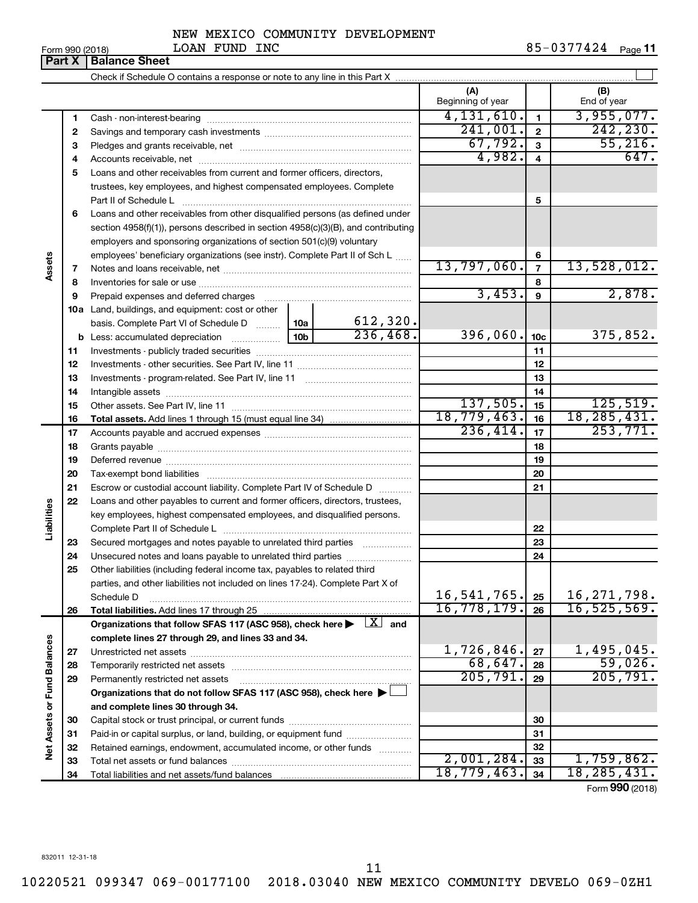NEW MEXICO COMMUNITY DEVELOPMENT LOAN FUND INC

Form 990 (2018) 85-0377424 Page **11**

## Part X Balance Sheet

Check if Schedule O contains a response or note to any line in this Part X ☐

| | | | | (A) Beginning of year | | (B) End of year |
|---|---|---|---|---|---|---|
| **Assets** | 1 | Cash - non-interest-bearing | | 4,131,610. | 1 | 3,955,077. |
| | 2 | Savings and temporary cash investments | | 241,001. | 2 | 242,230. |
| | 3 | Pledges and grants receivable, net | | 67,792. | 3 | 55,216. |
| | 4 | Accounts receivable, net | | 4,982. | 4 | 647. |
| | 5 | Loans and other receivables from current and former officers, directors, trustees, key employees, and highest compensated employees. Complete Part II of Schedule L | | | 5 | |
| | 6 | Loans and other receivables from other disqualified persons (as defined under section 4958(f)(1)), persons described in section 4958(c)(3)(B), and contributing employers and sponsoring organizations of section 501(c)(9) voluntary employees' beneficiary organizations (see instr). Complete Part II of Sch L | | | 6 | |
| | 7 | Notes and loans receivable, net | | 13,797,060. | 7 | 13,528,012. |
| | 8 | Inventories for sale or use | | | 8 | |
| | 9 | Prepaid expenses and deferred charges | | 3,453. | 9 | 2,878. |
| | 10a | Land, buildings, and equipment: cost or other basis. Complete Part VI of Schedule D | 10a 612,320. | | | |
| | b | Less: accumulated depreciation | 10b 236,468. | 396,060. | 10c | 375,852. |
| | 11 | Investments - publicly traded securities | | | 11 | |
| | 12 | Investments - other securities. See Part IV, line 11 | | | 12 | |
| | 13 | Investments - program-related. See Part IV, line 11 | | | 13 | |
| | 14 | Intangible assets | | | 14 | |
| | 15 | Other assets. See Part IV, line 11 | | 137,505. | 15 | 125,519. |
| | 16 | **Total assets.** Add lines 1 through 15 (must equal line 34) | | 18,779,463. | 16 | 18,285,431. |
| **Liabilities** | 17 | Accounts payable and accrued expenses | | 236,414. | 17 | 253,771. |
| | 18 | Grants payable | | | 18 | |
| | 19 | Deferred revenue | | | 19 | |
| | 20 | Tax-exempt bond liabilities | | | 20 | |
| | 21 | Escrow or custodial account liability. Complete Part IV of Schedule D | | | 21 | |
| | 22 | Loans and other payables to current and former officers, directors, trustees, key employees, highest compensated employees, and disqualified persons. Complete Part II of Schedule L | | | 22 | |
| | 23 | Secured mortgages and notes payable to unrelated third parties | | | 23 | |
| | 24 | Unsecured notes and loans payable to unrelated third parties | | | 24 | |
| | 25 | Other liabilities (including federal income tax, payables to related third parties, and other liabilities not included on lines 17-24). Complete Part X of Schedule D | | 16,541,765. | 25 | 16,271,798. |
| | 26 | **Total liabilities.** Add lines 17 through 25 | | 16,778,179. | 26 | 16,525,569. |
| **Net Assets or Fund Balances** | | **Organizations that follow SFAS 117 (ASC 958), check here ▶ ☒ and complete lines 27 through 29, and lines 33 and 34.** | | | | |
| | 27 | Unrestricted net assets | | 1,726,846. | 27 | 1,495,045. |
| | 28 | Temporarily restricted net assets | | 68,647. | 28 | 59,026. |
| | 29 | Permanently restricted net assets | | 205,791. | 29 | 205,791. |
| | | **Organizations that do not follow SFAS 117 (ASC 958), check here ▶ ☐ and complete lines 30 through 34.** | | | | |
| | 30 | Capital stock or trust principal, or current funds | | | 30 | |
| | 31 | Paid-in or capital surplus, or land, building, or equipment fund | | | 31 | |
| | 32 | Retained earnings, endowment, accumulated income, or other funds | | | 32 | |
| | 33 | Total net assets or fund balances | | 2,001,284. | 33 | 1,759,862. |
| | 34 | Total liabilities and net assets/fund balances | | 18,779,463. | 34 | 18,285,431. |

Form **990** (2018)

832011 12-31-18

10220521 099347 069-00177100 2018.03040 NEW MEXICO COMMUNITY DEVELO 069-0ZH1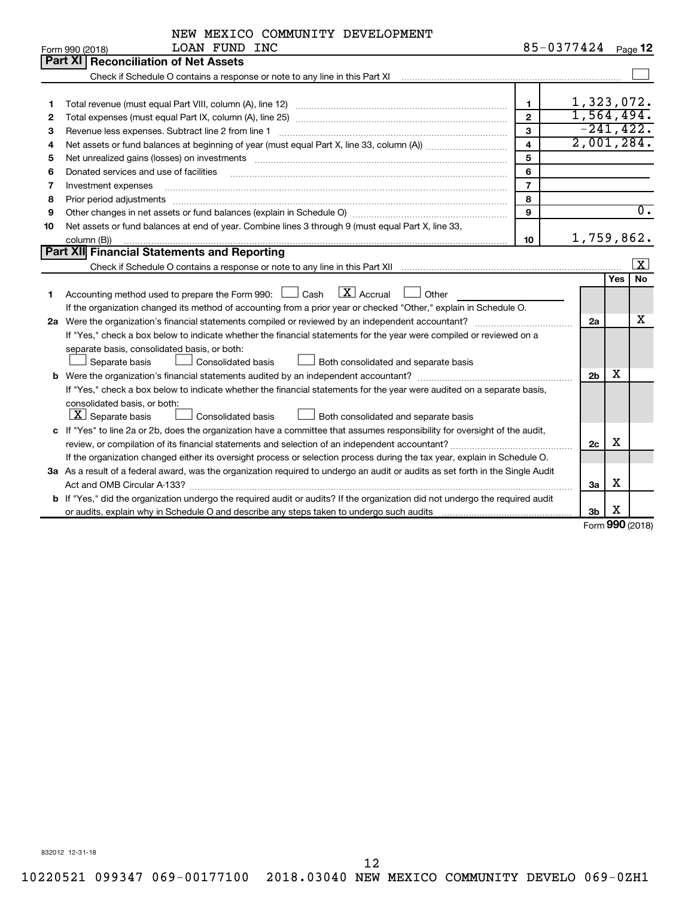NEW MEXICO COMMUNITY DEVELOPMENT LOAN FUND INC

Form 990 (2018) 85-0377424 Page 12

## Part XI Reconciliation of Net Assets

Check if Schedule O contains a response or note to any line in this Part XI ☐

| | | | |
|---|---|---|---|
| 1 | Total revenue (must equal Part VIII, column (A), line 12) | 1 | 1,323,072. |
| 2 | Total expenses (must equal Part IX, column (A), line 25) | 2 | 1,564,494. |
| 3 | Revenue less expenses. Subtract line 2 from line 1 | 3 | -241,422. |
| 4 | Net assets or fund balances at beginning of year (must equal Part X, line 33, column (A)) | 4 | 2,001,284. |
| 5 | Net unrealized gains (losses) on investments | 5 | |
| 6 | Donated services and use of facilities | 6 | |
| 7 | Investment expenses | 7 | |
| 8 | Prior period adjustments | 8 | |
| 9 | Other changes in net assets or fund balances (explain in Schedule O) | 9 | 0. |
| 10 | Net assets or fund balances at end of year. Combine lines 3 through 9 (must equal Part X, line 33, column (B)) | 10 | 1,759,862. |

## Part XII Financial Statements and Reporting

Check if Schedule O contains a response or note to any line in this Part XII ☒

| | | | Yes | No |
|---|---|---|---|---|
| 1 | Accounting method used to prepare the Form 990: ☐ Cash ☒ Accrual ☐ Other<br>If the organization changed its method of accounting from a prior year or checked "Other," explain in Schedule O. | | | |
| 2a | Were the organization's financial statements compiled or reviewed by an independent accountant?<br>If "Yes," check a box below to indicate whether the financial statements for the year were compiled or reviewed on a separate basis, consolidated basis, or both:<br>☐ Separate basis ☐ Consolidated basis ☐ Both consolidated and separate basis | 2a | | X |
| b | Were the organization's financial statements audited by an independent accountant?<br>If "Yes," check a box below to indicate whether the financial statements for the year were audited on a separate basis, consolidated basis, or both:<br>☒ Separate basis ☐ Consolidated basis ☐ Both consolidated and separate basis | 2b | X | |
| c | If "Yes" to line 2a or 2b, does the organization have a committee that assumes responsibility for oversight of the audit, review, or compilation of its financial statements and selection of an independent accountant?<br>If the organization changed either its oversight process or selection process during the tax year, explain in Schedule O. | 2c | X | |
| 3a | As a result of a federal award, was the organization required to undergo an audit or audits as set forth in the Single Audit Act and OMB Circular A-133? | 3a | X | |
| b | If "Yes," did the organization undergo the required audit or audits? If the organization did not undergo the required audit or audits, explain why in Schedule O and describe any steps taken to undergo such audits | 3b | X | |

Form 990 (2018)

832012 12-31-18

10220521 099347 069-00177100 2018.03040 NEW MEXICO COMMUNITY DEVELO 069-0ZH1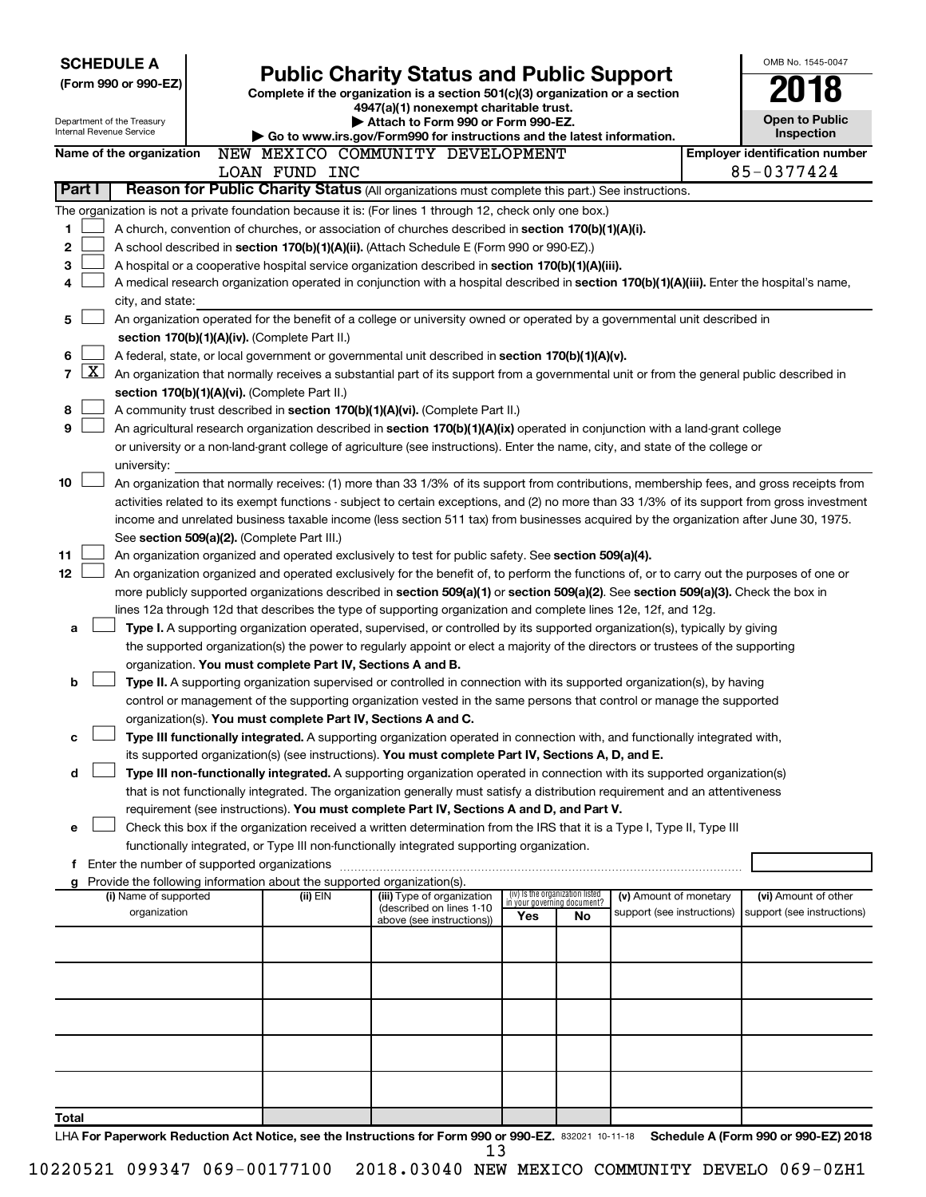**SCHEDULE A**
**(Form 990 or 990-EZ)**

Department of the Treasury
Internal Revenue Service

# Public Charity Status and Public Support

**Complete if the organization is a section 501(c)(3) organization or a section 4947(a)(1) nonexempt charitable trust.**
**▶ Attach to Form 990 or Form 990-EZ.**
**▶ Go to www.irs.gov/Form990 for instructions and the latest information.**

OMB No. 1545-0047

**2018**

**Open to Public Inspection**

| Name of the organization | Employer identification number |
|---|---|
| NEW MEXICO COMMUNITY DEVELOPMENT LOAN FUND INC | 85-0377424 |

**Part I — Reason for Public Charity Status** (All organizations must complete this part.) See instructions.

The organization is not a private foundation because it is: (For lines 1 through 12, check only one box.)

1. ☐ A church, convention of churches, or association of churches described in **section 170(b)(1)(A)(i).**
2. ☐ A school described in **section 170(b)(1)(A)(ii).** (Attach Schedule E (Form 990 or 990-EZ).)
3. ☐ A hospital or a cooperative hospital service organization described in **section 170(b)(1)(A)(iii).**
4. ☐ A medical research organization operated in conjunction with a hospital described in **section 170(b)(1)(A)(iii).** Enter the hospital's name, city, and state:
5. ☐ An organization operated for the benefit of a college or university owned or operated by a governmental unit described in **section 170(b)(1)(A)(iv).** (Complete Part II.)
6. ☐ A federal, state, or local government or governmental unit described in **section 170(b)(1)(A)(v).**
7. ☒ An organization that normally receives a substantial part of its support from a governmental unit or from the general public described in **section 170(b)(1)(A)(vi).** (Complete Part II.)
8. ☐ A community trust described in **section 170(b)(1)(A)(vi).** (Complete Part II.)
9. ☐ An agricultural research organization described in **section 170(b)(1)(A)(ix)** operated in conjunction with a land-grant college or university or a non-land-grant college of agriculture (see instructions). Enter the name, city, and state of the college or university:
10. ☐ An organization that normally receives: (1) more than 33 1/3% of its support from contributions, membership fees, and gross receipts from activities related to its exempt functions - subject to certain exceptions, and (2) no more than 33 1/3% of its support from gross investment income and unrelated business taxable income (less section 511 tax) from businesses acquired by the organization after June 30, 1975. See **section 509(a)(2).** (Complete Part III.)
11. ☐ An organization organized and operated exclusively to test for public safety. See **section 509(a)(4).**
12. ☐ An organization organized and operated exclusively for the benefit of, to perform the functions of, or to carry out the purposes of one or more publicly supported organizations described in **section 509(a)(1)** or **section 509(a)(2).** See **section 509(a)(3).** Check the box in lines 12a through 12d that describes the type of supporting organization and complete lines 12e, 12f, and 12g.
   - **a** ☐ **Type I.** A supporting organization operated, supervised, or controlled by its supported organization(s), typically by giving the supported organization(s) the power to regularly appoint or elect a majority of the directors or trustees of the supporting organization. **You must complete Part IV, Sections A and B.**
   - **b** ☐ **Type II.** A supporting organization supervised or controlled in connection with its supported organization(s), by having control or management of the supporting organization vested in the same persons that control or manage the supported organization(s). **You must complete Part IV, Sections A and C.**
   - **c** ☐ **Type III functionally integrated.** A supporting organization operated in connection with, and functionally integrated with, its supported organization(s) (see instructions). **You must complete Part IV, Sections A, D, and E.**
   - **d** ☐ **Type III non-functionally integrated.** A supporting organization operated in connection with its supported organization(s) that is not functionally integrated. The organization generally must satisfy a distribution requirement and an attentiveness requirement (see instructions). **You must complete Part IV, Sections A and D, and Part V.**
   - **e** ☐ Check this box if the organization received a written determination from the IRS that it is a Type I, Type II, Type III functionally integrated, or Type III non-functionally integrated supporting organization.
   - **f** Enter the number of supported organizations
   - **g** Provide the following information about the supported organization(s).

| (i) Name of supported organization | (ii) EIN | (iii) Type of organization (described on lines 1-10 above (see instructions)) | (iv) Is the organization listed in your governing document? Yes | No | (v) Amount of monetary support (see instructions) | (vi) Amount of other support (see instructions) |
|---|---|---|---|---|---|---|
| | | | | | | |
| | | | | | | |
| | | | | | | |
| | | | | | | |
| | | | | | | |
| **Total** | | | | | | |

LHA **For Paperwork Reduction Act Notice, see the Instructions for Form 990 or 990-EZ.** 832021 10-11-18 **Schedule A (Form 990 or 990-EZ) 2018**

10220521 099347 069-00177100 2018.03040 NEW MEXICO COMMUNITY DEVELO 069-0ZH1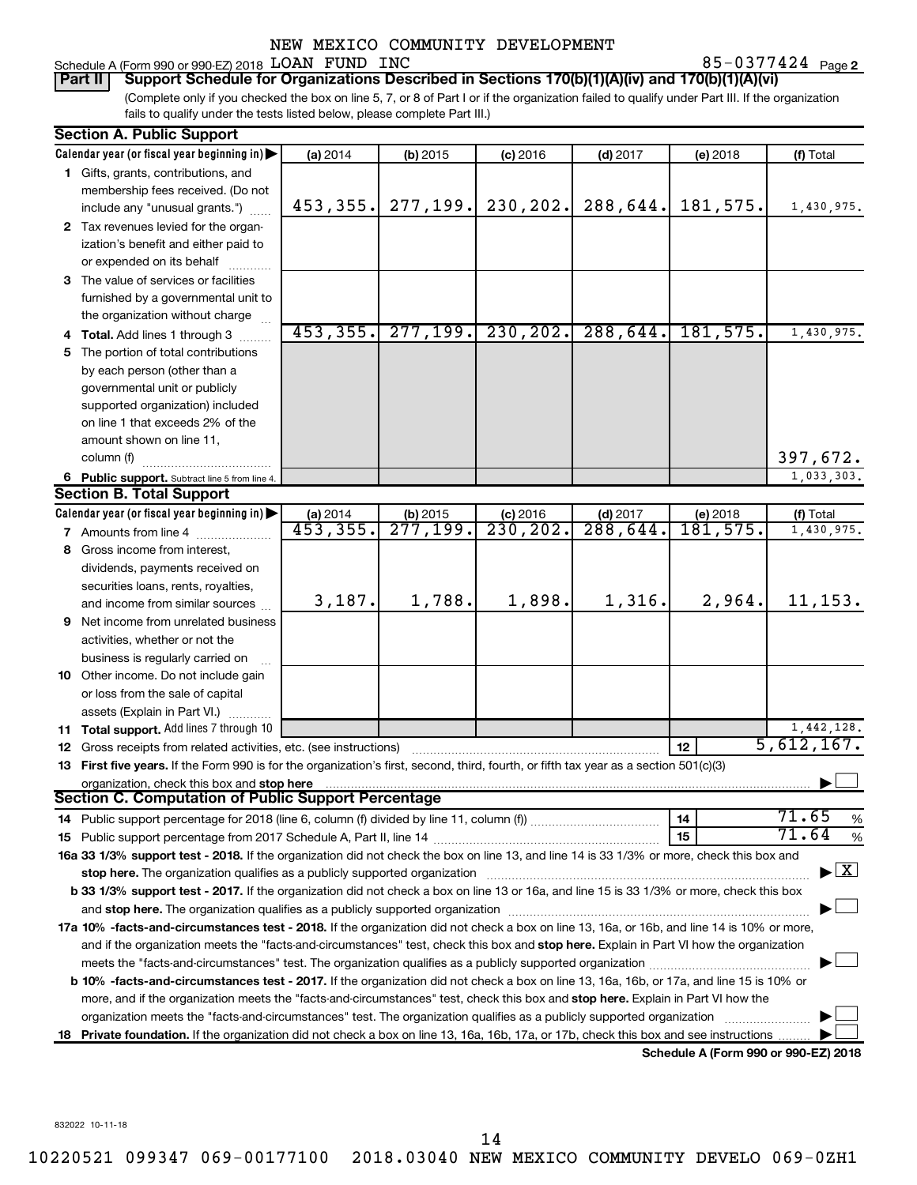NEW MEXICO COMMUNITY DEVELOPMENT

Schedule A (Form 990 or 990-EZ) 2018 LOAN FUND INC 85-0377424 Page 2

**Part II** **Support Schedule for Organizations Described in Sections 170(b)(1)(A)(iv) and 170(b)(1)(A)(vi)**

(Complete only if you checked the box on line 5, 7, or 8 of Part I or if the organization failed to qualify under Part III. If the organization fails to qualify under the tests listed below, please complete Part III.)

**Section A. Public Support**

| Calendar year (or fiscal year beginning in) | (a) 2014 | (b) 2015 | (c) 2016 | (d) 2017 | (e) 2018 | (f) Total |
|---|---|---|---|---|---|---|
| 1 Gifts, grants, contributions, and membership fees received. (Do not include any "unusual grants.") | 453,355. | 277,199. | 230,202. | 288,644. | 181,575. | 1,430,975. |
| 2 Tax revenues levied for the organization's benefit and either paid to or expended on its behalf | | | | | | |
| 3 The value of services or facilities furnished by a governmental unit to the organization without charge | | | | | | |
| 4 **Total.** Add lines 1 through 3 | 453,355. | 277,199. | 230,202. | 288,644. | 181,575. | 1,430,975. |
| 5 The portion of total contributions by each person (other than a governmental unit or publicly supported organization) included on line 1 that exceeds 2% of the amount shown on line 11, column (f) | | | | | | 397,672. |
| 6 **Public support.** Subtract line 5 from line 4. | | | | | | 1,033,303. |

**Section B. Total Support**

| Calendar year (or fiscal year beginning in) | (a) 2014 | (b) 2015 | (c) 2016 | (d) 2017 | (e) 2018 | (f) Total |
|---|---|---|---|---|---|---|
| 7 Amounts from line 4 | 453,355. | 277,199. | 230,202. | 288,644. | 181,575. | 1,430,975. |
| 8 Gross income from interest, dividends, payments received on securities loans, rents, royalties, and income from similar sources | 3,187. | 1,788. | 1,898. | 1,316. | 2,964. | 11,153. |
| 9 Net income from unrelated business activities, whether or not the business is regularly carried on | | | | | | |
| 10 Other income. Do not include gain or loss from the sale of capital assets (Explain in Part VI.) | | | | | | |
| 11 **Total support.** Add lines 7 through 10 | | | | | | 1,442,128. |

12 Gross receipts from related activities, etc. (see instructions) — 12 — 5,612,167.

13 **First five years.** If the Form 990 is for the organization's first, second, third, fourth, or fifth tax year as a section 501(c)(3) organization, check this box and **stop here** ☐

**Section C. Computation of Public Support Percentage**

14 Public support percentage for 2018 (line 6, column (f) divided by line 11, column (f)) — 14 — 71.65 %

15 Public support percentage from 2017 Schedule A, Part II, line 14 — 15 — 71.64 %

**16a 33 1/3% support test - 2018.** If the organization did not check the box on line 13, and line 14 is 33 1/3% or more, check this box and **stop here.** The organization qualifies as a publicly supported organization ☒

**b 33 1/3% support test - 2017.** If the organization did not check a box on line 13 or 16a, and line 15 is 33 1/3% or more, check this box and **stop here.** The organization qualifies as a publicly supported organization ☐

**17a 10% -facts-and-circumstances test - 2018.** If the organization did not check a box on line 13, 16a, or 16b, and line 14 is 10% or more, and if the organization meets the "facts-and-circumstances" test, check this box and **stop here.** Explain in Part VI how the organization meets the "facts-and-circumstances" test. The organization qualifies as a publicly supported organization ☐

**b 10% -facts-and-circumstances test - 2017.** If the organization did not check a box on line 13, 16a, 16b, or 17a, and line 15 is 10% or more, and if the organization meets the "facts-and-circumstances" test, check this box and **stop here.** Explain in Part VI how the organization meets the "facts-and-circumstances" test. The organization qualifies as a publicly supported organization ☐

**18 Private foundation.** If the organization did not check a box on line 13, 16a, 16b, 17a, or 17b, check this box and see instructions ☐

**Schedule A (Form 990 or 990-EZ) 2018**

832022 10-11-18

10220521 099347 069-00177100 2018.03040 NEW MEXICO COMMUNITY DEVELO 069-0ZH1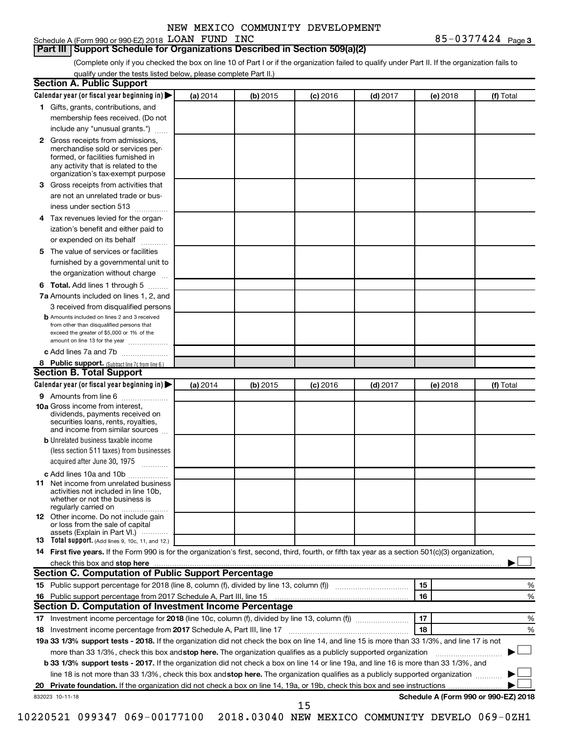NEW MEXICO COMMUNITY DEVELOPMENT

Schedule A (Form 990 or 990-EZ) 2018 LOAN FUND INC 85-0377424 Page 3

## Part III Support Schedule for Organizations Described in Section 509(a)(2)

(Complete only if you checked the box on line 10 of Part I or if the organization failed to qualify under Part II. If the organization fails to qualify under the tests listed below, please complete Part II.)

### Section A. Public Support

| Calendar year (or fiscal year beginning in) ▶ | (a) 2014 | (b) 2015 | (c) 2016 | (d) 2017 | (e) 2018 | (f) Total |
|---|---|---|---|---|---|---|
| **1** Gifts, grants, contributions, and membership fees received. (Do not include any "unusual grants.") | | | | | | |
| **2** Gross receipts from admissions, merchandise sold or services performed, or facilities furnished in any activity that is related to the organization's tax-exempt purpose | | | | | | |
| **3** Gross receipts from activities that are not an unrelated trade or business under section 513 | | | | | | |
| **4** Tax revenues levied for the organization's benefit and either paid to or expended on its behalf | | | | | | |
| **5** The value of services or facilities furnished by a governmental unit to the organization without charge | | | | | | |
| **6 Total.** Add lines 1 through 5 | | | | | | |
| **7a** Amounts included on lines 1, 2, and 3 received from disqualified persons | | | | | | |
| **b** Amounts included on lines 2 and 3 received from other than disqualified persons that exceed the greater of $5,000 or 1% of the amount on line 13 for the year | | | | | | |
| **c** Add lines 7a and 7b | | | | | | |
| **8 Public support.** (Subtract line 7c from line 6.) | | | | | | |

### Section B. Total Support

| Calendar year (or fiscal year beginning in) ▶ | (a) 2014 | (b) 2015 | (c) 2016 | (d) 2017 | (e) 2018 | (f) Total |
|---|---|---|---|---|---|---|
| **9** Amounts from line 6 | | | | | | |
| **10a** Gross income from interest, dividends, payments received on securities loans, rents, royalties, and income from similar sources | | | | | | |
| **b** Unrelated business taxable income (less section 511 taxes) from businesses acquired after June 30, 1975 | | | | | | |
| **c** Add lines 10a and 10b | | | | | | |
| **11** Net income from unrelated business activities not included in line 10b, whether or not the business is regularly carried on | | | | | | |
| **12** Other income. Do not include gain or loss from the sale of capital assets (Explain in Part VI.) | | | | | | |
| **13 Total support.** (Add lines 9, 10c, 11, and 12.) | | | | | | |

**14 First five years.** If the Form 990 is for the organization's first, second, third, fourth, or fifth tax year as a section 501(c)(3) organization, check this box and **stop here** ▶ ☐

### Section C. Computation of Public Support Percentage

| | | | |
|---|---|---|---|
| **15** | Public support percentage for 2018 (line 8, column (f), divided by line 13, column (f)) | 15 | % |
| **16** | Public support percentage from 2017 Schedule A, Part III, line 15 | 16 | % |

### Section D. Computation of Investment Income Percentage

| | | | |
|---|---|---|---|
| **17** | Investment income percentage for **2018** (line 10c, column (f), divided by line 13, column (f)) | 17 | % |
| **18** | Investment income percentage from **2017** Schedule A, Part III, line 17 | 18 | % |

**19a 33 1/3% support tests - 2018.** If the organization did not check the box on line 14, and line 15 is more than 33 1/3%, and line 17 is not more than 33 1/3%, check this box and **stop here.** The organization qualifies as a publicly supported organization ▶ ☐

**b 33 1/3% support tests - 2017.** If the organization did not check a box on line 14 or line 19a, and line 16 is more than 33 1/3%, and line 18 is not more than 33 1/3%, check this box and **stop here.** The organization qualifies as a publicly supported organization ▶ ☐

**20 Private foundation.** If the organization did not check a box on line 14, 19a, or 19b, check this box and see instructions ▶ ☐

832023 10-11-18

**Schedule A (Form 990 or 990-EZ) 2018**

10220521 099347 069-00177100 2018.03040 NEW MEXICO COMMUNITY DEVELO 069-0ZH1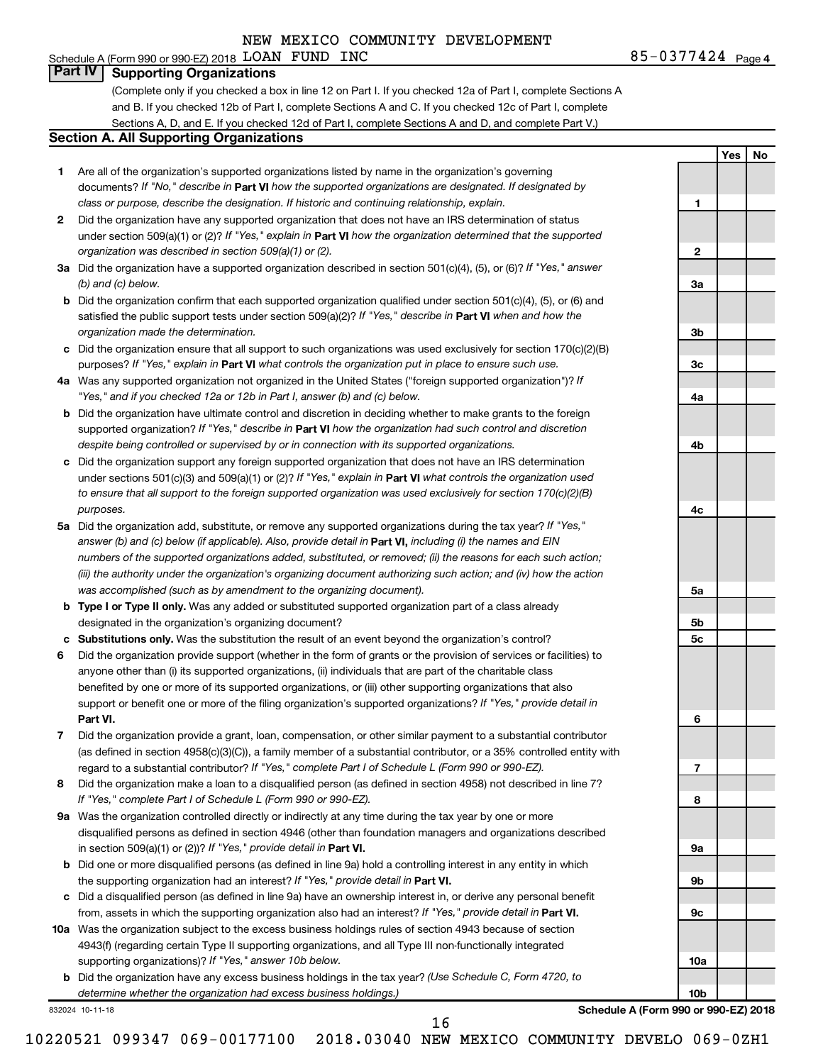NEW MEXICO COMMUNITY DEVELOPMENT

Schedule A (Form 990 or 990-EZ) 2018 LOAN FUND INC 85-0377424 Page 4

## Part IV Supporting Organizations

(Complete only if you checked a box in line 12 on Part I. If you checked 12a of Part I, complete Sections A and B. If you checked 12b of Part I, complete Sections A and C. If you checked 12c of Part I, complete Sections A, D, and E. If you checked 12d of Part I, complete Sections A and D, and complete Part V.)

### Section A. All Supporting Organizations

| | | | Yes | No |
|---|---|---|---|---|
| **1** | Are all of the organization's supported organizations listed by name in the organization's governing documents? *If "No," describe in* **Part VI** *how the supported organizations are designated. If designated by class or purpose, describe the designation. If historic and continuing relationship, explain.* | **1** | | |
| **2** | Did the organization have any supported organization that does not have an IRS determination of status under section 509(a)(1) or (2)? *If "Yes," explain in* **Part VI** *how the organization determined that the supported organization was described in section 509(a)(1) or (2).* | **2** | | |
| **3a** | Did the organization have a supported organization described in section 501(c)(4), (5), or (6)? *If "Yes," answer (b) and (c) below.* | **3a** | | |
| **b** | Did the organization confirm that each supported organization qualified under section 501(c)(4), (5), or (6) and satisfied the public support tests under section 509(a)(2)? *If "Yes," describe in* **Part VI** *when and how the organization made the determination.* | **3b** | | |
| **c** | Did the organization ensure that all support to such organizations was used exclusively for section 170(c)(2)(B) purposes? *If "Yes," explain in* **Part VI** *what controls the organization put in place to ensure such use.* | **3c** | | |
| **4a** | Was any supported organization not organized in the United States ("foreign supported organization")? *If "Yes," and if you checked 12a or 12b in Part I, answer (b) and (c) below.* | **4a** | | |
| **b** | Did the organization have ultimate control and discretion in deciding whether to make grants to the foreign supported organization? *If "Yes," describe in* **Part VI** *how the organization had such control and discretion despite being controlled or supervised by or in connection with its supported organizations.* | **4b** | | |
| **c** | Did the organization support any foreign supported organization that does not have an IRS determination under sections 501(c)(3) and 509(a)(1) or (2)? *If "Yes," explain in* **Part VI** *what controls the organization used to ensure that all support to the foreign supported organization was used exclusively for section 170(c)(2)(B) purposes.* | **4c** | | |
| **5a** | Did the organization add, substitute, or remove any supported organizations during the tax year? *If "Yes," answer (b) and (c) below (if applicable). Also, provide detail in* **Part VI,** *including (i) the names and EIN numbers of the supported organizations added, substituted, or removed; (ii) the reasons for each such action; (iii) the authority under the organization's organizing document authorizing such action; and (iv) how the action was accomplished (such as by amendment to the organizing document).* | **5a** | | |
| **b** | **Type I or Type II only.** Was any added or substituted supported organization part of a class already designated in the organization's organizing document? | **5b** | | |
| **c** | **Substitutions only.** Was the substitution the result of an event beyond the organization's control? | **5c** | | |
| **6** | Did the organization provide support (whether in the form of grants or the provision of services or facilities) to anyone other than (i) its supported organizations, (ii) individuals that are part of the charitable class benefited by one or more of its supported organizations, or (iii) other supporting organizations that also support or benefit one or more of the filing organization's supported organizations? *If "Yes," provide detail in* **Part VI.** | **6** | | |
| **7** | Did the organization provide a grant, loan, compensation, or other similar payment to a substantial contributor (as defined in section 4958(c)(3)(C)), a family member of a substantial contributor, or a 35% controlled entity with regard to a substantial contributor? *If "Yes," complete Part I of Schedule L (Form 990 or 990-EZ).* | **7** | | |
| **8** | Did the organization make a loan to a disqualified person (as defined in section 4958) not described in line 7? *If "Yes," complete Part I of Schedule L (Form 990 or 990-EZ).* | **8** | | |
| **9a** | Was the organization controlled directly or indirectly at any time during the tax year by one or more disqualified persons as defined in section 4946 (other than foundation managers and organizations described in section 509(a)(1) or (2))? *If "Yes," provide detail in* **Part VI.** | **9a** | | |
| **b** | Did one or more disqualified persons (as defined in line 9a) hold a controlling interest in any entity in which the supporting organization had an interest? *If "Yes," provide detail in* **Part VI.** | **9b** | | |
| **c** | Did a disqualified person (as defined in line 9a) have an ownership interest in, or derive any personal benefit from, assets in which the supporting organization also had an interest? *If "Yes," provide detail in* **Part VI.** | **9c** | | |
| **10a** | Was the organization subject to the excess business holdings rules of section 4943 because of section 4943(f) (regarding certain Type II supporting organizations, and all Type III non-functionally integrated supporting organizations)? *If "Yes," answer 10b below.* | **10a** | | |
| **b** | Did the organization have any excess business holdings in the tax year? *(Use Schedule C, Form 4720, to determine whether the organization had excess business holdings.)* | **10b** | | |

832024 10-11-18

**Schedule A (Form 990 or 990-EZ) 2018**

10220521 099347 069-00177100 2018.03040 NEW MEXICO COMMUNITY DEVELO 069-0ZH1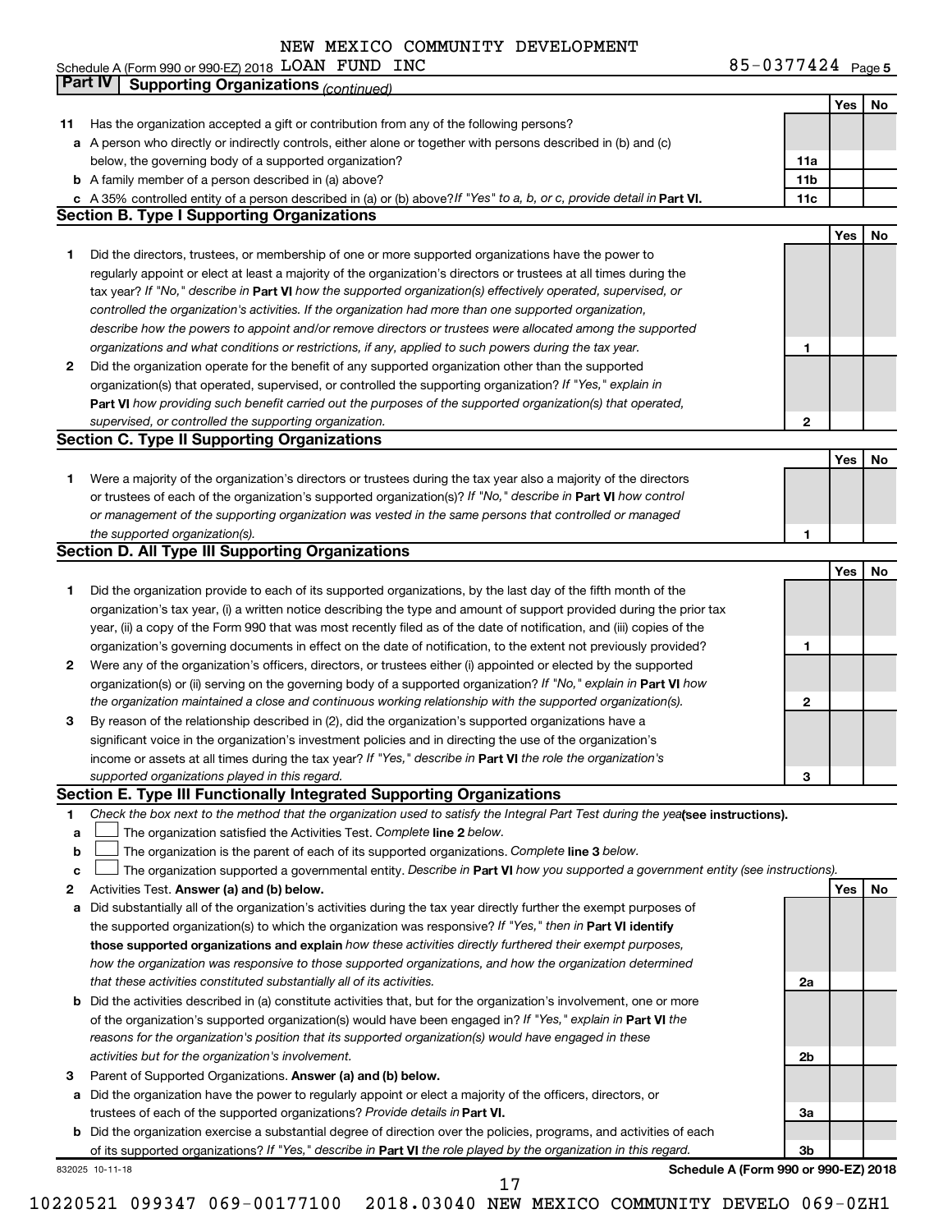NEW MEXICO COMMUNITY DEVELOPMENT

Schedule A (Form 990 or 990-EZ) 2018 LOAN FUND INC 85-0377424 Page 5

## Part IV Supporting Organizations *(continued)*

| | | | Yes | No |
|---|---|---|---|---|
| **11** | Has the organization accepted a gift or contribution from any of the following persons? | | | |
| **a** | A person who directly or indirectly controls, either alone or together with persons described in (b) and (c) below, the governing body of a supported organization? | **11a** | | |
| **b** | A family member of a person described in (a) above? | **11b** | | |
| **c** | A 35% controlled entity of a person described in (a) or (b) above? *If "Yes" to a, b, or c, provide detail in* **Part VI.** | **11c** | | |

### Section B. Type I Supporting Organizations

| | | | Yes | No |
|---|---|---|---|---|
| **1** | Did the directors, trustees, or membership of one or more supported organizations have the power to regularly appoint or elect at least a majority of the organization's directors or trustees at all times during the tax year? *If "No," describe in* **Part VI** *how the supported organization(s) effectively operated, supervised, or controlled the organization's activities. If the organization had more than one supported organization, describe how the powers to appoint and/or remove directors or trustees were allocated among the supported organizations and what conditions or restrictions, if any, applied to such powers during the tax year.* | **1** | | |
| **2** | Did the organization operate for the benefit of any supported organization other than the supported organization(s) that operated, supervised, or controlled the supporting organization? *If "Yes," explain in* **Part VI** *how providing such benefit carried out the purposes of the supported organization(s) that operated, supervised, or controlled the supporting organization.* | **2** | | |

### Section C. Type II Supporting Organizations

| | | | Yes | No |
|---|---|---|---|---|
| **1** | Were a majority of the organization's directors or trustees during the tax year also a majority of the directors or trustees of each of the organization's supported organization(s)? *If "No," describe in* **Part VI** *how control or management of the supporting organization was vested in the same persons that controlled or managed the supported organization(s).* | **1** | | |

### Section D. All Type III Supporting Organizations

| | | | Yes | No |
|---|---|---|---|---|
| **1** | Did the organization provide to each of its supported organizations, by the last day of the fifth month of the organization's tax year, (i) a written notice describing the type and amount of support provided during the prior tax year, (ii) a copy of the Form 990 that was most recently filed as of the date of notification, and (iii) copies of the organization's governing documents in effect on the date of notification, to the extent not previously provided? | **1** | | |
| **2** | Were any of the organization's officers, directors, or trustees either (i) appointed or elected by the supported organization(s) or (ii) serving on the governing body of a supported organization? *If "No," explain in* **Part VI** *how the organization maintained a close and continuous working relationship with the supported organization(s).* | **2** | | |
| **3** | By reason of the relationship described in (2), did the organization's supported organizations have a significant voice in the organization's investment policies and in directing the use of the organization's income or assets at all times during the tax year? *If "Yes," describe in* **Part VI** *the role the organization's supported organizations played in this regard.* | **3** | | |

### Section E. Type III Functionally Integrated Supporting Organizations

**1** *Check the box next to the method that the organization used to satisfy the Integral Part Test during the year* **(see instructions).**

- **a** ☐ The organization satisfied the Activities Test. *Complete* **line 2** *below.*
- **b** ☐ The organization is the parent of each of its supported organizations. *Complete* **line 3** *below.*
- **c** ☐ The organization supported a governmental entity. *Describe in* **Part VI** *how you supported a government entity (see instructions).*

| | | | Yes | No |
|---|---|---|---|---|
| **2** | Activities Test. **Answer (a) and (b) below.** | | | |
| **a** | Did substantially all of the organization's activities during the tax year directly further the exempt purposes of the supported organization(s) to which the organization was responsive? *If "Yes," then in* **Part VI identify those supported organizations and explain** *how these activities directly furthered their exempt purposes, how the organization was responsive to those supported organizations, and how the organization determined that these activities constituted substantially all of its activities.* | **2a** | | |
| **b** | Did the activities described in (a) constitute activities that, but for the organization's involvement, one or more of the organization's supported organization(s) would have been engaged in? *If "Yes," explain in* **Part VI** *the reasons for the organization's position that its supported organization(s) would have engaged in these activities but for the organization's involvement.* | **2b** | | |
| **3** | Parent of Supported Organizations. **Answer (a) and (b) below.** | | | |
| **a** | Did the organization have the power to regularly appoint or elect a majority of the officers, directors, or trustees of each of the supported organizations? *Provide details in* **Part VI.** | **3a** | | |
| **b** | Did the organization exercise a substantial degree of direction over the policies, programs, and activities of each of its supported organizations? *If "Yes," describe in* **Part VI** *the role played by the organization in this regard.* | **3b** | | |

832025 10-11-18 **Schedule A (Form 990 or 990-EZ) 2018**

10220521 099347 069-00177100 2018.03040 NEW MEXICO COMMUNITY DEVELO 069-0ZH1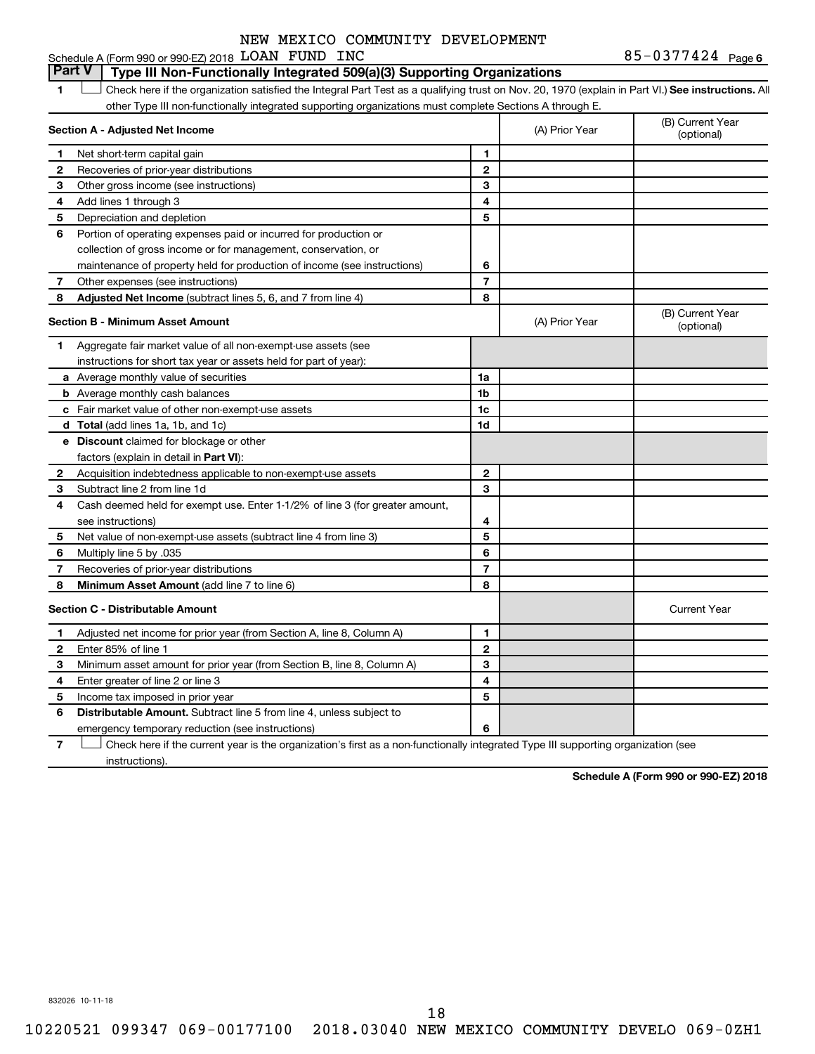NEW MEXICO COMMUNITY DEVELOPMENT

Schedule A (Form 990 or 990-EZ) 2018 LOAN FUND INC 85-0377424 Page 6

## Part V | Type III Non-Functionally Integrated 509(a)(3) Supporting Organizations

**1** ☐ Check here if the organization satisfied the Integral Part Test as a qualifying trust on Nov. 20, 1970 (explain in Part VI.) **See instructions.** All other Type III non-functionally integrated supporting organizations must complete Sections A through E.

| **Section A - Adjusted Net Income** | | | (A) Prior Year | (B) Current Year (optional) |
|---|---|---|---|---|
| 1 | Net short-term capital gain | 1 | | |
| 2 | Recoveries of prior-year distributions | 2 | | |
| 3 | Other gross income (see instructions) | 3 | | |
| 4 | Add lines 1 through 3 | 4 | | |
| 5 | Depreciation and depletion | 5 | | |
| 6 | Portion of operating expenses paid or incurred for production or collection of gross income or for management, conservation, or maintenance of property held for production of income (see instructions) | 6 | | |
| 7 | Other expenses (see instructions) | 7 | | |
| 8 | **Adjusted Net Income** (subtract lines 5, 6, and 7 from line 4) | 8 | | |

| **Section B - Minimum Asset Amount** | | | (A) Prior Year | (B) Current Year (optional) |
|---|---|---|---|---|
| 1 | Aggregate fair market value of all non-exempt-use assets (see instructions for short tax year or assets held for part of year): | | | |
| a | Average monthly value of securities | 1a | | |
| b | Average monthly cash balances | 1b | | |
| c | Fair market value of other non-exempt-use assets | 1c | | |
| d | **Total** (add lines 1a, 1b, and 1c) | 1d | | |
| e | **Discount** claimed for blockage or other factors (explain in detail in **Part VI**): | | | |
| 2 | Acquisition indebtedness applicable to non-exempt-use assets | 2 | | |
| 3 | Subtract line 2 from line 1d | 3 | | |
| 4 | Cash deemed held for exempt use. Enter 1-1/2% of line 3 (for greater amount, see instructions) | 4 | | |
| 5 | Net value of non-exempt-use assets (subtract line 4 from line 3) | 5 | | |
| 6 | Multiply line 5 by .035 | 6 | | |
| 7 | Recoveries of prior-year distributions | 7 | | |
| 8 | **Minimum Asset Amount** (add line 7 to line 6) | 8 | | |

| **Section C - Distributable Amount** | | | | Current Year |
|---|---|---|---|---|
| 1 | Adjusted net income for prior year (from Section A, line 8, Column A) | 1 | | |
| 2 | Enter 85% of line 1 | 2 | | |
| 3 | Minimum asset amount for prior year (from Section B, line 8, Column A) | 3 | | |
| 4 | Enter greater of line 2 or line 3 | 4 | | |
| 5 | Income tax imposed in prior year | 5 | | |
| 6 | **Distributable Amount.** Subtract line 5 from line 4, unless subject to emergency temporary reduction (see instructions) | 6 | | |

**7** ☐ Check here if the current year is the organization's first as a non-functionally integrated Type III supporting organization (see instructions).

**Schedule A (Form 990 or 990-EZ) 2018**

832026 10-11-18

10220521 099347 069-00177100 2018.03040 NEW MEXICO COMMUNITY DEVELO 069-0ZH1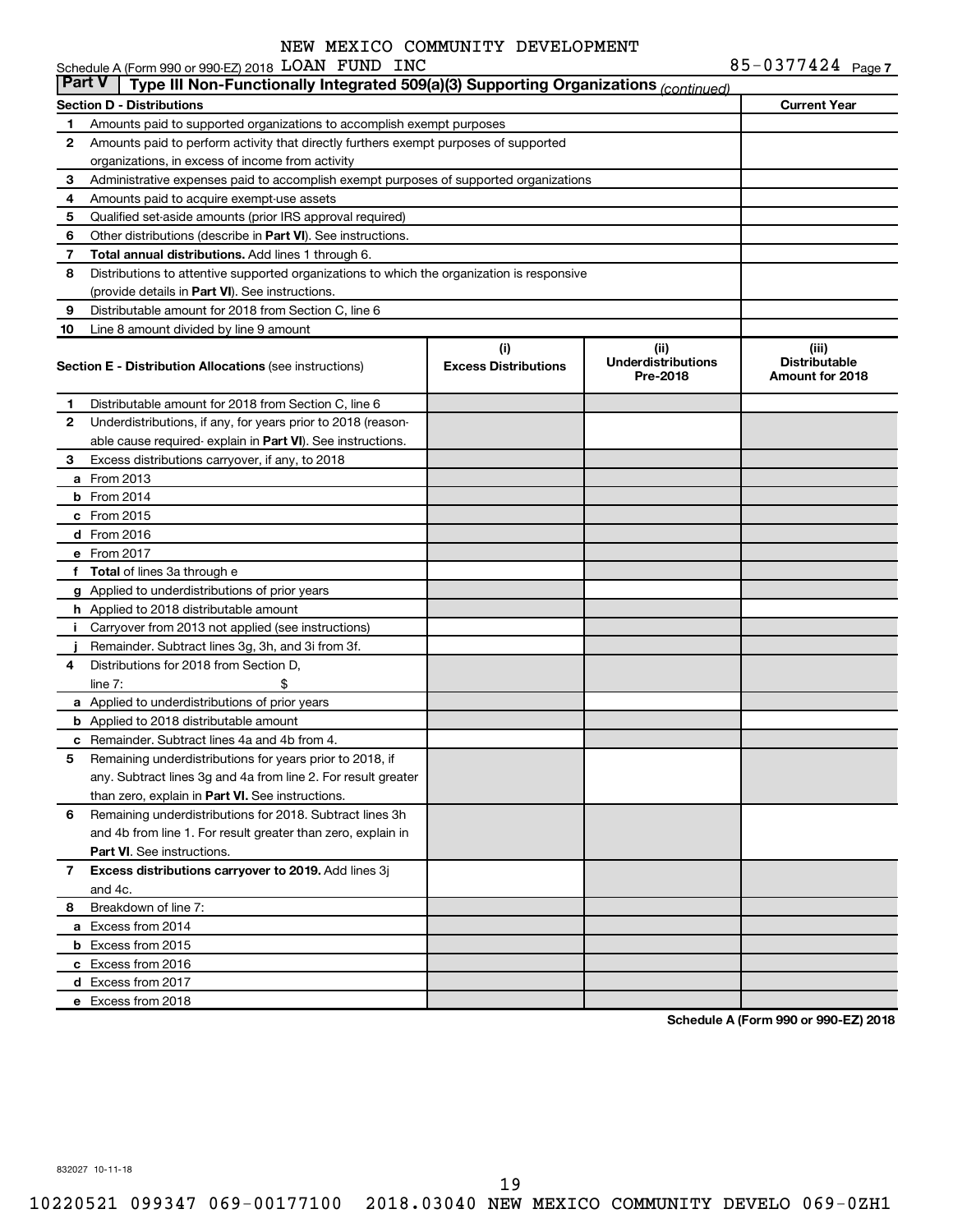NEW MEXICO COMMUNITY DEVELOPMENT

Schedule A (Form 990 or 990-EZ) 2018 LOAN FUND INC 85-0377424 Page 7

## Part V Type III Non-Functionally Integrated 509(a)(3) Supporting Organizations *(continued)*

| Section D - Distributions | | Current Year |
|---|---|---|
| 1 | Amounts paid to supported organizations to accomplish exempt purposes | |
| 2 | Amounts paid to perform activity that directly furthers exempt purposes of supported organizations, in excess of income from activity | |
| 3 | Administrative expenses paid to accomplish exempt purposes of supported organizations | |
| 4 | Amounts paid to acquire exempt-use assets | |
| 5 | Qualified set-aside amounts (prior IRS approval required) | |
| 6 | Other distributions (describe in **Part VI**). See instructions. | |
| 7 | **Total annual distributions.** Add lines 1 through 6. | |
| 8 | Distributions to attentive supported organizations to which the organization is responsive (provide details in **Part VI**). See instructions. | |
| 9 | Distributable amount for 2018 from Section C, line 6 | |
| 10 | Line 8 amount divided by line 9 amount | |

| Section E - Distribution Allocations (see instructions) | (i) Excess Distributions | (ii) Underdistributions Pre-2018 | (iii) Distributable Amount for 2018 |
|---|---|---|---|
| 1 Distributable amount for 2018 from Section C, line 6 | | | |
| 2 Underdistributions, if any, for years prior to 2018 (reasonable cause required- explain in **Part VI**). See instructions. | | | |
| 3 Excess distributions carryover, if any, to 2018 | | | |
| a From 2013 | | | |
| b From 2014 | | | |
| c From 2015 | | | |
| d From 2016 | | | |
| e From 2017 | | | |
| f **Total** of lines 3a through e | | | |
| g Applied to underdistributions of prior years | | | |
| h Applied to 2018 distributable amount | | | |
| i Carryover from 2013 not applied (see instructions) | | | |
| j Remainder. Subtract lines 3g, 3h, and 3i from 3f. | | | |
| 4 Distributions for 2018 from Section D, line 7: $ | | | |
| a Applied to underdistributions of prior years | | | |
| b Applied to 2018 distributable amount | | | |
| c Remainder. Subtract lines 4a and 4b from 4. | | | |
| 5 Remaining underdistributions for years prior to 2018, if any. Subtract lines 3g and 4a from line 2. For result greater than zero, explain in **Part VI.** See instructions. | | | |
| 6 Remaining underdistributions for 2018. Subtract lines 3h and 4b from line 1. For result greater than zero, explain in **Part VI**. See instructions. | | | |
| 7 **Excess distributions carryover to 2019.** Add lines 3j and 4c. | | | |
| 8 Breakdown of line 7: | | | |
| a Excess from 2014 | | | |
| b Excess from 2015 | | | |
| c Excess from 2016 | | | |
| d Excess from 2017 | | | |
| e Excess from 2018 | | | |

**Schedule A (Form 990 or 990-EZ) 2018**

832027 10-11-18

10220521 099347 069-00177100 2018.03040 NEW MEXICO COMMUNITY DEVELO 069-0ZH1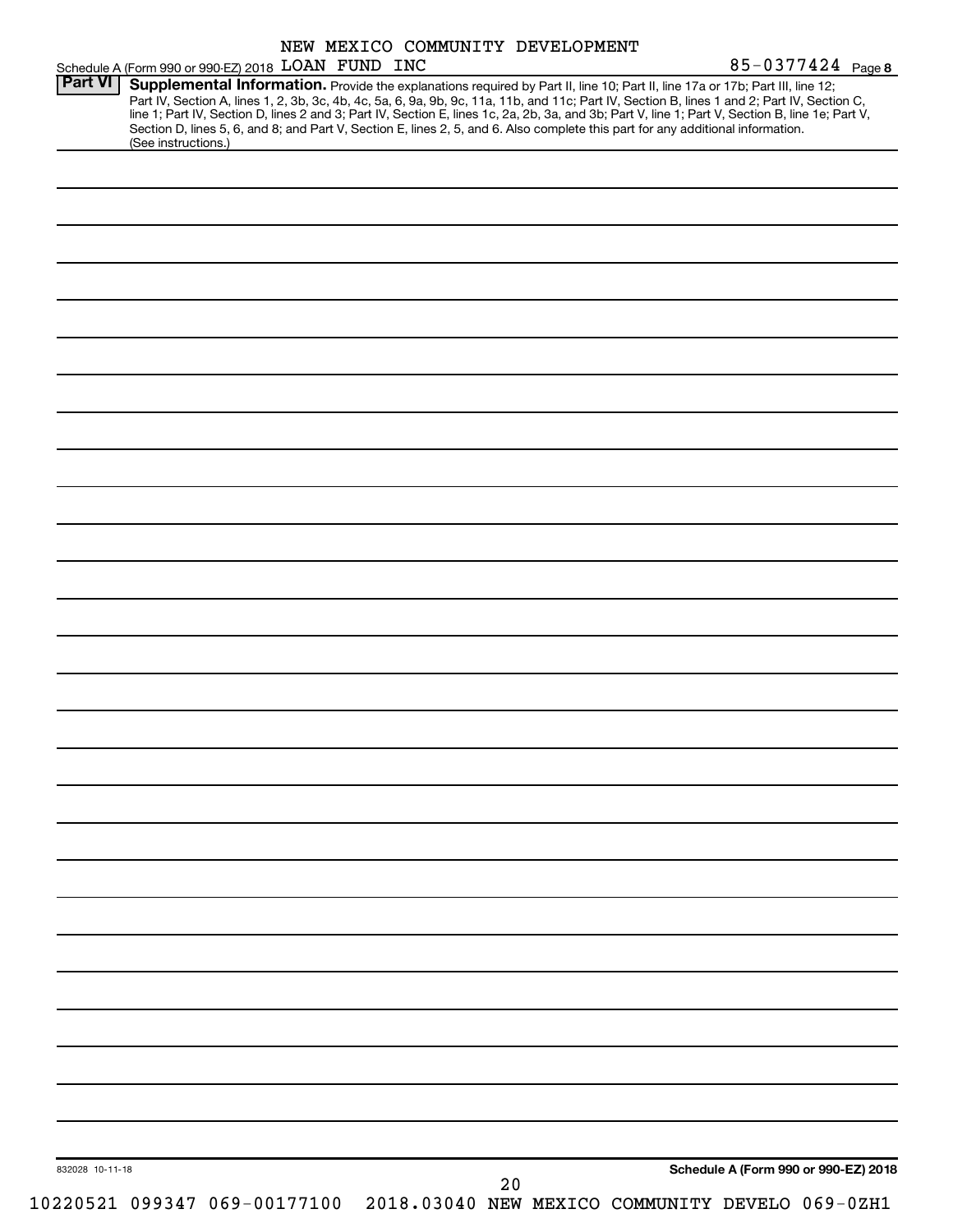NEW MEXICO COMMUNITY DEVELOPMENT

Schedule A (Form 990 or 990-EZ) 2018 LOAN FUND INC 85-0377424 Page 8

**Part VI** **Supplemental Information.** Provide the explanations required by Part II, line 10; Part II, line 17a or 17b; Part III, line 12; Part IV, Section A, lines 1, 2, 3b, 3c, 4b, 4c, 5a, 6, 9a, 9b, 9c, 11a, 11b, and 11c; Part IV, Section B, lines 1 and 2; Part IV, Section C, line 1; Part IV, Section D, lines 2 and 3; Part IV, Section E, lines 1c, 2a, 2b, 3a, and 3b; Part V, line 1; Part V, Section B, line 1e; Part V, Section D, lines 5, 6, and 8; and Part V, Section E, lines 2, 5, and 6. Also complete this part for any additional information. (See instructions.)

832028 10-11-18

**Schedule A (Form 990 or 990-EZ) 2018**

10220521 099347 069-00177100 2018.03040 NEW MEXICO COMMUNITY DEVELO 069-0ZH1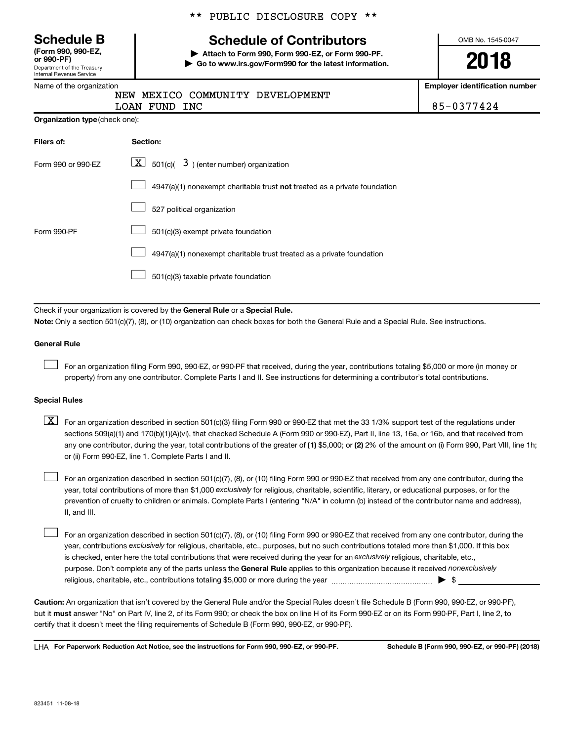** PUBLIC DISCLOSURE COPY **

# Schedule B

**(Form 990, 990-EZ, or 990-PF)**
Department of the Treasury
Internal Revenue Service

## Schedule of Contributors

▶ **Attach to Form 990, Form 990-EZ, or Form 990-PF.**
▶ **Go to www.irs.gov/Form990 for the latest information.**

OMB No. 1545-0047

**2018**

Name of the organization
NEW MEXICO COMMUNITY DEVELOPMENT
LOAN FUND INC

**Employer identification number**
85-0377424

**Organization type** (check one):

| Filers of: | Section: |
|---|---|
| Form 990 or 990-EZ | [X] 501(c)( 3 ) (enter number) organization |
| | [ ] 4947(a)(1) nonexempt charitable trust **not** treated as a private foundation |
| | [ ] 527 political organization |
| Form 990-PF | [ ] 501(c)(3) exempt private foundation |
| | [ ] 4947(a)(1) nonexempt charitable trust treated as a private foundation |
| | [ ] 501(c)(3) taxable private foundation |

Check if your organization is covered by the **General Rule** or a **Special Rule.**

**Note:** Only a section 501(c)(7), (8), or (10) organization can check boxes for both the General Rule and a Special Rule. See instructions.

**General Rule**

[ ] For an organization filing Form 990, 990-EZ, or 990-PF that received, during the year, contributions totaling $5,000 or more (in money or property) from any one contributor. Complete Parts I and II. See instructions for determining a contributor's total contributions.

**Special Rules**

[X] For an organization described in section 501(c)(3) filing Form 990 or 990-EZ that met the 33 1/3% support test of the regulations under sections 509(a)(1) and 170(b)(1)(A)(vi), that checked Schedule A (Form 990 or 990-EZ), Part II, line 13, 16a, or 16b, and that received from any one contributor, during the year, total contributions of the greater of **(1)** $5,000; or **(2)** 2% of the amount on (i) Form 990, Part VIII, line 1h; or (ii) Form 990-EZ, line 1. Complete Parts I and II.

[ ] For an organization described in section 501(c)(7), (8), or (10) filing Form 990 or 990-EZ that received from any one contributor, during the year, total contributions of more than $1,000 *exclusively* for religious, charitable, scientific, literary, or educational purposes, or for the prevention of cruelty to children or animals. Complete Parts I (entering "N/A" in column (b) instead of the contributor name and address), II, and III.

[ ] For an organization described in section 501(c)(7), (8), or (10) filing Form 990 or 990-EZ that received from any one contributor, during the year, contributions *exclusively* for religious, charitable, etc., purposes, but no such contributions totaled more than $1,000. If this box is checked, enter here the total contributions that were received during the year for an *exclusively* religious, charitable, etc., purpose. Don't complete any of the parts unless the **General Rule** applies to this organization because it received *nonexclusively* religious, charitable, etc., contributions totaling $5,000 or more during the year ▶ $ ____________

**Caution:** An organization that isn't covered by the General Rule and/or the Special Rules doesn't file Schedule B (Form 990, 990-EZ, or 990-PF), but it **must** answer "No" on Part IV, line 2, of its Form 990; or check the box on line H of its Form 990-EZ or on its Form 990-PF, Part I, line 2, to certify that it doesn't meet the filing requirements of Schedule B (Form 990, 990-EZ, or 990-PF).

LHA **For Paperwork Reduction Act Notice, see the instructions for Form 990, 990-EZ, or 990-PF.** **Schedule B (Form 990, 990-EZ, or 990-PF) (2018)**

823451 11-08-18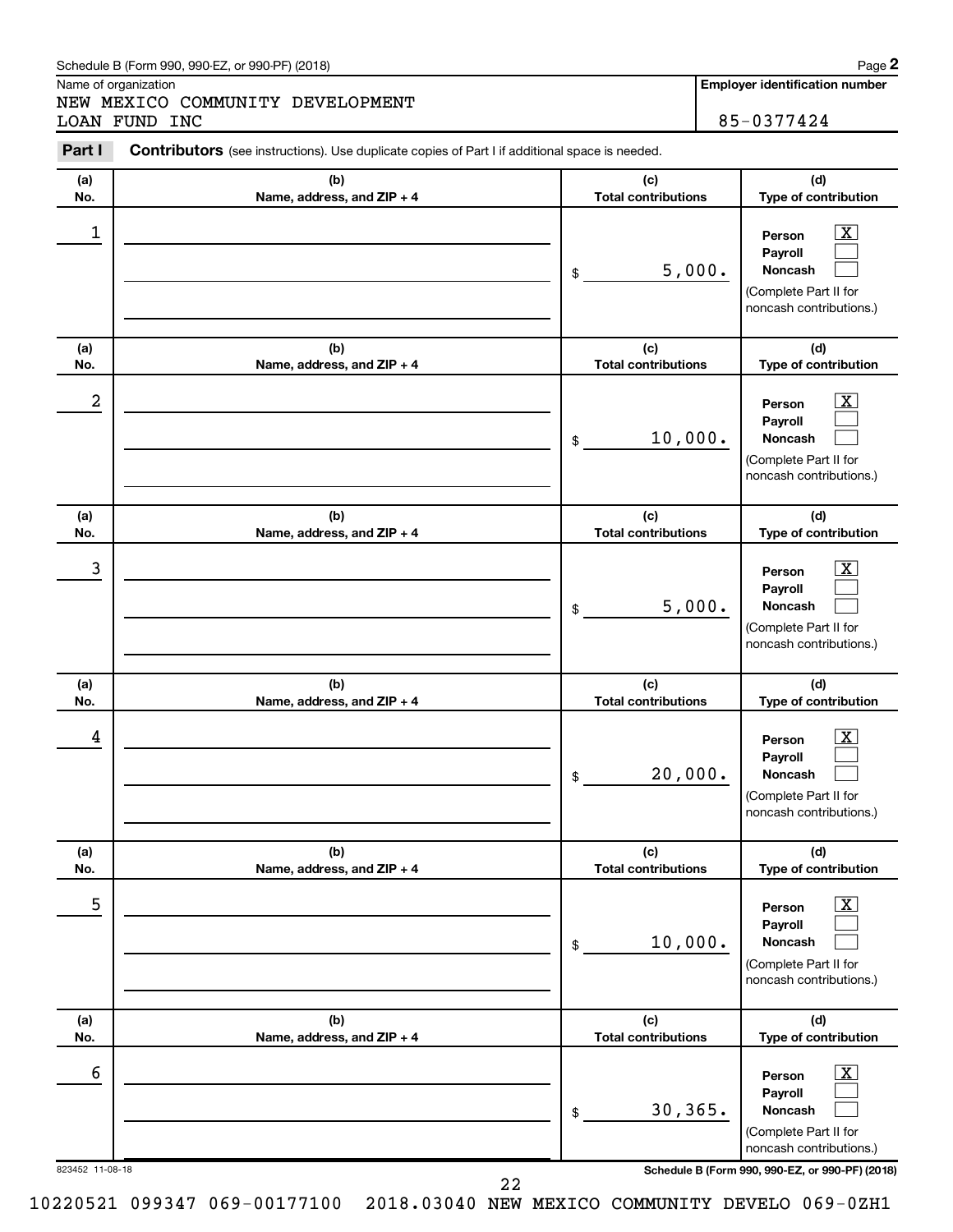Schedule B (Form 990, 990-EZ, or 990-PF) (2018)

Name of organization

NEW MEXICO COMMUNITY DEVELOPMENT LOAN FUND INC

**Employer identification number**

85-0377424

**Part I** **Contributors** (see instructions). Use duplicate copies of Part I if additional space is needed.

| (a) No. | (b) Name, address, and ZIP + 4 | (c) Total contributions | (d) Type of contribution |
|---|---|---|---|
| 1 | | $ 5,000. | Person [X] Payroll [ ] Noncash [ ] (Complete Part II for noncash contributions.) |
| 2 | | $ 10,000. | Person [X] Payroll [ ] Noncash [ ] (Complete Part II for noncash contributions.) |
| 3 | | $ 5,000. | Person [X] Payroll [ ] Noncash [ ] (Complete Part II for noncash contributions.) |
| 4 | | $ 20,000. | Person [X] Payroll [ ] Noncash [ ] (Complete Part II for noncash contributions.) |
| 5 | | $ 10,000. | Person [X] Payroll [ ] Noncash [ ] (Complete Part II for noncash contributions.) |
| 6 | | $ 30,365. | Person [X] Payroll [ ] Noncash [ ] (Complete Part II for noncash contributions.) |

823452 11-08-18

**Schedule B (Form 990, 990-EZ, or 990-PF) (2018)**

10220521 099347 069-00177100 2018.03040 NEW MEXICO COMMUNITY DEVELO 069-0ZH1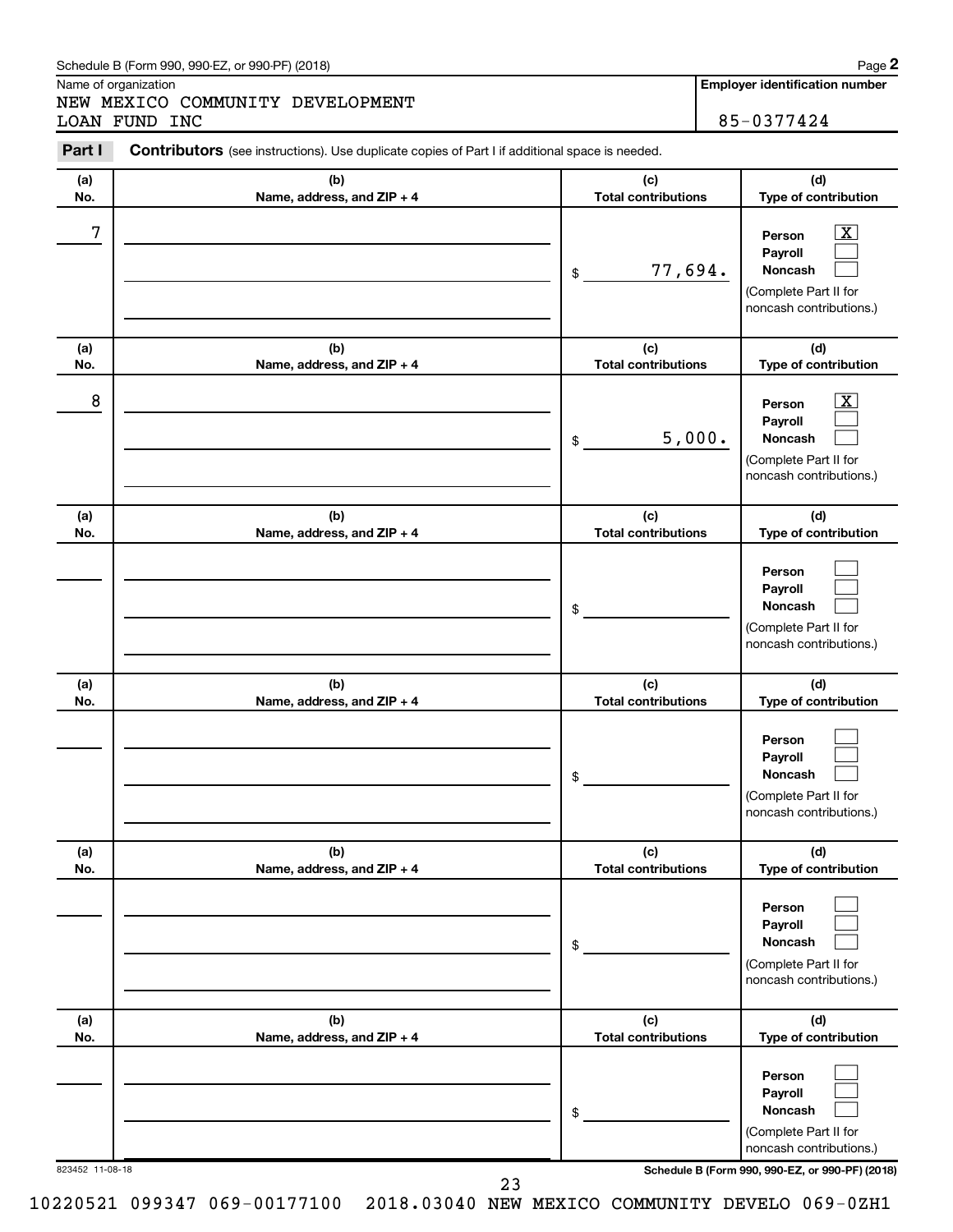Schedule B (Form 990, 990-EZ, or 990-PF) (2018)

Name of organization

NEW MEXICO COMMUNITY DEVELOPMENT LOAN FUND INC

**Employer identification number**

85-0377424

**Part I** **Contributors** (see instructions). Use duplicate copies of Part I if additional space is needed.

| (a) No. | (b) Name, address, and ZIP + 4 | (c) Total contributions | (d) Type of contribution |
|---|---|---|---|
| 7 | | $ 77,694. | Person [X] Payroll [ ] Noncash [ ] (Complete Part II for noncash contributions.) |
| 8 | | $ 5,000. | Person [X] Payroll [ ] Noncash [ ] (Complete Part II for noncash contributions.) |
| | | $ | Person [ ] Payroll [ ] Noncash [ ] (Complete Part II for noncash contributions.) |
| | | $ | Person [ ] Payroll [ ] Noncash [ ] (Complete Part II for noncash contributions.) |
| | | $ | Person [ ] Payroll [ ] Noncash [ ] (Complete Part II for noncash contributions.) |
| | | $ | Person [ ] Payroll [ ] Noncash [ ] (Complete Part II for noncash contributions.) |

823452 11-08-18

**Schedule B (Form 990, 990-EZ, or 990-PF) (2018)**

10220521 099347 069-00177100 2018.03040 NEW MEXICO COMMUNITY DEVELO 069-0ZH1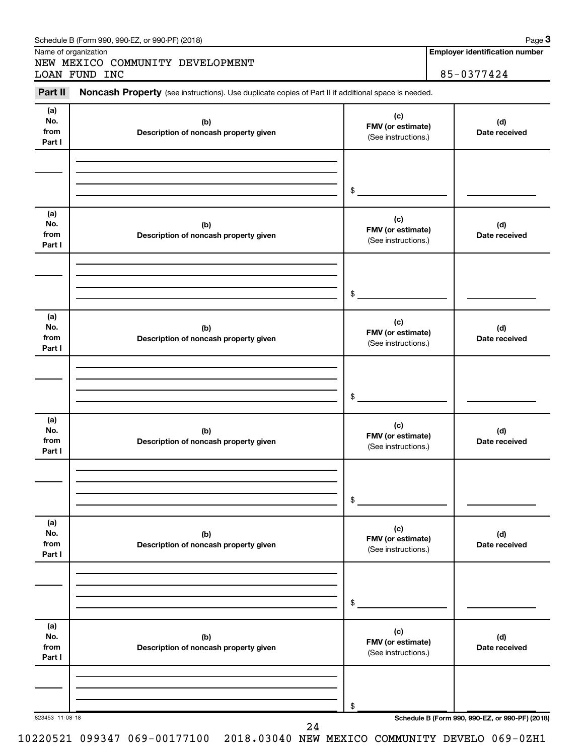Schedule B (Form 990, 990-EZ, or 990-PF) (2018)

Name of organization

NEW MEXICO COMMUNITY DEVELOPMENT LOAN FUND INC

**Employer identification number**

85-0377424

**Part II** **Noncash Property** (see instructions). Use duplicate copies of Part II if additional space is needed.

| (a) No. from Part I | (b) Description of noncash property given | (c) FMV (or estimate) (See instructions.) | (d) Date received |
|---|---|---|---|
| | | $ | |

| (a) No. from Part I | (b) Description of noncash property given | (c) FMV (or estimate) (See instructions.) | (d) Date received |
|---|---|---|---|
| | | $ | |

| (a) No. from Part I | (b) Description of noncash property given | (c) FMV (or estimate) (See instructions.) | (d) Date received |
|---|---|---|---|
| | | $ | |

| (a) No. from Part I | (b) Description of noncash property given | (c) FMV (or estimate) (See instructions.) | (d) Date received |
|---|---|---|---|
| | | $ | |

| (a) No. from Part I | (b) Description of noncash property given | (c) FMV (or estimate) (See instructions.) | (d) Date received |
|---|---|---|---|
| | | $ | |

| (a) No. from Part I | (b) Description of noncash property given | (c) FMV (or estimate) (See instructions.) | (d) Date received |
|---|---|---|---|
| | | $ | |

823453 11-08-18

**Schedule B (Form 990, 990-EZ, or 990-PF) (2018)**

10220521 099347 069-00177100 2018.03040 NEW MEXICO COMMUNITY DEVELO 069-0ZH1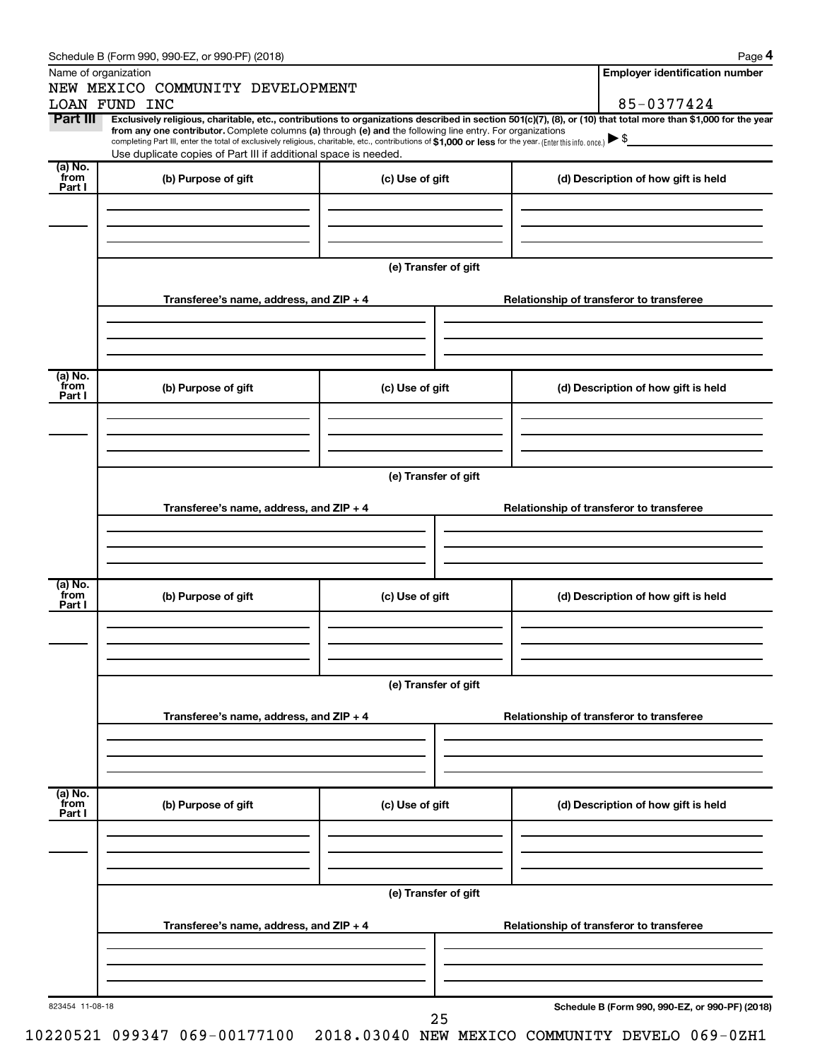Schedule B (Form 990, 990-EZ, or 990-PF) (2018)

Name of organization

NEW MEXICO COMMUNITY DEVELOPMENT LOAN FUND INC

**Employer identification number**

85-0377424

**Part III** **Exclusively religious, charitable, etc., contributions to organizations described in section 501(c)(7), (8), or (10) that total more than $1,000 for the year from any one contributor.** Complete columns **(a)** through **(e)** and the following line entry. For organizations completing Part III, enter the total of exclusively religious, charitable, etc., contributions of **$1,000 or less** for the year. (Enter this info. once.) ▶ $

Use duplicate copies of Part III if additional space is needed.

| (a) No. from Part I | (b) Purpose of gift | (c) Use of gift | (d) Description of how gift is held |
|---|---|---|---|
| | | | |

**(e) Transfer of gift**

| Transferee's name, address, and ZIP + 4 | Relationship of transferor to transferee |
|---|---|
| | |

| (a) No. from Part I | (b) Purpose of gift | (c) Use of gift | (d) Description of how gift is held |
|---|---|---|---|
| | | | |

**(e) Transfer of gift**

| Transferee's name, address, and ZIP + 4 | Relationship of transferor to transferee |
|---|---|
| | |

| (a) No. from Part I | (b) Purpose of gift | (c) Use of gift | (d) Description of how gift is held |
|---|---|---|---|
| | | | |

**(e) Transfer of gift**

| Transferee's name, address, and ZIP + 4 | Relationship of transferor to transferee |
|---|---|
| | |

| (a) No. from Part I | (b) Purpose of gift | (c) Use of gift | (d) Description of how gift is held |
|---|---|---|---|
| | | | |

**(e) Transfer of gift**

| Transferee's name, address, and ZIP + 4 | Relationship of transferor to transferee |
|---|---|
| | |

823454 11-08-18

**Schedule B (Form 990, 990-EZ, or 990-PF) (2018)**

10220521 099347 069-00177100 2018.03040 NEW MEXICO COMMUNITY DEVELO 069-0ZH1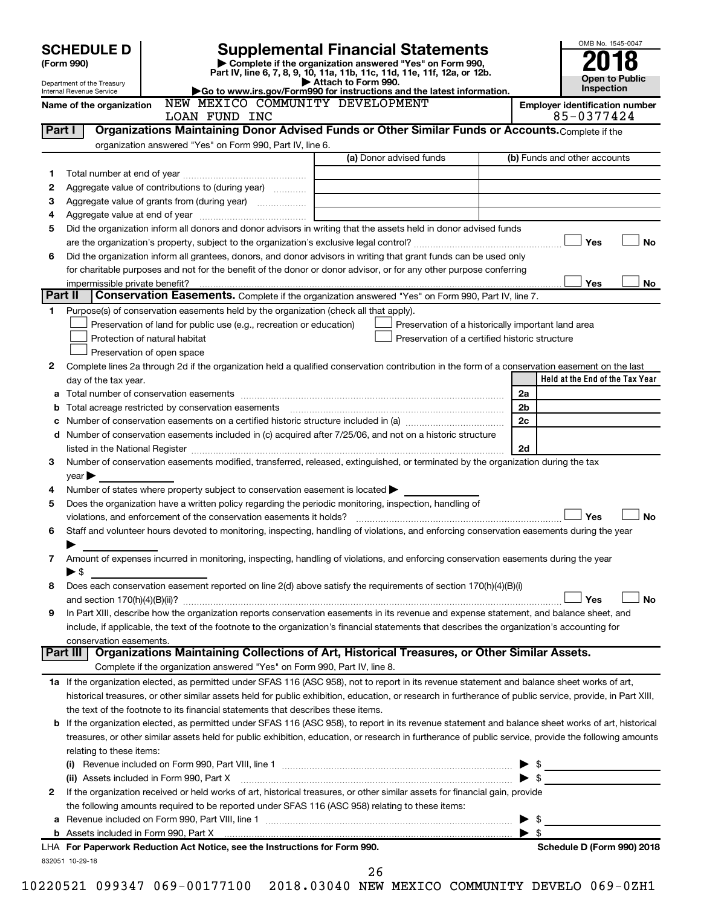**SCHEDULE D (Form 990)**

Department of the Treasury
Internal Revenue Service

# Supplemental Financial Statements

▶ Complete if the organization answered "Yes" on Form 990, Part IV, line 6, 7, 8, 9, 10, 11a, 11b, 11c, 11d, 11e, 11f, 12a, or 12b.
▶ Attach to Form 990.
▶Go to www.irs.gov/Form990 for instructions and the latest information.

OMB No. 1545-0047
**2018**
**Open to Public Inspection**

**Name of the organization:** NEW MEXICO COMMUNITY DEVELOPMENT LOAN FUND INC

**Employer identification number:** 85-0377424

## Part I — Organizations Maintaining Donor Advised Funds or Other Similar Funds or Accounts.
Complete if the organization answered "Yes" on Form 990, Part IV, line 6.

| | | (a) Donor advised funds | (b) Funds and other accounts |
|---|---|---|---|
| 1 | Total number at end of year | | |
| 2 | Aggregate value of contributions to (during year) | | |
| 3 | Aggregate value of grants from (during year) | | |
| 4 | Aggregate value at end of year | | |

5 Did the organization inform all donors and donor advisors in writing that the assets held in donor advised funds are the organization's property, subject to the organization's exclusive legal control? ☐ Yes ☐ No

6 Did the organization inform all grantees, donors, and donor advisors in writing that grant funds can be used only for charitable purposes and not for the benefit of the donor or donor advisor, or for any other purpose conferring impermissible private benefit? ☐ Yes ☐ No

## Part II — Conservation Easements.
Complete if the organization answered "Yes" on Form 990, Part IV, line 7.

1 Purpose(s) of conservation easements held by the organization (check all that apply).
- ☐ Preservation of land for public use (e.g., recreation or education)
- ☐ Protection of natural habitat
- ☐ Preservation of open space
- ☐ Preservation of a historically important land area
- ☐ Preservation of a certified historic structure

2 Complete lines 2a through 2d if the organization held a qualified conservation contribution in the form of a conservation easement on the last day of the tax year.

| | | | Held at the End of the Tax Year |
|---|---|---|---|
| a | Total number of conservation easements | 2a | |
| b | Total acreage restricted by conservation easements | 2b | |
| c | Number of conservation easements on a certified historic structure included in (a) | 2c | |
| d | Number of conservation easements included in (c) acquired after 7/25/06, and not on a historic structure listed in the National Register | 2d | |

3 Number of conservation easements modified, transferred, released, extinguished, or terminated by the organization during the tax year ▶

4 Number of states where property subject to conservation easement is located ▶

5 Does the organization have a written policy regarding the periodic monitoring, inspection, handling of violations, and enforcement of the conservation easements it holds? ☐ Yes ☐ No

6 Staff and volunteer hours devoted to monitoring, inspecting, handling of violations, and enforcing conservation easements during the year ▶

7 Amount of expenses incurred in monitoring, inspecting, handling of violations, and enforcing conservation easements during the year ▶ $

8 Does each conservation easement reported on line 2(d) above satisfy the requirements of section 170(h)(4)(B)(i) and section 170(h)(4)(B)(ii)? ☐ Yes ☐ No

9 In Part XIII, describe how the organization reports conservation easements in its revenue and expense statement, and balance sheet, and include, if applicable, the text of the footnote to the organization's financial statements that describes the organization's accounting for conservation easements.

## Part III — Organizations Maintaining Collections of Art, Historical Treasures, or Other Similar Assets.
Complete if the organization answered "Yes" on Form 990, Part IV, line 8.

1a If the organization elected, as permitted under SFAS 116 (ASC 958), not to report in its revenue statement and balance sheet works of art, historical treasures, or other similar assets held for public exhibition, education, or research in furtherance of public service, provide, in Part XIII, the text of the footnote to its financial statements that describes these items.

b If the organization elected, as permitted under SFAS 116 (ASC 958), to report in its revenue statement and balance sheet works of art, historical treasures, or other similar assets held for public exhibition, education, or research in furtherance of public service, provide the following amounts relating to these items:

(i) Revenue included on Form 990, Part VIII, line 1 ▶ $

(ii) Assets included in Form 990, Part X ▶ $

2 If the organization received or held works of art, historical treasures, or other similar assets for financial gain, provide the following amounts required to be reported under SFAS 116 (ASC 958) relating to these items:

a Revenue included on Form 990, Part VIII, line 1 ▶ $

b Assets included in Form 990, Part X ▶ $

LHA **For Paperwork Reduction Act Notice, see the Instructions for Form 990.** **Schedule D (Form 990) 2018**

832051 10-29-18

10220521 099347 069-00177100 2018.03040 NEW MEXICO COMMUNITY DEVELO 069-0ZH1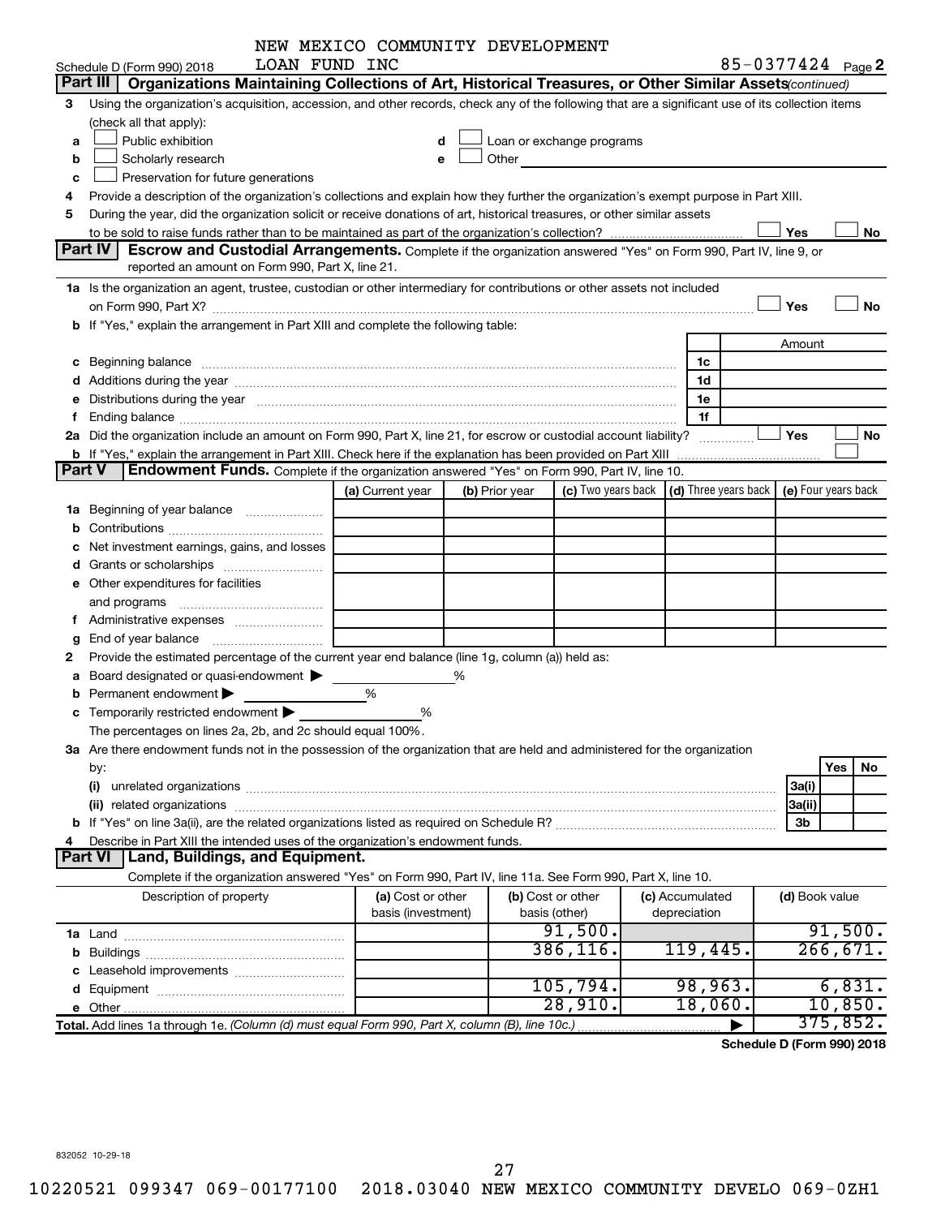NEW MEXICO COMMUNITY DEVELOPMENT LOAN FUND INC

Schedule D (Form 990) 2018 — 85-0377424 Page 2

## Part III Organizations Maintaining Collections of Art, Historical Treasures, or Other Similar Assets *(continued)*

3 Using the organization's acquisition, accession, and other records, check any of the following that are a significant use of its collection items (check all that apply):

a ☐ Public exhibition
b ☐ Scholarly research
c ☐ Preservation for future generations
d ☐ Loan or exchange programs
e ☐ Other

4 Provide a description of the organization's collections and explain how they further the organization's exempt purpose in Part XIII.

5 During the year, did the organization solicit or receive donations of art, historical treasures, or other similar assets to be sold to raise funds rather than to be maintained as part of the organization's collection? ☐ Yes ☐ No

## Part IV Escrow and Custodial Arrangements.

Complete if the organization answered "Yes" on Form 990, Part IV, line 9, or reported an amount on Form 990, Part X, line 21.

1a Is the organization an agent, trustee, custodian or other intermediary for contributions or other assets not included on Form 990, Part X? ☐ Yes ☐ No

b If "Yes," explain the arrangement in Part XIII and complete the following table:

| | | Amount |
|---|---|---|
| c Beginning balance | 1c | |
| d Additions during the year | 1d | |
| e Distributions during the year | 1e | |
| f Ending balance | 1f | |

2a Did the organization include an amount on Form 990, Part X, line 21, for escrow or custodial account liability? ☐ Yes ☐ No

b If "Yes," explain the arrangement in Part XIII. Check here if the explanation has been provided on Part XIII ☐

## Part V Endowment Funds.

Complete if the organization answered "Yes" on Form 990, Part IV, line 10.

| | (a) Current year | (b) Prior year | (c) Two years back | (d) Three years back | (e) Four years back |
|---|---|---|---|---|---|
| 1a Beginning of year balance | | | | | |
| b Contributions | | | | | |
| c Net investment earnings, gains, and losses | | | | | |
| d Grants or scholarships | | | | | |
| e Other expenditures for facilities and programs | | | | | |
| f Administrative expenses | | | | | |
| g End of year balance | | | | | |

2 Provide the estimated percentage of the current year end balance (line 1g, column (a)) held as:

a Board designated or quasi-endowment ▶ %
b Permanent endowment ▶ %
c Temporarily restricted endowment ▶ %

The percentages on lines 2a, 2b, and 2c should equal 100%.

3a Are there endowment funds not in the possession of the organization that are held and administered for the organization by:

| | | Yes | No |
|---|---|---|---|
| (i) unrelated organizations | 3a(i) | | |
| (ii) related organizations | 3a(ii) | | |
| b If "Yes" on line 3a(ii), are the related organizations listed as required on Schedule R? | 3b | | |

4 Describe in Part XIII the intended uses of the organization's endowment funds.

## Part VI Land, Buildings, and Equipment.

Complete if the organization answered "Yes" on Form 990, Part IV, line 11a. See Form 990, Part X, line 10.

| Description of property | (a) Cost or other basis (investment) | (b) Cost or other basis (other) | (c) Accumulated depreciation | (d) Book value |
|---|---|---|---|---|
| 1a Land | | 91,500. | | 91,500. |
| b Buildings | | 386,116. | 119,445. | 266,671. |
| c Leasehold improvements | | | | |
| d Equipment | | 105,794. | 98,963. | 6,831. |
| e Other | | 28,910. | 18,060. | 10,850. |
| **Total.** Add lines 1a through 1e. *(Column (d) must equal Form 990, Part X, column (B), line 10c.)* | | | ▶ | 375,852. |

**Schedule D (Form 990) 2018**

832052 10-29-18

10220521 099347 069-00177100 2018.03040 NEW MEXICO COMMUNITY DEVELO 069-0ZH1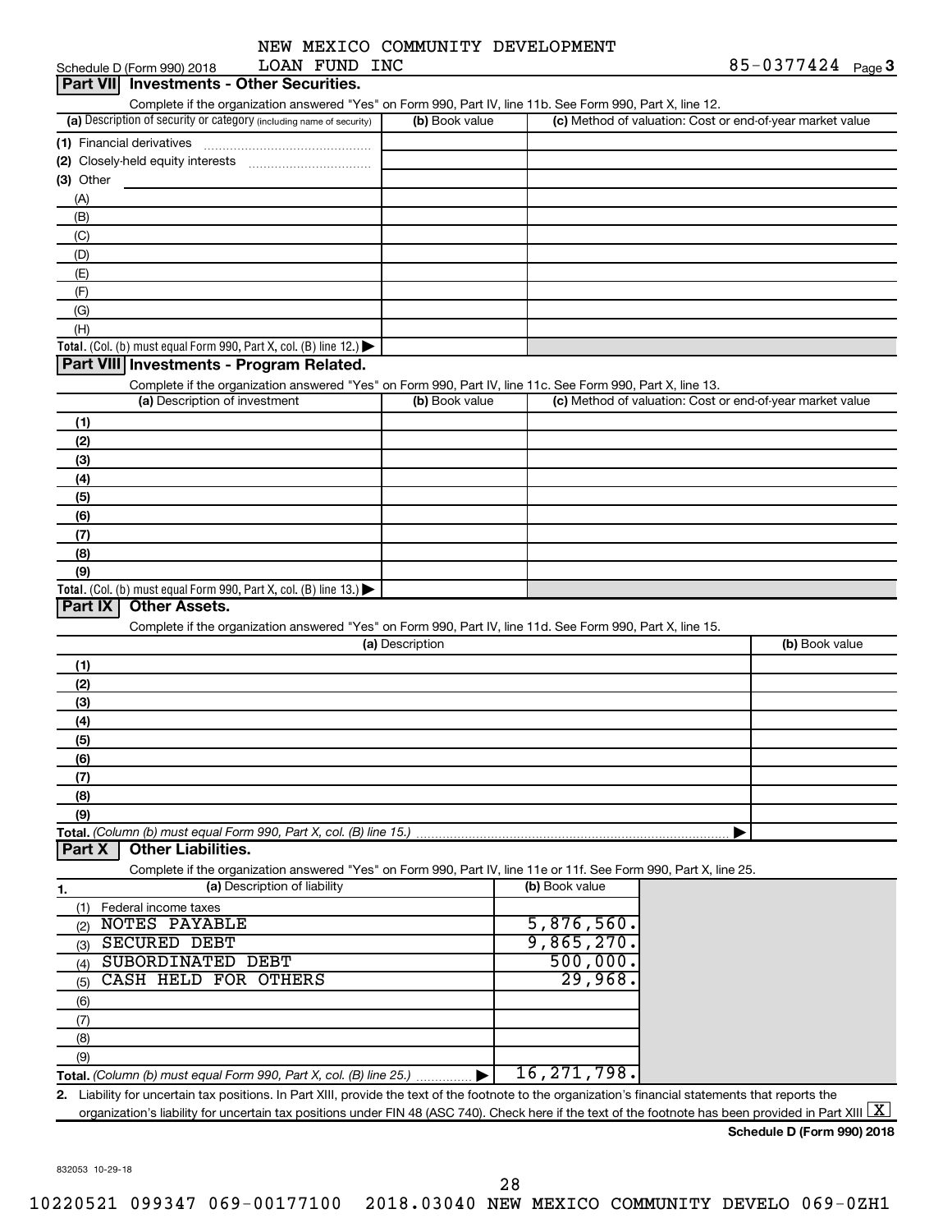Schedule D (Form 990) 2018 NEW MEXICO COMMUNITY DEVELOPMENT LOAN FUND INC 85-0377424 Page 3

## Part VII Investments - Other Securities.

Complete if the organization answered "Yes" on Form 990, Part IV, line 11b. See Form 990, Part X, line 12.

| (a) Description of security or category (including name of security) | (b) Book value | (c) Method of valuation: Cost or end-of-year market value |
|---|---|---|
| (1) Financial derivatives | | |
| (2) Closely-held equity interests | | |
| (3) Other | | |
| (A) | | |
| (B) | | |
| (C) | | |
| (D) | | |
| (E) | | |
| (F) | | |
| (G) | | |
| (H) | | |
| **Total.** (Col. (b) must equal Form 990, Part X, col. (B) line 12.) ▶ | | |

## Part VIII Investments - Program Related.

Complete if the organization answered "Yes" on Form 990, Part IV, line 11c. See Form 990, Part X, line 13.

| (a) Description of investment | (b) Book value | (c) Method of valuation: Cost or end-of-year market value |
|---|---|---|
| (1) | | |
| (2) | | |
| (3) | | |
| (4) | | |
| (5) | | |
| (6) | | |
| (7) | | |
| (8) | | |
| (9) | | |
| **Total.** (Col. (b) must equal Form 990, Part X, col. (B) line 13.) ▶ | | |

## Part IX Other Assets.

Complete if the organization answered "Yes" on Form 990, Part IV, line 11d. See Form 990, Part X, line 15.

| (a) Description | (b) Book value |
|---|---|
| (1) | |
| (2) | |
| (3) | |
| (4) | |
| (5) | |
| (6) | |
| (7) | |
| (8) | |
| (9) | |
| **Total.** *(Column (b) must equal Form 990, Part X, col. (B) line 15.)* ▶ | |

## Part X Other Liabilities.

Complete if the organization answered "Yes" on Form 990, Part IV, line 11e or 11f. See Form 990, Part X, line 25.

| 1. (a) Description of liability | (b) Book value |
|---|---|
| (1) Federal income taxes | |
| (2) NOTES PAYABLE | 5,876,560. |
| (3) SECURED DEBT | 9,865,270. |
| (4) SUBORDINATED DEBT | 500,000. |
| (5) CASH HELD FOR OTHERS | 29,968. |
| (6) | |
| (7) | |
| (8) | |
| (9) | |
| **Total.** *(Column (b) must equal Form 990, Part X, col. (B) line 25.)* ▶ | 16,271,798. |

2. Liability for uncertain tax positions. In Part XIII, provide the text of the footnote to the organization's financial statements that reports the organization's liability for uncertain tax positions under FIN 48 (ASC 740). Check here if the text of the footnote has been provided in Part XIII [X]

**Schedule D (Form 990) 2018**

832053 10-29-18

10220521 099347 069-00177100 2018.03040 NEW MEXICO COMMUNITY DEVELO 069-0ZH1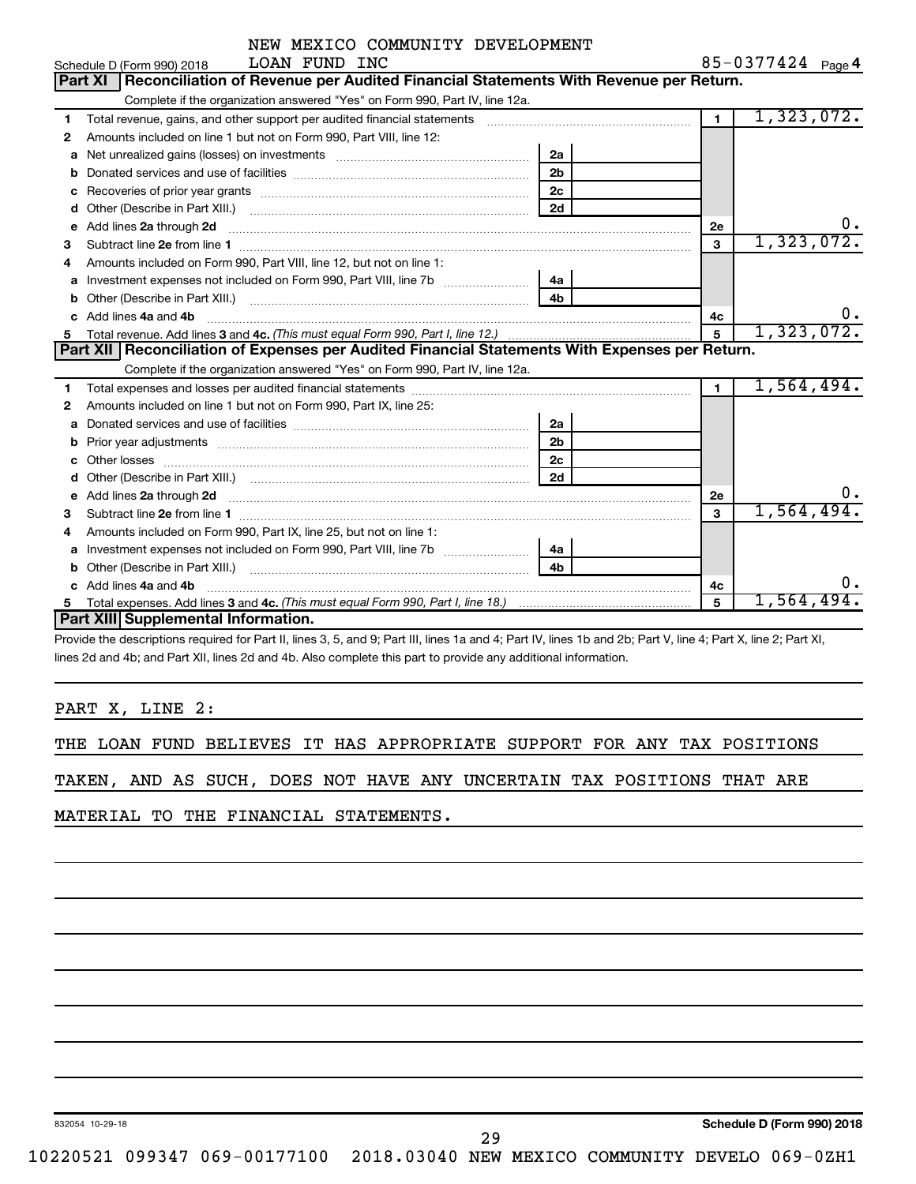NEW MEXICO COMMUNITY DEVELOPMENT LOAN FUND INC

Schedule D (Form 990) 2018 — 85-0377424 Page 4

## Part XI Reconciliation of Revenue per Audited Financial Statements With Revenue per Return.

Complete if the organization answered "Yes" on Form 990, Part IV, line 12a.

| | | | | | |
|---|---|---|---|---|---|
| 1 | Total revenue, gains, and other support per audited financial statements | | | 1 | 1,323,072. |
| 2 | Amounts included on line 1 but not on Form 990, Part VIII, line 12: | | | | |
| a | Net unrealized gains (losses) on investments | 2a | | | |
| b | Donated services and use of facilities | 2b | | | |
| c | Recoveries of prior year grants | 2c | | | |
| d | Other (Describe in Part XIII.) | 2d | | | |
| e | Add lines 2a through 2d | | | 2e | 0. |
| 3 | Subtract line 2e from line 1 | | | 3 | 1,323,072. |
| 4 | Amounts included on Form 990, Part VIII, line 12, but not on line 1: | | | | |
| a | Investment expenses not included on Form 990, Part VIII, line 7b | 4a | | | |
| b | Other (Describe in Part XIII.) | 4b | | | |
| c | Add lines 4a and 4b | | | 4c | 0. |
| 5 | Total revenue. Add lines 3 and 4c. *(This must equal Form 990, Part I, line 12.)* | | | 5 | 1,323,072. |

## Part XII Reconciliation of Expenses per Audited Financial Statements With Expenses per Return.

Complete if the organization answered "Yes" on Form 990, Part IV, line 12a.

| | | | | | |
|---|---|---|---|---|---|
| 1 | Total expenses and losses per audited financial statements | | | 1 | 1,564,494. |
| 2 | Amounts included on line 1 but not on Form 990, Part IX, line 25: | | | | |
| a | Donated services and use of facilities | 2a | | | |
| b | Prior year adjustments | 2b | | | |
| c | Other losses | 2c | | | |
| d | Other (Describe in Part XIII.) | 2d | | | |
| e | Add lines 2a through 2d | | | 2e | 0. |
| 3 | Subtract line 2e from line 1 | | | 3 | 1,564,494. |
| 4 | Amounts included on Form 990, Part IX, line 25, but not on line 1: | | | | |
| a | Investment expenses not included on Form 990, Part VIII, line 7b | 4a | | | |
| b | Other (Describe in Part XIII.) | 4b | | | |
| c | Add lines 4a and 4b | | | 4c | 0. |
| 5 | Total expenses. Add lines 3 and 4c. *(This must equal Form 990, Part I, line 18.)* | | | 5 | 1,564,494. |

## Part XIII Supplemental Information.

Provide the descriptions required for Part II, lines 3, 5, and 9; Part III, lines 1a and 4; Part IV, lines 1b and 2b; Part V, line 4; Part X, line 2; Part XI, lines 2d and 4b; and Part XII, lines 2d and 4b. Also complete this part to provide any additional information.

PART X, LINE 2:

THE LOAN FUND BELIEVES IT HAS APPROPRIATE SUPPORT FOR ANY TAX POSITIONS TAKEN, AND AS SUCH, DOES NOT HAVE ANY UNCERTAIN TAX POSITIONS THAT ARE MATERIAL TO THE FINANCIAL STATEMENTS.

832054 10-29-18 — Schedule D (Form 990) 2018

10220521 099347 069-00177100 2018.03040 NEW MEXICO COMMUNITY DEVELO 069-0ZH1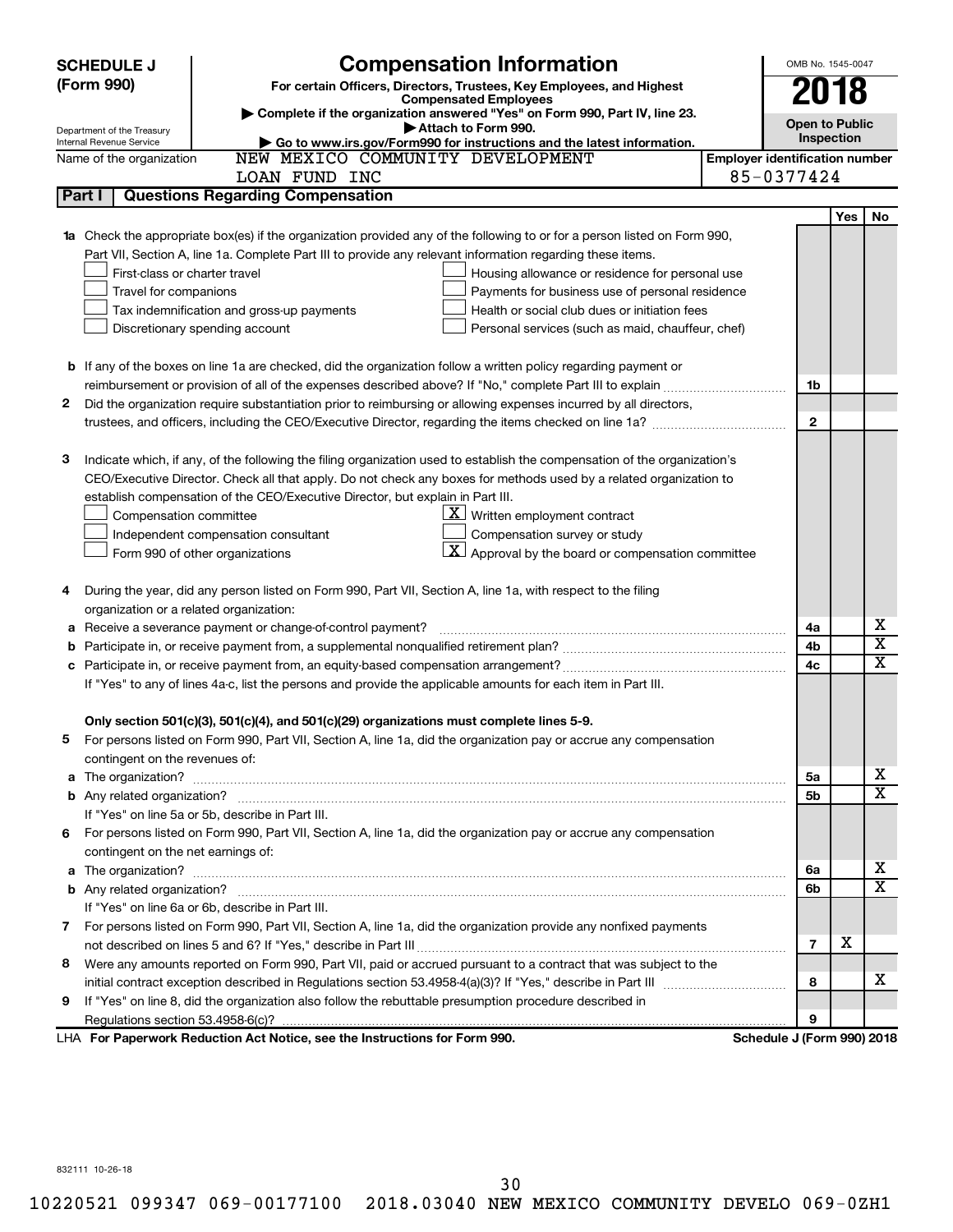**SCHEDULE J (Form 990)**

Department of the Treasury
Internal Revenue Service

# Compensation Information

**For certain Officers, Directors, Trustees, Key Employees, and Highest Compensated Employees**

▶ Complete if the organization answered "Yes" on Form 990, Part IV, line 23.
▶ Attach to Form 990.
▶ Go to www.irs.gov/Form990 for instructions and the latest information.

OMB No. 1545-0047

**2018**

**Open to Public Inspection**

Name of the organization: NEW MEXICO COMMUNITY DEVELOPMENT LOAN FUND INC

Employer identification number: 85-0377424

## Part I Questions Regarding Compensation

| | | | Yes | No |
|---|---|---|---|---|
| **1a** | Check the appropriate box(es) if the organization provided any of the following to or for a person listed on Form 990, Part VII, Section A, line 1a. Complete Part III to provide any relevant information regarding these items.<br>☐ First-class or charter travel ☐ Housing allowance or residence for personal use<br>☐ Travel for companions ☐ Payments for business use of personal residence<br>☐ Tax indemnification and gross-up payments ☐ Health or social club dues or initiation fees<br>☐ Discretionary spending account ☐ Personal services (such as maid, chauffeur, chef) | | | |
| **b** | If any of the boxes on line 1a are checked, did the organization follow a written policy regarding payment or reimbursement or provision of all of the expenses described above? If "No," complete Part III to explain | 1b | | |
| **2** | Did the organization require substantiation prior to reimbursing or allowing expenses incurred by all directors, trustees, and officers, including the CEO/Executive Director, regarding the items checked on line 1a? | 2 | | |
| **3** | Indicate which, if any, of the following the filing organization used to establish the compensation of the organization's CEO/Executive Director. Check all that apply. Do not check any boxes for methods used by a related organization to establish compensation of the CEO/Executive Director, but explain in Part III.<br>☐ Compensation committee ☒ Written employment contract<br>☐ Independent compensation consultant ☐ Compensation survey or study<br>☐ Form 990 of other organizations ☒ Approval by the board or compensation committee | | | |
| **4** | During the year, did any person listed on Form 990, Part VII, Section A, line 1a, with respect to the filing organization or a related organization: | | | |
| **a** | Receive a severance payment or change-of-control payment? | 4a | | X |
| **b** | Participate in, or receive payment from, a supplemental nonqualified retirement plan? | 4b | | X |
| **c** | Participate in, or receive payment from, an equity-based compensation arrangement? | 4c | | X |
| | If "Yes" to any of lines 4a-c, list the persons and provide the applicable amounts for each item in Part III. | | | |
| | **Only section 501(c)(3), 501(c)(4), and 501(c)(29) organizations must complete lines 5-9.** | | | |
| **5** | For persons listed on Form 990, Part VII, Section A, line 1a, did the organization pay or accrue any compensation contingent on the revenues of: | | | |
| **a** | The organization? | 5a | | X |
| **b** | Any related organization? | 5b | | X |
| | If "Yes" on line 5a or 5b, describe in Part III. | | | |
| **6** | For persons listed on Form 990, Part VII, Section A, line 1a, did the organization pay or accrue any compensation contingent on the net earnings of: | | | |
| **a** | The organization? | 6a | | X |
| **b** | Any related organization? | 6b | | X |
| | If "Yes" on line 6a or 6b, describe in Part III. | | | |
| **7** | For persons listed on Form 990, Part VII, Section A, line 1a, did the organization provide any nonfixed payments not described on lines 5 and 6? If "Yes," describe in Part III | 7 | X | |
| **8** | Were any amounts reported on Form 990, Part VII, paid or accrued pursuant to a contract that was subject to the initial contract exception described in Regulations section 53.4958-4(a)(3)? If "Yes," describe in Part III | 8 | | X |
| **9** | If "Yes" on line 8, did the organization also follow the rebuttable presumption procedure described in Regulations section 53.4958-6(c)? | 9 | | |

LHA **For Paperwork Reduction Act Notice, see the Instructions for Form 990.** **Schedule J (Form 990) 2018**

832111 10-26-18

10220521 099347 069-00177100 2018.03040 NEW MEXICO COMMUNITY DEVELO 069-0ZH1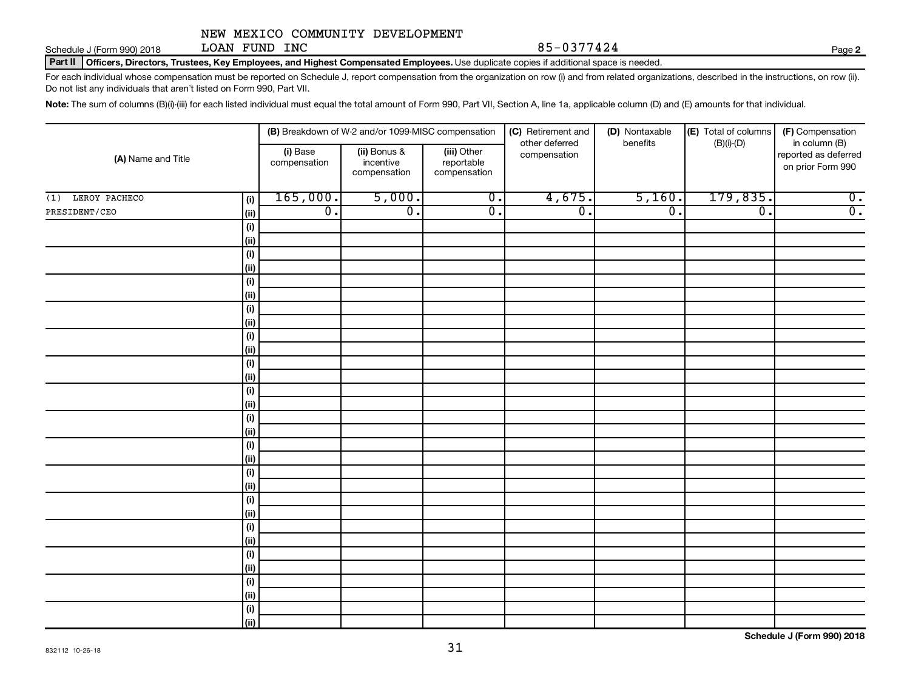NEW MEXICO COMMUNITY DEVELOPMENT LOAN FUND INC

85-0377424

Schedule J (Form 990) 2018

**Part II** **Officers, Directors, Trustees, Key Employees, and Highest Compensated Employees.** Use duplicate copies if additional space is needed.

For each individual whose compensation must be reported on Schedule J, report compensation from the organization on row (i) and from related organizations, described in the instructions, on row (ii). Do not list any individuals that aren't listed on Form 990, Part VII.

**Note:** The sum of columns (B)(i)-(iii) for each listed individual must equal the total amount of Form 990, Part VII, Section A, line 1a, applicable column (D) and (E) amounts for that individual.

| (A) Name and Title | | (B) Breakdown of W-2 and/or 1099-MISC compensation | | | (C) Retirement and other deferred compensation | (D) Nontaxable benefits | (E) Total of columns (B)(i)-(D) | (F) Compensation in column (B) reported as deferred on prior Form 990 |
|---|---|---|---|---|---|---|---|---|
| | | (i) Base compensation | (ii) Bonus & incentive compensation | (iii) Other reportable compensation | | | | |
| (1) LEROY PACHECO | (i) | 165,000. | 5,000. | 0. | 4,675. | 5,160. | 179,835. | 0. |
| PRESIDENT/CEO | (ii) | 0. | 0. | 0. | 0. | 0. | 0. | 0. |

**Schedule J (Form 990) 2018**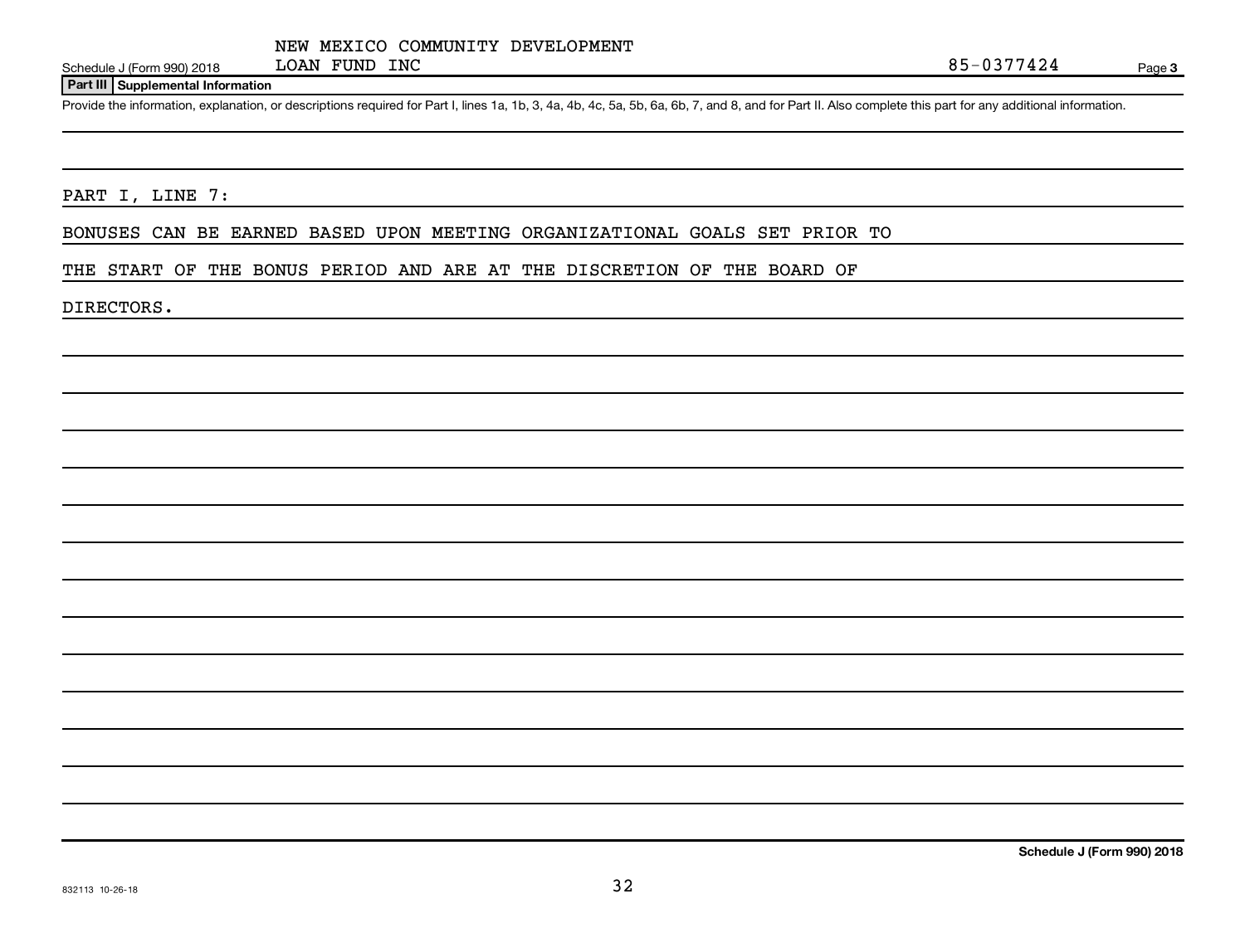NEW MEXICO COMMUNITY DEVELOPMENT LOAN FUND INC 85-0377424

Schedule J (Form 990) 2018

## Part III Supplemental Information

Provide the information, explanation, or descriptions required for Part I, lines 1a, 1b, 3, 4a, 4b, 4c, 5a, 5b, 6a, 6b, 7, and 8, and for Part II. Also complete this part for any additional information.

PART I, LINE 7:

BONUSES CAN BE EARNED BASED UPON MEETING ORGANIZATIONAL GOALS SET PRIOR TO THE START OF THE BONUS PERIOD AND ARE AT THE DISCRETION OF THE BOARD OF DIRECTORS.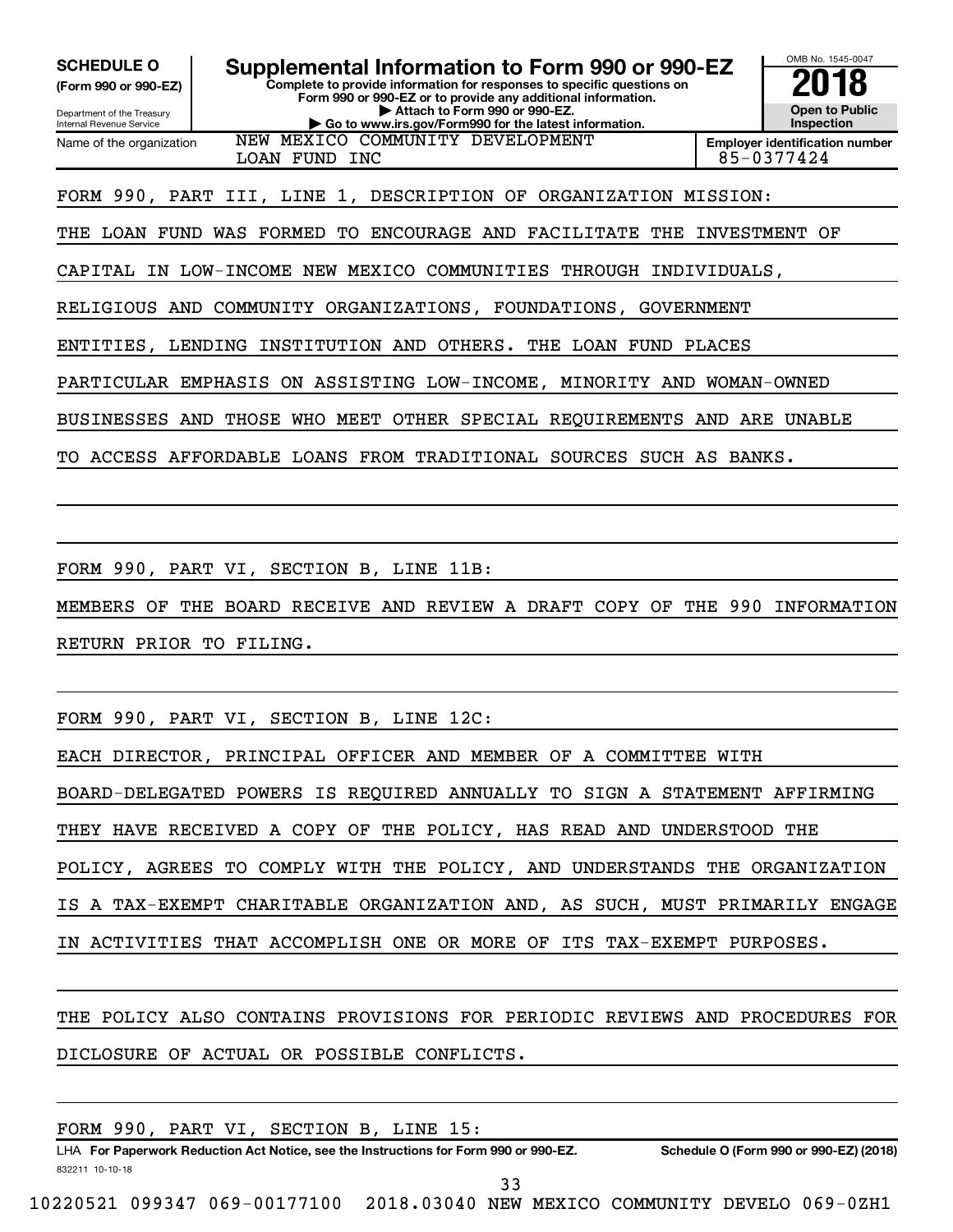**SCHEDULE O**
**(Form 990 or 990-EZ)**

Department of the Treasury
Internal Revenue Service

# Supplemental Information to Form 990 or 990-EZ

**Complete to provide information for responses to specific questions on Form 990 or 990-EZ or to provide any additional information.**
**▶ Attach to Form 990 or 990-EZ.**
**▶ Go to www.irs.gov/Form990 for the latest information.**

OMB No. 1545-0047
**2018**
**Open to Public Inspection**

Name of the organization: NEW MEXICO COMMUNITY DEVELOPMENT LOAN FUND INC

**Employer identification number** 85-0377424

FORM 990, PART III, LINE 1, DESCRIPTION OF ORGANIZATION MISSION:

THE LOAN FUND WAS FORMED TO ENCOURAGE AND FACILITATE THE INVESTMENT OF CAPITAL IN LOW-INCOME NEW MEXICO COMMUNITIES THROUGH INDIVIDUALS, RELIGIOUS AND COMMUNITY ORGANIZATIONS, FOUNDATIONS, GOVERNMENT ENTITIES, LENDING INSTITUTION AND OTHERS. THE LOAN FUND PLACES PARTICULAR EMPHASIS ON ASSISTING LOW-INCOME, MINORITY AND WOMAN-OWNED BUSINESSES AND THOSE WHO MEET OTHER SPECIAL REQUIREMENTS AND ARE UNABLE TO ACCESS AFFORDABLE LOANS FROM TRADITIONAL SOURCES SUCH AS BANKS.

FORM 990, PART VI, SECTION B, LINE 11B:

MEMBERS OF THE BOARD RECEIVE AND REVIEW A DRAFT COPY OF THE 990 INFORMATION RETURN PRIOR TO FILING.

FORM 990, PART VI, SECTION B, LINE 12C:

EACH DIRECTOR, PRINCIPAL OFFICER AND MEMBER OF A COMMITTEE WITH BOARD-DELEGATED POWERS IS REQUIRED ANNUALLY TO SIGN A STATEMENT AFFIRMING THEY HAVE RECEIVED A COPY OF THE POLICY, HAS READ AND UNDERSTOOD THE POLICY, AGREES TO COMPLY WITH THE POLICY, AND UNDERSTANDS THE ORGANIZATION IS A TAX-EXEMPT CHARITABLE ORGANIZATION AND, AS SUCH, MUST PRIMARILY ENGAGE IN ACTIVITIES THAT ACCOMPLISH ONE OR MORE OF ITS TAX-EXEMPT PURPOSES.

THE POLICY ALSO CONTAINS PROVISIONS FOR PERIODIC REVIEWS AND PROCEDURES FOR DICLOSURE OF ACTUAL OR POSSIBLE CONFLICTS.

FORM 990, PART VI, SECTION B, LINE 15:

LHA **For Paperwork Reduction Act Notice, see the Instructions for Form 990 or 990-EZ.** **Schedule O (Form 990 or 990-EZ) (2018)**

832211 10-10-18

10220521 099347 069-00177100 2018.03040 NEW MEXICO COMMUNITY DEVELO 069-0ZH1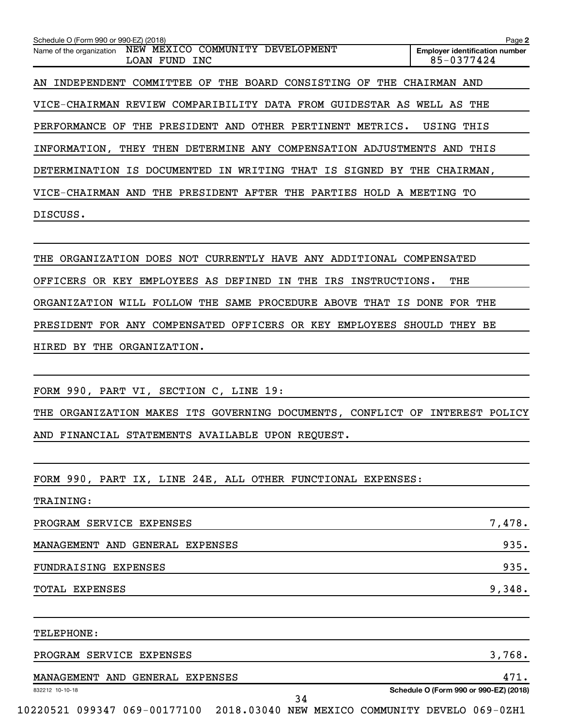Schedule O (Form 990 or 990-EZ) (2018) Page 2

Name of the organization: NEW MEXICO COMMUNITY DEVELOPMENT LOAN FUND INC

Employer identification number: 85-0377424

AN INDEPENDENT COMMITTEE OF THE BOARD CONSISTING OF THE CHAIRMAN AND VICE-CHAIRMAN REVIEW COMPARIBILITY DATA FROM GUIDESTAR AS WELL AS THE PERFORMANCE OF THE PRESIDENT AND OTHER PERTINENT METRICS. USING THIS INFORMATION, THEY THEN DETERMINE ANY COMPENSATION ADJUSTMENTS AND THIS DETERMINATION IS DOCUMENTED IN WRITING THAT IS SIGNED BY THE CHAIRMAN, VICE-CHAIRMAN AND THE PRESIDENT AFTER THE PARTIES HOLD A MEETING TO DISCUSS.

THE ORGANIZATION DOES NOT CURRENTLY HAVE ANY ADDITIONAL COMPENSATED OFFICERS OR KEY EMPLOYEES AS DEFINED IN THE IRS INSTRUCTIONS. THE ORGANIZATION WILL FOLLOW THE SAME PROCEDURE ABOVE THAT IS DONE FOR THE PRESIDENT FOR ANY COMPENSATED OFFICERS OR KEY EMPLOYEES SHOULD THEY BE HIRED BY THE ORGANIZATION.

FORM 990, PART VI, SECTION C, LINE 19:

THE ORGANIZATION MAKES ITS GOVERNING DOCUMENTS, CONFLICT OF INTEREST POLICY AND FINANCIAL STATEMENTS AVAILABLE UPON REQUEST.

FORM 990, PART IX, LINE 24E, ALL OTHER FUNCTIONAL EXPENSES:

TRAINING:

| | |
|---|---|
| PROGRAM SERVICE EXPENSES | 7,478. |
| MANAGEMENT AND GENERAL EXPENSES | 935. |
| FUNDRAISING EXPENSES | 935. |
| TOTAL EXPENSES | 9,348. |

TELEPHONE:

| | |
|---|---|
| PROGRAM SERVICE EXPENSES | 3,768. |
| MANAGEMENT AND GENERAL EXPENSES | 471. |

832212 10-10-18 Schedule O (Form 990 or 990-EZ) (2018)

10220521 099347 069-00177100 2018.03040 NEW MEXICO COMMUNITY DEVELO 069-0ZH1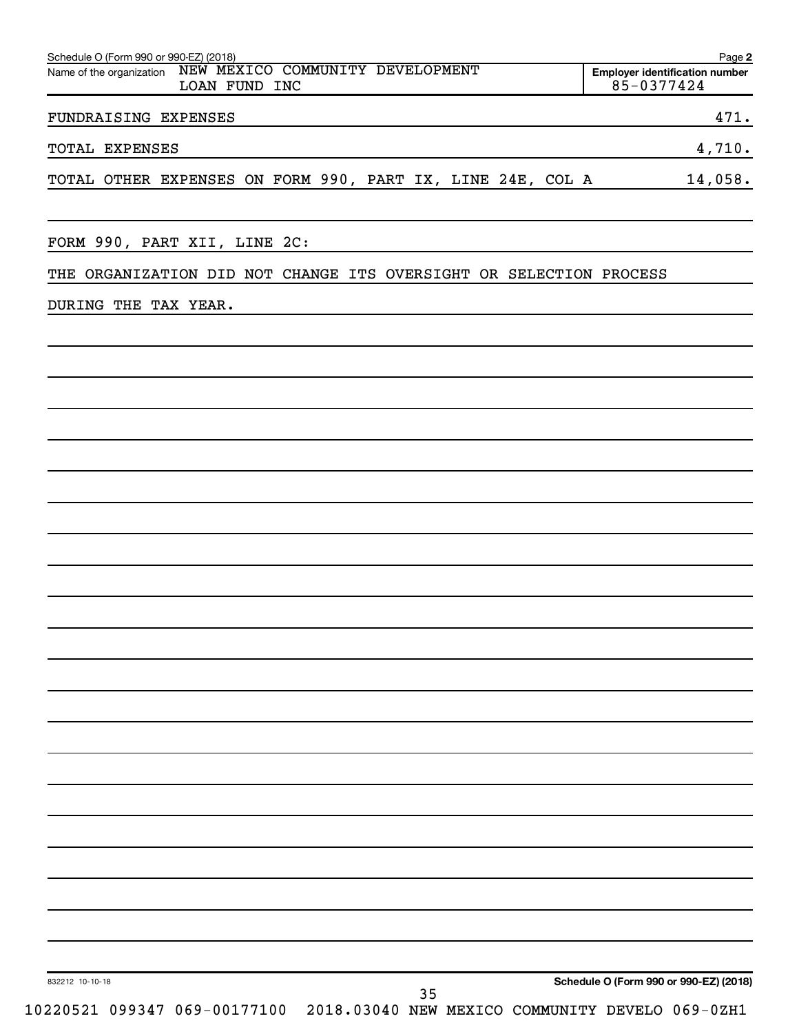Schedule O (Form 990 or 990-EZ) (2018) Page **2**

Name of the organization NEW MEXICO COMMUNITY DEVELOPMENT LOAN FUND INC

**Employer identification number** 85-0377424

| | |
|---|---|
| FUNDRAISING EXPENSES | 471. |
| TOTAL EXPENSES | 4,710. |
| TOTAL OTHER EXPENSES ON FORM 990, PART IX, LINE 24E, COL A | 14,058. |

FORM 990, PART XII, LINE 2C:

THE ORGANIZATION DID NOT CHANGE ITS OVERSIGHT OR SELECTION PROCESS DURING THE TAX YEAR.

832212 10-10-18

**Schedule O (Form 990 or 990-EZ) (2018)**

10220521 099347 069-00177100 2018.03040 NEW MEXICO COMMUNITY DEVELO 069-0ZH1